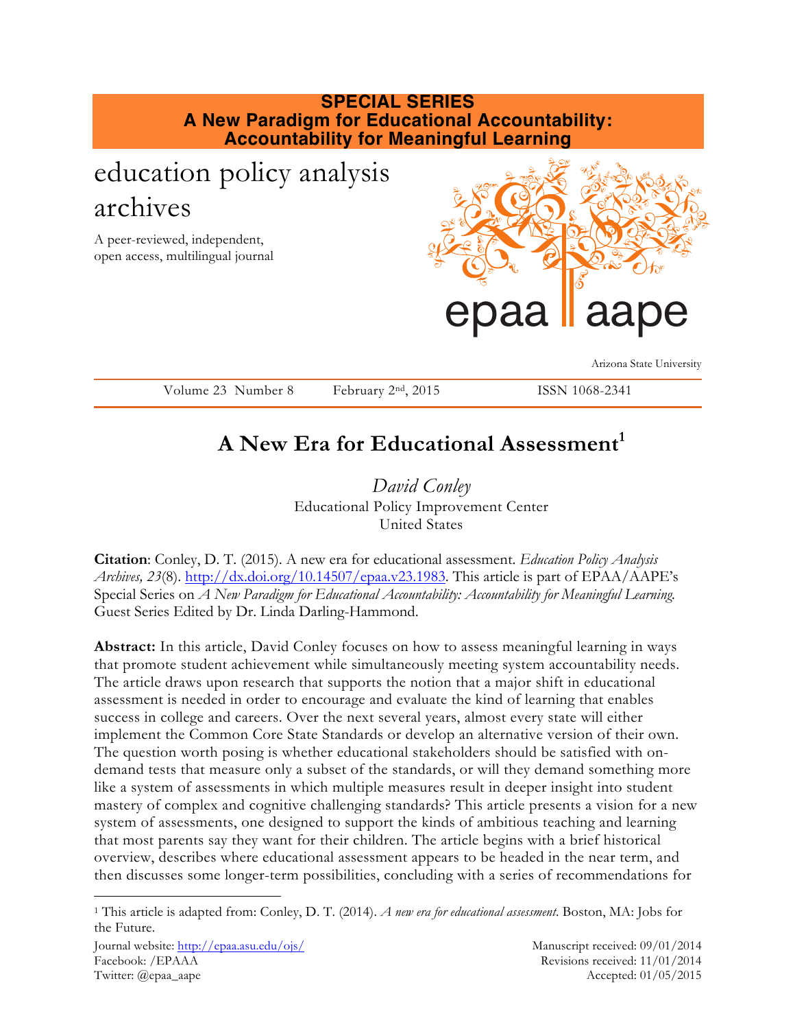**SPECIAL SERIES**
**A New Paradigm for Educational Accountability: Accountability for Meaningful Learning**

education policy analysis archives

A peer-reviewed, independent, open access, multilingual journal

epaa | aape

Arizona State University

Volume 23 Number 8 February 2nd, 2015 ISSN 1068-2341

# A New Era for Educational Assessment[1]

*David Conley*
Educational Policy Improvement Center
United States

**Citation**: Conley, D. T. (2015). A new era for educational assessment. *Education Policy Analysis Archives, 23*(8). http://dx.doi.org/10.14507/epaa.v23.1983. This article is part of EPAA/AAPE's Special Series on *A New Paradigm for Educational Accountability: Accountability for Meaningful Learning.* Guest Series Edited by Dr. Linda Darling-Hammond.

**Abstract:** In this article, David Conley focuses on how to assess meaningful learning in ways that promote student achievement while simultaneously meeting system accountability needs. The article draws upon research that supports the notion that a major shift in educational assessment is needed in order to encourage and evaluate the kind of learning that enables success in college and careers. Over the next several years, almost every state will either implement the Common Core State Standards or develop an alternative version of their own. The question worth posing is whether educational stakeholders should be satisfied with on-demand tests that measure only a subset of the standards, or will they demand something more like a system of assessments in which multiple measures result in deeper insight into student mastery of complex and cognitive challenging standards? This article presents a vision for a new system of assessments, one designed to support the kinds of ambitious teaching and learning that most parents say they want for their children. The article begins with a brief historical overview, describes where educational assessment appears to be headed in the near term, and then discusses some longer-term possibilities, concluding with a series of recommendations for

[1] This article is adapted from: Conley, D. T. (2014). *A new era for educational assessment.* Boston, MA: Jobs for the Future.

Journal website: http://epaa.asu.edu/ojs/
Facebook: /EPAAA
Twitter: @epaa_aape

Manuscript received: 09/01/2014
Revisions received: 11/01/2014
Accepted: 01/05/2015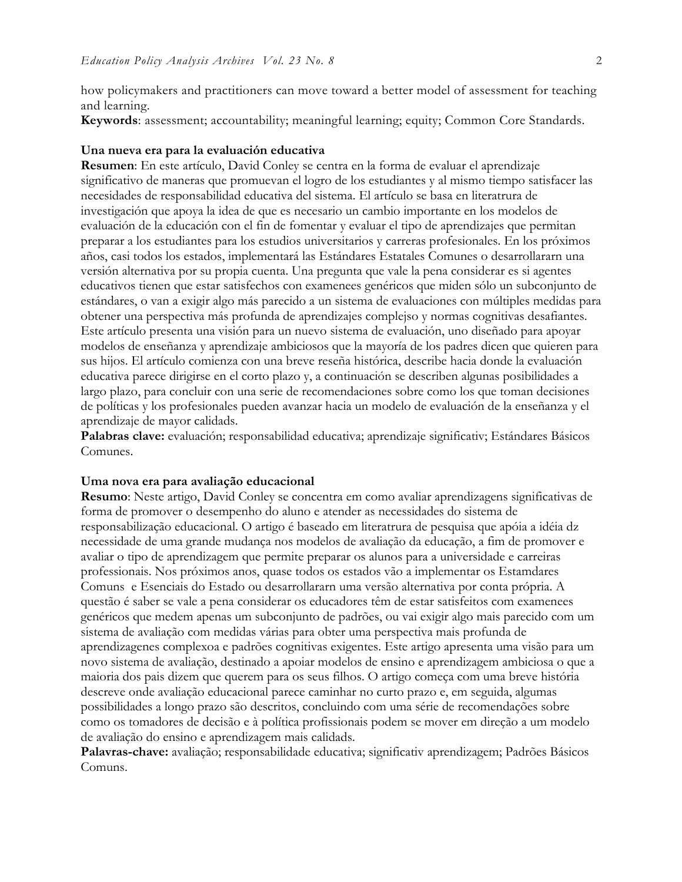how policymakers and practitioners can move toward a better model of assessment for teaching and learning.

**Keywords**: assessment; accountability; meaningful learning; equity; Common Core Standards.

**Una nueva era para la evaluación educativa**

**Resumen**: En este artículo, David Conley se centra en la forma de evaluar el aprendizaje significativo de maneras que promuevan el logro de los estudiantes y al mismo tiempo satisfacer las necesidades de responsabilidad educativa del sistema. El artículo se basa en literatrura de investigación que apoya la idea de que es necesario un cambio importante en los modelos de evaluación de la educación con el fin de fomentar y evaluar el tipo de aprendizajes que permitan preparar a los estudiantes para los estudios universitarios y carreras profesionales. En los próximos años, casi todos los estados, implementará las Estándares Estatales Comunes o desarrollararn una versión alternativa por su propia cuenta. Una pregunta que vale la pena considerar es si agentes educativos tienen que estar satisfechos con examenees genéricos que miden sólo un subconjunto de estándares, o van a exigir algo más parecido a un sistema de evaluaciones con múltiples medidas para obtener una perspectiva más profunda de aprendizajes complejso y normas cognitivas desafiantes. Este artículo presenta una visión para un nuevo sistema de evaluación, uno diseñado para apoyar modelos de enseñanza y aprendizaje ambiciosos que la mayoría de los padres dicen que quieren para sus hijos. El artículo comienza con una breve reseña histórica, describe hacia donde la evaluación educativa parece dirigirse en el corto plazo y, a continuación se describen algunas posibilidades a largo plazo, para concluir con una serie de recomendaciones sobre como los que toman decisiones de políticas y los profesionales pueden avanzar hacia un modelo de evaluación de la enseñanza y el aprendizaje de mayor calidades.

**Palabras clave:** evaluación; responsabilidad educativa; aprendizaje significativ; Estándares Básicos Comunes.

**Uma nova era para avaliação educacional**

**Resumo**: Neste artigo, David Conley se concentra em como avaliar aprendizagens significativas de forma de promover o desempenho do aluno e atender as necessidades do sistema de responsabilização educacional. O artigo é baseado em literatrura de pesquisa que apóia a idéia dz necessidade de uma grande mudança nos modelos de avaliação da educação, a fim de promover e avaliar o tipo de aprendizagem que permite preparar os alunos para a universidade e carreiras professionais. Nos próximos anos, quase todos os estados vão a implementar os Estamdares Comuns e Esenciais do Estado ou desarrollararn uma versão alternativa por conta própria. A questão é saber se vale a pena considerar os educadores têm de estar satisfeitos com examenees genéricos que medem apenas um subconjunto de padrões, ou vai exigir algo mais parecido com um sistema de avaliação com medidas várias para obter uma perspectiva mais profunda de aprendizagenes complexoa e padrões cognitivas exigentes. Este artigo apresenta uma visão para um novo sistema de avaliação, destinado a apoiar modelos de ensino e aprendizagem ambiciosa o que a maioria dos pais dizem que querem para os seus filhos. O artigo começa com uma breve história descreve onde avaliação educacional parece caminhar no curto prazo e, em seguida, algumas possibilidades a longo prazo são descritos, concluindo com uma série de recomendações sobre como os tomadores de decisão e à política profissionais podem se mover em direção a um modelo de avaliação do ensino e aprendizagem mais calidades.

**Palavras-chave:** avaliação; responsabilidade educativa; significativ aprendizagem; Padrões Básicos Comuns.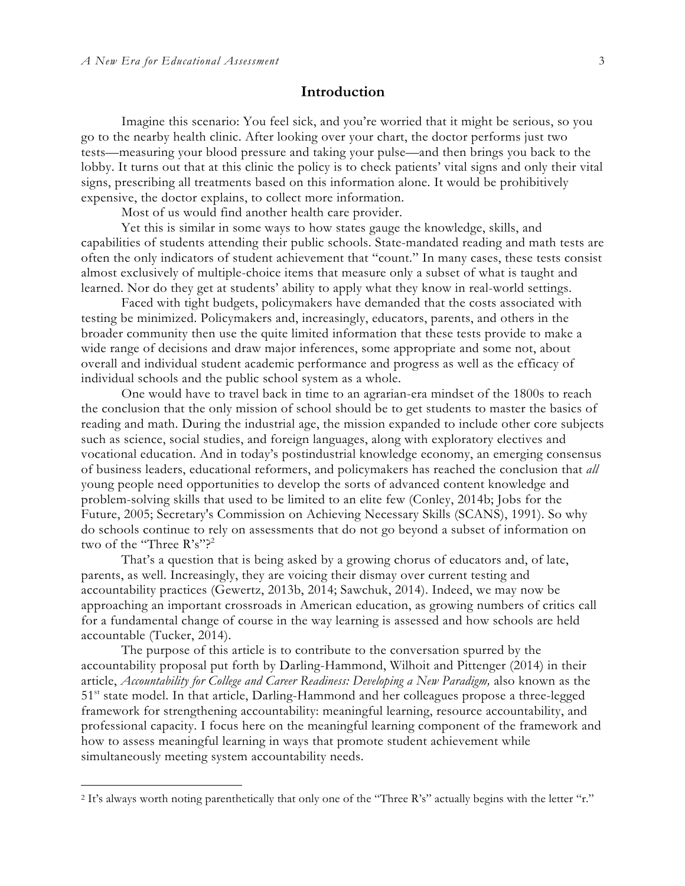## Introduction

Imagine this scenario: You feel sick, and you're worried that it might be serious, so you go to the nearby health clinic. After looking over your chart, the doctor performs just two tests—measuring your blood pressure and taking your pulse—and then brings you back to the lobby. It turns out that at this clinic the policy is to check patients' vital signs and only their vital signs, prescribing all treatments based on this information alone. It would be prohibitively expensive, the doctor explains, to collect more information.

Most of us would find another health care provider.

Yet this is similar in some ways to how states gauge the knowledge, skills, and capabilities of students attending their public schools. State-mandated reading and math tests are often the only indicators of student achievement that "count." In many cases, these tests consist almost exclusively of multiple-choice items that measure only a subset of what is taught and learned. Nor do they get at students' ability to apply what they know in real-world settings.

Faced with tight budgets, policymakers have demanded that the costs associated with testing be minimized. Policymakers and, increasingly, educators, parents, and others in the broader community then use the quite limited information that these tests provide to make a wide range of decisions and draw major inferences, some appropriate and some not, about overall and individual student academic performance and progress as well as the efficacy of individual schools and the public school system as a whole.

One would have to travel back in time to an agrarian-era mindset of the 1800s to reach the conclusion that the only mission of school should be to get students to master the basics of reading and math. During the industrial age, the mission expanded to include other core subjects such as science, social studies, and foreign languages, along with exploratory electives and vocational education. And in today's postindustrial knowledge economy, an emerging consensus of business leaders, educational reformers, and policymakers has reached the conclusion that *all* young people need opportunities to develop the sorts of advanced content knowledge and problem-solving skills that used to be limited to an elite few (Conley, 2014b; Jobs for the Future, 2005; Secretary's Commission on Achieving Necessary Skills (SCANS), 1991). So why do schools continue to rely on assessments that do not go beyond a subset of information on two of the "Three R's"?[2]

That's a question that is being asked by a growing chorus of educators and, of late, parents, as well. Increasingly, they are voicing their dismay over current testing and accountability practices (Gewertz, 2013b, 2014; Sawchuk, 2014). Indeed, we may now be approaching an important crossroads in American education, as growing numbers of critics call for a fundamental change of course in the way learning is assessed and how schools are held accountable (Tucker, 2014).

The purpose of this article is to contribute to the conversation spurred by the accountability proposal put forth by Darling-Hammond, Wilhoit and Pittenger (2014) in their article, *Accountability for College and Career Readiness: Developing a New Paradigm,* also known as the 51st state model. In that article, Darling-Hammond and her colleagues propose a three-legged framework for strengthening accountability: meaningful learning, resource accountability, and professional capacity. I focus here on the meaningful learning component of the framework and how to assess meaningful learning in ways that promote student achievement while simultaneously meeting system accountability needs.

---

[2] It's always worth noting parenthetically that only one of the "Three R's" actually begins with the letter "r."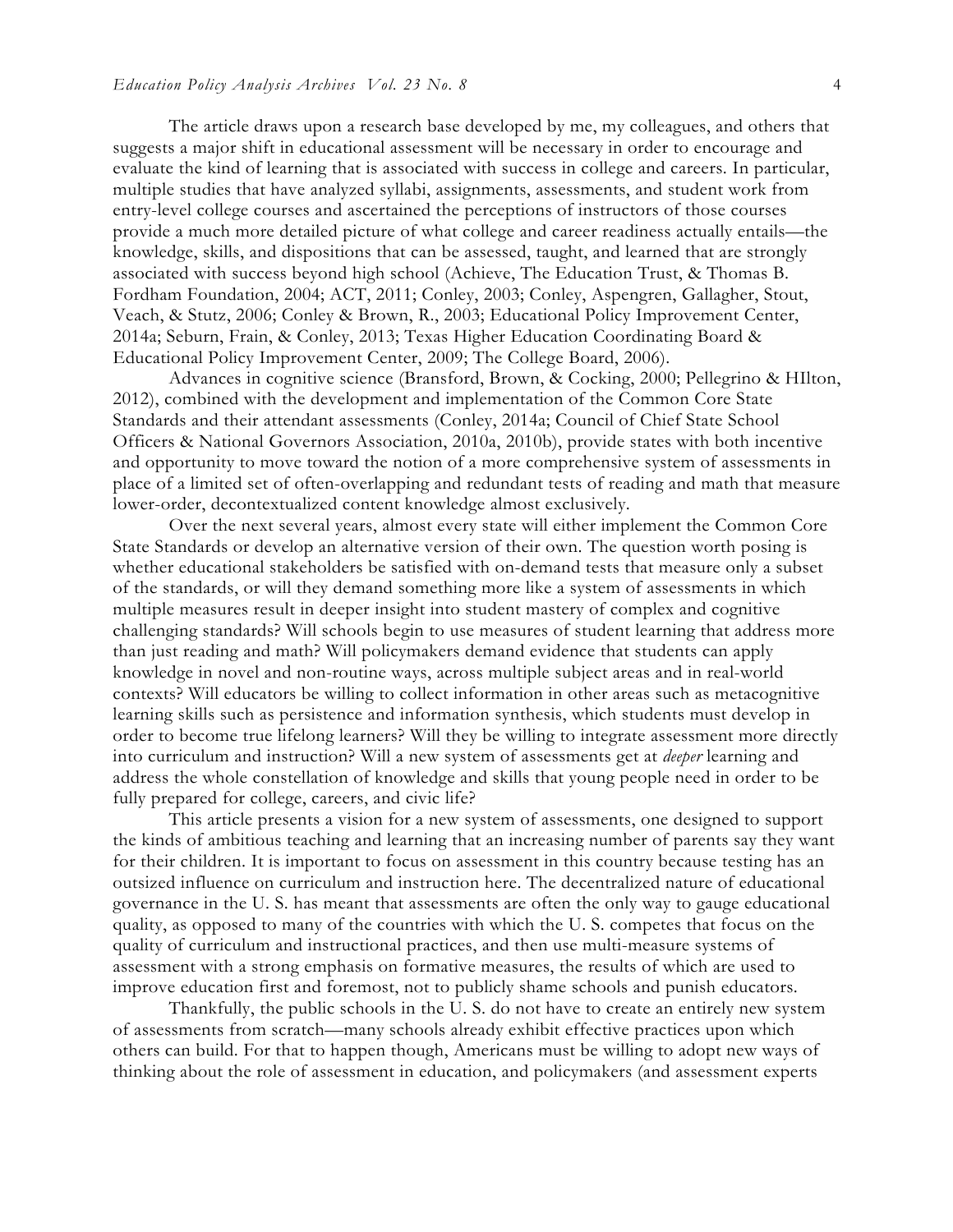The article draws upon a research base developed by me, my colleagues, and others that suggests a major shift in educational assessment will be necessary in order to encourage and evaluate the kind of learning that is associated with success in college and careers. In particular, multiple studies that have analyzed syllabi, assignments, assessments, and student work from entry-level college courses and ascertained the perceptions of instructors of those courses provide a much more detailed picture of what college and career readiness actually entails—the knowledge, skills, and dispositions that can be assessed, taught, and learned that are strongly associated with success beyond high school (Achieve, The Education Trust, & Thomas B. Fordham Foundation, 2004; ACT, 2011; Conley, 2003; Conley, Aspengren, Gallagher, Stout, Veach, & Stutz, 2006; Conley & Brown, R., 2003; Educational Policy Improvement Center, 2014a; Seburn, Frain, & Conley, 2013; Texas Higher Education Coordinating Board & Educational Policy Improvement Center, 2009; The College Board, 2006).

Advances in cognitive science (Bransford, Brown, & Cocking, 2000; Pellegrino & HIlton, 2012), combined with the development and implementation of the Common Core State Standards and their attendant assessments (Conley, 2014a; Council of Chief State School Officers & National Governors Association, 2010a, 2010b), provide states with both incentive and opportunity to move toward the notion of a more comprehensive system of assessments in place of a limited set of often-overlapping and redundant tests of reading and math that measure lower-order, decontextualized content knowledge almost exclusively.

Over the next several years, almost every state will either implement the Common Core State Standards or develop an alternative version of their own. The question worth posing is whether educational stakeholders be satisfied with on-demand tests that measure only a subset of the standards, or will they demand something more like a system of assessments in which multiple measures result in deeper insight into student mastery of complex and cognitive challenging standards? Will schools begin to use measures of student learning that address more than just reading and math? Will policymakers demand evidence that students can apply knowledge in novel and non-routine ways, across multiple subject areas and in real-world contexts? Will educators be willing to collect information in other areas such as metacognitive learning skills such as persistence and information synthesis, which students must develop in order to become true lifelong learners? Will they be willing to integrate assessment more directly into curriculum and instruction? Will a new system of assessments get at *deeper* learning and address the whole constellation of knowledge and skills that young people need in order to be fully prepared for college, careers, and civic life?

This article presents a vision for a new system of assessments, one designed to support the kinds of ambitious teaching and learning that an increasing number of parents say they want for their children. It is important to focus on assessment in this country because testing has an outsized influence on curriculum and instruction here. The decentralized nature of educational governance in the U. S. has meant that assessments are often the only way to gauge educational quality, as opposed to many of the countries with which the U. S. competes that focus on the quality of curriculum and instructional practices, and then use multi-measure systems of assessment with a strong emphasis on formative measures, the results of which are used to improve education first and foremost, not to publicly shame schools and punish educators.

Thankfully, the public schools in the U. S. do not have to create an entirely new system of assessments from scratch—many schools already exhibit effective practices upon which others can build. For that to happen though, Americans must be willing to adopt new ways of thinking about the role of assessment in education, and policymakers (and assessment experts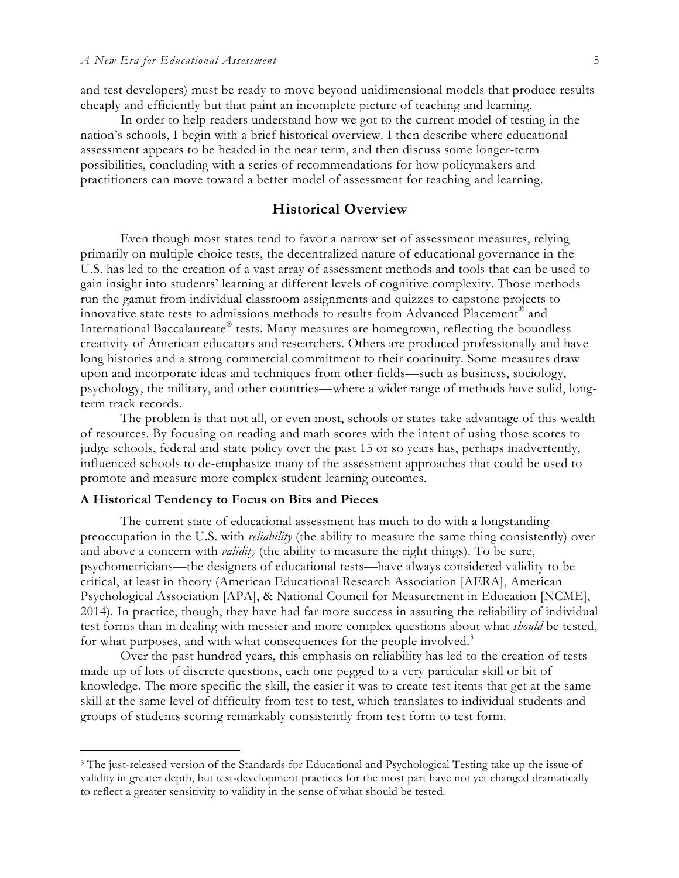and test developers) must be ready to move beyond unidimensional models that produce results cheaply and efficiently but that paint an incomplete picture of teaching and learning.

In order to help readers understand how we got to the current model of testing in the nation's schools, I begin with a brief historical overview. I then describe where educational assessment appears to be headed in the near term, and then discuss some longer-term possibilities, concluding with a series of recommendations for how policymakers and practitioners can move toward a better model of assessment for teaching and learning.

## Historical Overview

Even though most states tend to favor a narrow set of assessment measures, relying primarily on multiple-choice tests, the decentralized nature of educational governance in the U.S. has led to the creation of a vast array of assessment methods and tools that can be used to gain insight into students' learning at different levels of cognitive complexity. Those methods run the gamut from individual classroom assignments and quizzes to capstone projects to innovative state tests to admissions methods to results from Advanced Placement® and International Baccalaureate® tests. Many measures are homegrown, reflecting the boundless creativity of American educators and researchers. Others are produced professionally and have long histories and a strong commercial commitment to their continuity. Some measures draw upon and incorporate ideas and techniques from other fields—such as business, sociology, psychology, the military, and other countries—where a wider range of methods have solid, long-term track records.

The problem is that not all, or even most, schools or states take advantage of this wealth of resources. By focusing on reading and math scores with the intent of using those scores to judge schools, federal and state policy over the past 15 or so years has, perhaps inadvertently, influenced schools to de-emphasize many of the assessment approaches that could be used to promote and measure more complex student-learning outcomes.

### A Historical Tendency to Focus on Bits and Pieces

The current state of educational assessment has much to do with a longstanding preoccupation in the U.S. with *reliability* (the ability to measure the same thing consistently) over and above a concern with *validity* (the ability to measure the right things). To be sure, psychometricians—the designers of educational tests—have always considered validity to be critical, at least in theory (American Educational Research Association [AERA], American Psychological Association [APA], & National Council for Measurement in Education [NCME], 2014). In practice, though, they have had far more success in assuring the reliability of individual test forms than in dealing with messier and more complex questions about what *should* be tested, for what purposes, and with what consequences for the people involved.[3]

Over the past hundred years, this emphasis on reliability has led to the creation of tests made up of lots of discrete questions, each one pegged to a very particular skill or bit of knowledge. The more specific the skill, the easier it was to create test items that get at the same skill at the same level of difficulty from test to test, which translates to individual students and groups of students scoring remarkably consistently from test form to test form.

---

[3] The just-released version of the Standards for Educational and Psychological Testing take up the issue of validity in greater depth, but test-development practices for the most part have not yet changed dramatically to reflect a greater sensitivity to validity in the sense of what should be tested.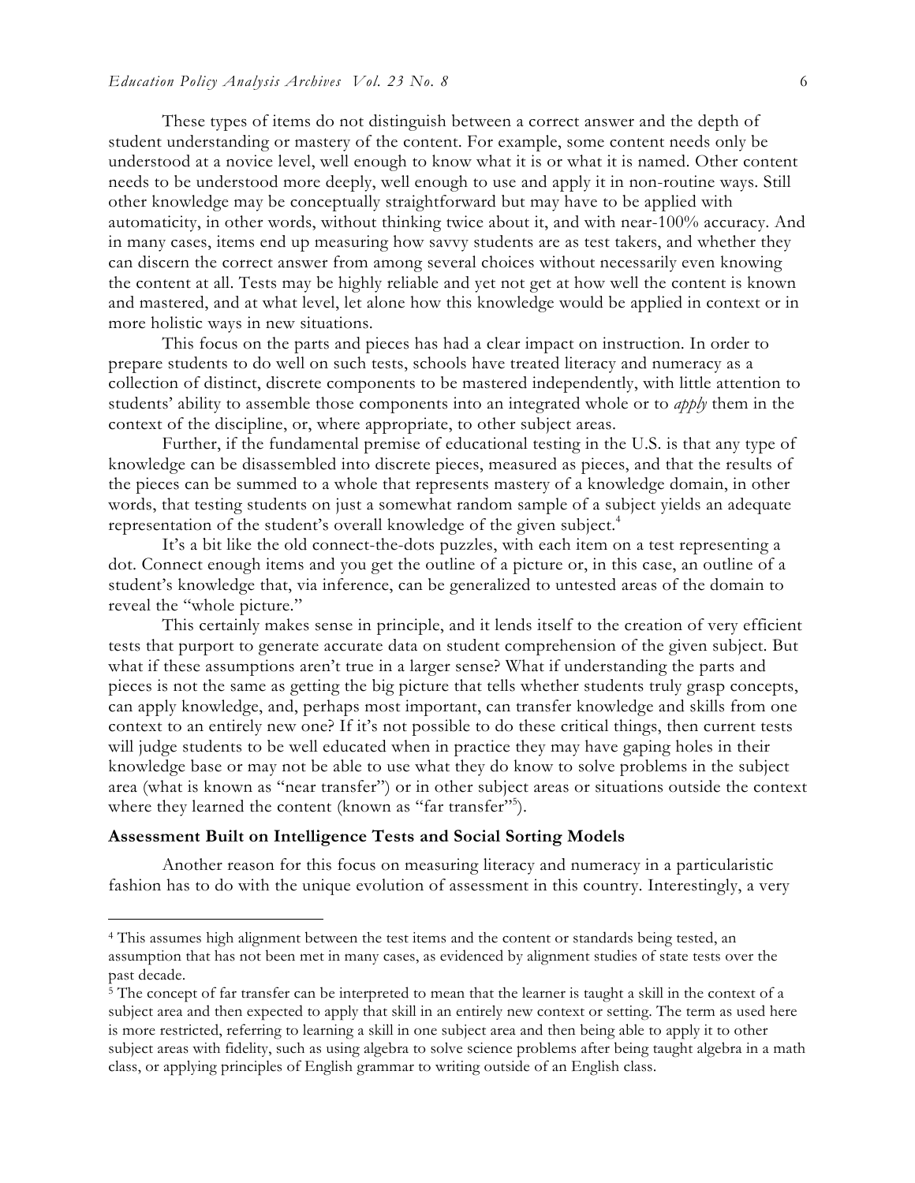These types of items do not distinguish between a correct answer and the depth of student understanding or mastery of the content. For example, some content needs only be understood at a novice level, well enough to know what it is or what it is named. Other content needs to be understood more deeply, well enough to use and apply it in non-routine ways. Still other knowledge may be conceptually straightforward but may have to be applied with automaticity, in other words, without thinking twice about it, and with near-100% accuracy. And in many cases, items end up measuring how savvy students are as test takers, and whether they can discern the correct answer from among several choices without necessarily even knowing the content at all. Tests may be highly reliable and yet not get at how well the content is known and mastered, and at what level, let alone how this knowledge would be applied in context or in more holistic ways in new situations.

This focus on the parts and pieces has had a clear impact on instruction. In order to prepare students to do well on such tests, schools have treated literacy and numeracy as a collection of distinct, discrete components to be mastered independently, with little attention to students' ability to assemble those components into an integrated whole or to *apply* them in the context of the discipline, or, where appropriate, to other subject areas.

Further, if the fundamental premise of educational testing in the U.S. is that any type of knowledge can be disassembled into discrete pieces, measured as pieces, and that the results of the pieces can be summed to a whole that represents mastery of a knowledge domain, in other words, that testing students on just a somewhat random sample of a subject yields an adequate representation of the student's overall knowledge of the given subject.[4]

It's a bit like the old connect-the-dots puzzles, with each item on a test representing a dot. Connect enough items and you get the outline of a picture or, in this case, an outline of a student's knowledge that, via inference, can be generalized to untested areas of the domain to reveal the "whole picture."

This certainly makes sense in principle, and it lends itself to the creation of very efficient tests that purport to generate accurate data on student comprehension of the given subject. But what if these assumptions aren't true in a larger sense? What if understanding the parts and pieces is not the same as getting the big picture that tells whether students truly grasp concepts, can apply knowledge, and, perhaps most important, can transfer knowledge and skills from one context to an entirely new one? If it's not possible to do these critical things, then current tests will judge students to be well educated when in practice they may have gaping holes in their knowledge base or may not be able to use what they do know to solve problems in the subject area (what is known as "near transfer") or in other subject areas or situations outside the context where they learned the content (known as "far transfer"[5]).

### Assessment Built on Intelligence Tests and Social Sorting Models

Another reason for this focus on measuring literacy and numeracy in a particularistic fashion has to do with the unique evolution of assessment in this country. Interestingly, a very

---

[4] This assumes high alignment between the test items and the content or standards being tested, an assumption that has not been met in many cases, as evidenced by alignment studies of state tests over the past decade.

[5] The concept of far transfer can be interpreted to mean that the learner is taught a skill in the context of a subject area and then expected to apply that skill in an entirely new context or setting. The term as used here is more restricted, referring to learning a skill in one subject area and then being able to apply it to other subject areas with fidelity, such as using algebra to solve science problems after being taught algebra in a math class, or applying principles of English grammar to writing outside of an English class.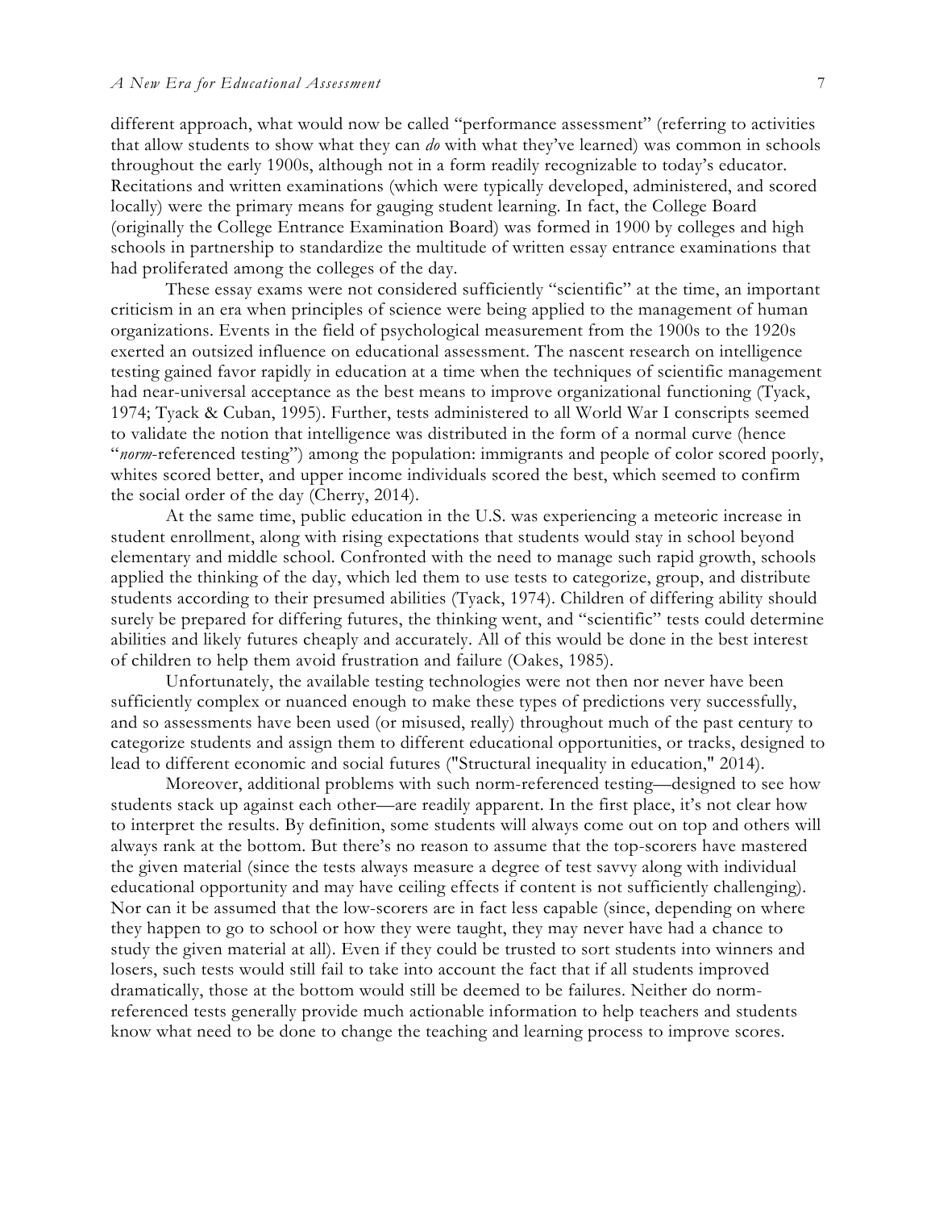different approach, what would now be called "performance assessment" (referring to activities that allow students to show what they can *do* with what they've learned) was common in schools throughout the early 1900s, although not in a form readily recognizable to today's educator. Recitations and written examinations (which were typically developed, administered, and scored locally) were the primary means for gauging student learning. In fact, the College Board (originally the College Entrance Examination Board) was formed in 1900 by colleges and high schools in partnership to standardize the multitude of written essay entrance examinations that had proliferated among the colleges of the day.

These essay exams were not considered sufficiently "scientific" at the time, an important criticism in an era when principles of science were being applied to the management of human organizations. Events in the field of psychological measurement from the 1900s to the 1920s exerted an outsized influence on educational assessment. The nascent research on intelligence testing gained favor rapidly in education at a time when the techniques of scientific management had near-universal acceptance as the best means to improve organizational functioning (Tyack, 1974; Tyack & Cuban, 1995). Further, tests administered to all World War I conscripts seemed to validate the notion that intelligence was distributed in the form of a normal curve (hence "*norm*-referenced testing") among the population: immigrants and people of color scored poorly, whites scored better, and upper income individuals scored the best, which seemed to confirm the social order of the day (Cherry, 2014).

At the same time, public education in the U.S. was experiencing a meteoric increase in student enrollment, along with rising expectations that students would stay in school beyond elementary and middle school. Confronted with the need to manage such rapid growth, schools applied the thinking of the day, which led them to use tests to categorize, group, and distribute students according to their presumed abilities (Tyack, 1974). Children of differing ability should surely be prepared for differing futures, the thinking went, and "scientific" tests could determine abilities and likely futures cheaply and accurately. All of this would be done in the best interest of children to help them avoid frustration and failure (Oakes, 1985).

Unfortunately, the available testing technologies were not then nor never have been sufficiently complex or nuanced enough to make these types of predictions very successfully, and so assessments have been used (or misused, really) throughout much of the past century to categorize students and assign them to different educational opportunities, or tracks, designed to lead to different economic and social futures ("Structural inequality in education," 2014).

Moreover, additional problems with such norm-referenced testing—designed to see how students stack up against each other—are readily apparent. In the first place, it's not clear how to interpret the results. By definition, some students will always come out on top and others will always rank at the bottom. But there's no reason to assume that the top-scorers have mastered the given material (since the tests always measure a degree of test savvy along with individual educational opportunity and may have ceiling effects if content is not sufficiently challenging). Nor can it be assumed that the low-scorers are in fact less capable (since, depending on where they happen to go to school or how they were taught, they may never have had a chance to study the given material at all). Even if they could be trusted to sort students into winners and losers, such tests would still fail to take into account the fact that if all students improved dramatically, those at the bottom would still be deemed to be failures. Neither do norm-referenced tests generally provide much actionable information to help teachers and students know what need to be done to change the teaching and learning process to improve scores.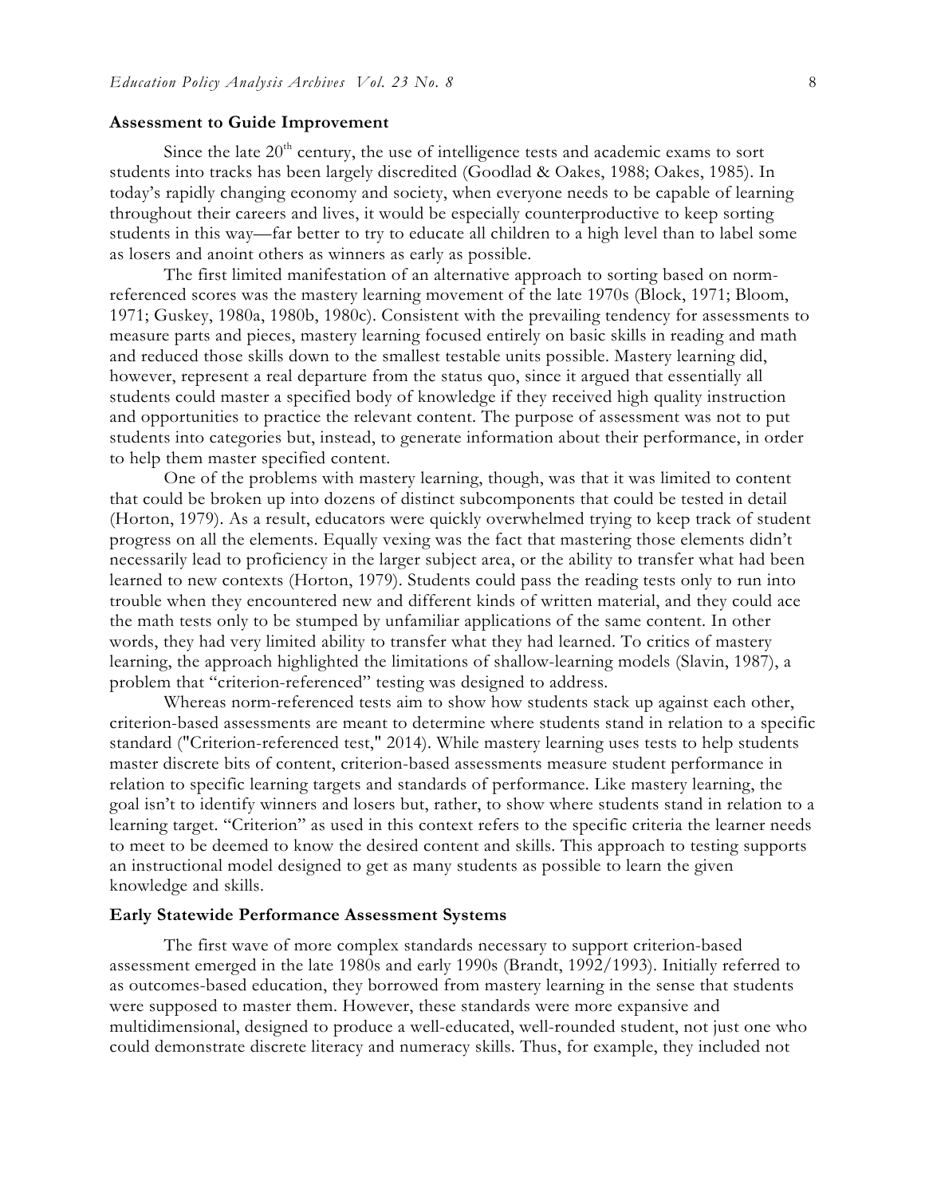### Assessment to Guide Improvement

Since the late 20th century, the use of intelligence tests and academic exams to sort students into tracks has been largely discredited (Goodlad & Oakes, 1988; Oakes, 1985). In today's rapidly changing economy and society, when everyone needs to be capable of learning throughout their careers and lives, it would be especially counterproductive to keep sorting students in this way—far better to try to educate all children to a high level than to label some as losers and anoint others as winners as early as possible.

The first limited manifestation of an alternative approach to sorting based on norm-referenced scores was the mastery learning movement of the late 1970s (Block, 1971; Bloom, 1971; Guskey, 1980a, 1980b, 1980c). Consistent with the prevailing tendency for assessments to measure parts and pieces, mastery learning focused entirely on basic skills in reading and math and reduced those skills down to the smallest testable units possible. Mastery learning did, however, represent a real departure from the status quo, since it argued that essentially all students could master a specified body of knowledge if they received high quality instruction and opportunities to practice the relevant content. The purpose of assessment was not to put students into categories but, instead, to generate information about their performance, in order to help them master specified content.

One of the problems with mastery learning, though, was that it was limited to content that could be broken up into dozens of distinct subcomponents that could be tested in detail (Horton, 1979). As a result, educators were quickly overwhelmed trying to keep track of student progress on all the elements. Equally vexing was the fact that mastering those elements didn't necessarily lead to proficiency in the larger subject area, or the ability to transfer what had been learned to new contexts (Horton, 1979). Students could pass the reading tests only to run into trouble when they encountered new and different kinds of written material, and they could ace the math tests only to be stumped by unfamiliar applications of the same content. In other words, they had very limited ability to transfer what they had learned. To critics of mastery learning, the approach highlighted the limitations of shallow-learning models (Slavin, 1987), a problem that "criterion-referenced" testing was designed to address.

Whereas norm-referenced tests aim to show how students stack up against each other, criterion-based assessments are meant to determine where students stand in relation to a specific standard ("Criterion-referenced test," 2014). While mastery learning uses tests to help students master discrete bits of content, criterion-based assessments measure student performance in relation to specific learning targets and standards of performance. Like mastery learning, the goal isn't to identify winners and losers but, rather, to show where students stand in relation to a learning target. "Criterion" as used in this context refers to the specific criteria the learner needs to meet to be deemed to know the desired content and skills. This approach to testing supports an instructional model designed to get as many students as possible to learn the given knowledge and skills.

### Early Statewide Performance Assessment Systems

The first wave of more complex standards necessary to support criterion-based assessment emerged in the late 1980s and early 1990s (Brandt, 1992/1993). Initially referred to as outcomes-based education, they borrowed from mastery learning in the sense that students were supposed to master them. However, these standards were more expansive and multidimensional, designed to produce a well-educated, well-rounded student, not just one who could demonstrate discrete literacy and numeracy skills. Thus, for example, they included not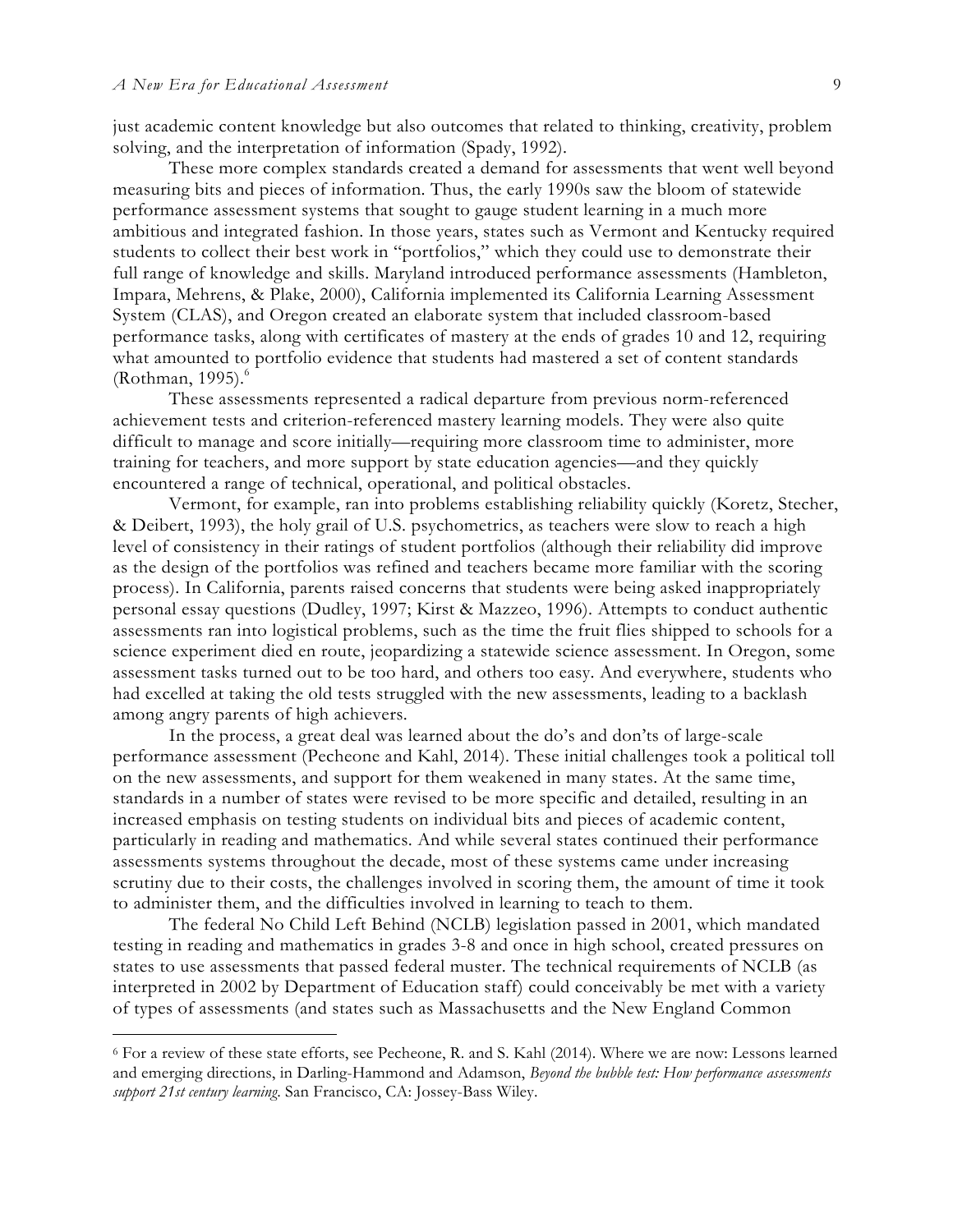just academic content knowledge but also outcomes that related to thinking, creativity, problem solving, and the interpretation of information (Spady, 1992).

These more complex standards created a demand for assessments that went well beyond measuring bits and pieces of information. Thus, the early 1990s saw the bloom of statewide performance assessment systems that sought to gauge student learning in a much more ambitious and integrated fashion. In those years, states such as Vermont and Kentucky required students to collect their best work in "portfolios," which they could use to demonstrate their full range of knowledge and skills. Maryland introduced performance assessments (Hambleton, Impara, Mehrens, & Plake, 2000), California implemented its California Learning Assessment System (CLAS), and Oregon created an elaborate system that included classroom-based performance tasks, along with certificates of mastery at the ends of grades 10 and 12, requiring what amounted to portfolio evidence that students had mastered a set of content standards (Rothman, 1995).[6]

These assessments represented a radical departure from previous norm-referenced achievement tests and criterion-referenced mastery learning models. They were also quite difficult to manage and score initially—requiring more classroom time to administer, more training for teachers, and more support by state education agencies—and they quickly encountered a range of technical, operational, and political obstacles.

Vermont, for example, ran into problems establishing reliability quickly (Koretz, Stecher, & Deibert, 1993), the holy grail of U.S. psychometrics, as teachers were slow to reach a high level of consistency in their ratings of student portfolios (although their reliability did improve as the design of the portfolios was refined and teachers became more familiar with the scoring process). In California, parents raised concerns that students were being asked inappropriately personal essay questions (Dudley, 1997; Kirst & Mazzeo, 1996). Attempts to conduct authentic assessments ran into logistical problems, such as the time the fruit flies shipped to schools for a science experiment died en route, jeopardizing a statewide science assessment. In Oregon, some assessment tasks turned out to be too hard, and others too easy. And everywhere, students who had excelled at taking the old tests struggled with the new assessments, leading to a backlash among angry parents of high achievers.

In the process, a great deal was learned about the do's and don'ts of large-scale performance assessment (Pecheone and Kahl, 2014). These initial challenges took a political toll on the new assessments, and support for them weakened in many states. At the same time, standards in a number of states were revised to be more specific and detailed, resulting in an increased emphasis on testing students on individual bits and pieces of academic content, particularly in reading and mathematics. And while several states continued their performance assessments systems throughout the decade, most of these systems came under increasing scrutiny due to their costs, the challenges involved in scoring them, the amount of time it took to administer them, and the difficulties involved in learning to teach to them.

The federal No Child Left Behind (NCLB) legislation passed in 2001, which mandated testing in reading and mathematics in grades 3-8 and once in high school, created pressures on states to use assessments that passed federal muster. The technical requirements of NCLB (as interpreted in 2002 by Department of Education staff) could conceivably be met with a variety of types of assessments (and states such as Massachusetts and the New England Common

---

[6] For a review of these state efforts, see Pecheone, R. and S. Kahl (2014). Where we are now: Lessons learned and emerging directions, in Darling-Hammond and Adamson, *Beyond the bubble test: How performance assessments support 21st century learning*. San Francisco, CA: Jossey-Bass Wiley.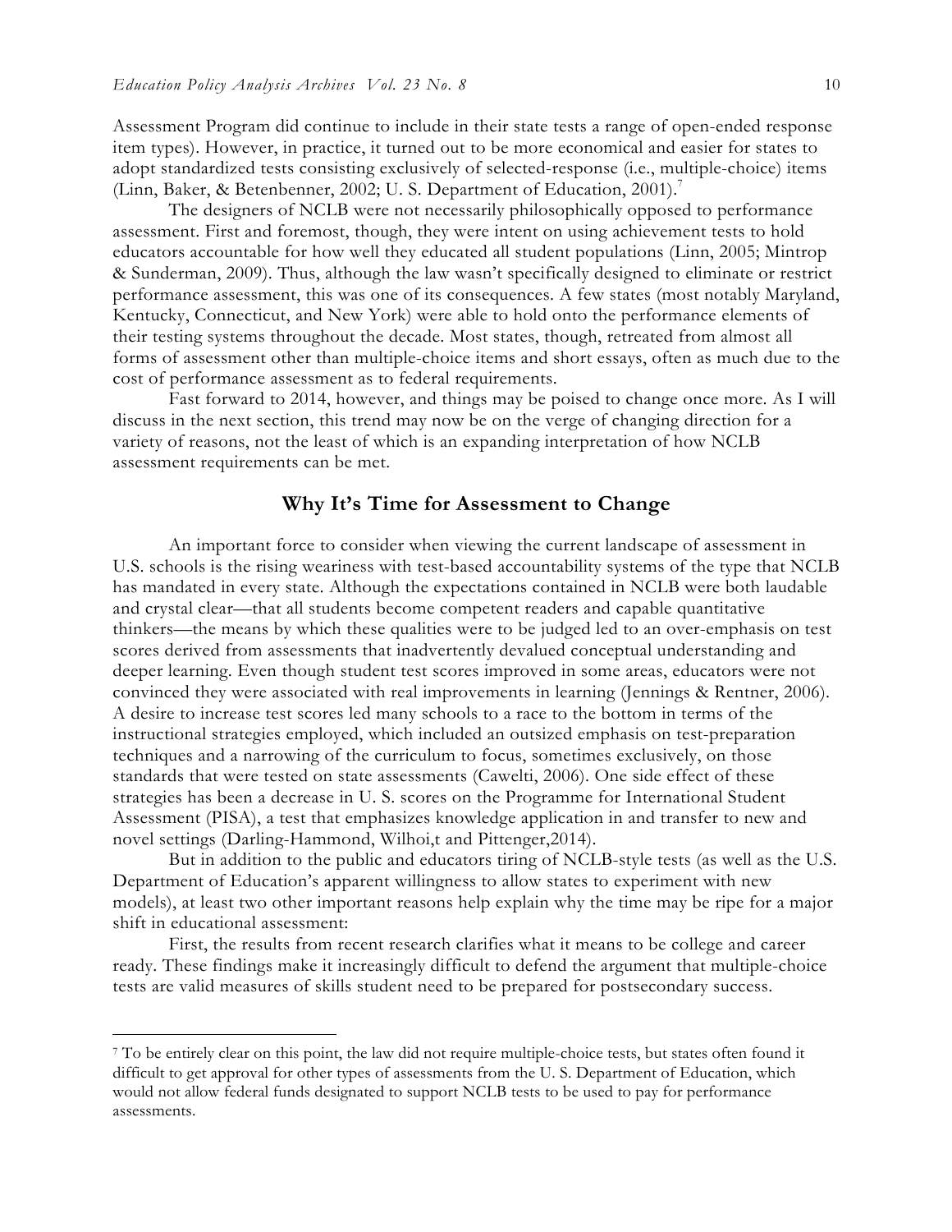Assessment Program did continue to include in their state tests a range of open-ended response item types). However, in practice, it turned out to be more economical and easier for states to adopt standardized tests consisting exclusively of selected-response (i.e., multiple-choice) items (Linn, Baker, & Betenbenner, 2002; U. S. Department of Education, 2001).[7]

The designers of NCLB were not necessarily philosophically opposed to performance assessment. First and foremost, though, they were intent on using achievement tests to hold educators accountable for how well they educated all student populations (Linn, 2005; Mintrop & Sunderman, 2009). Thus, although the law wasn't specifically designed to eliminate or restrict performance assessment, this was one of its consequences. A few states (most notably Maryland, Kentucky, Connecticut, and New York) were able to hold onto the performance elements of their testing systems throughout the decade. Most states, though, retreated from almost all forms of assessment other than multiple-choice items and short essays, often as much due to the cost of performance assessment as to federal requirements.

Fast forward to 2014, however, and things may be poised to change once more. As I will discuss in the next section, this trend may now be on the verge of changing direction for a variety of reasons, not the least of which is an expanding interpretation of how NCLB assessment requirements can be met.

## Why It's Time for Assessment to Change

An important force to consider when viewing the current landscape of assessment in U.S. schools is the rising weariness with test-based accountability systems of the type that NCLB has mandated in every state. Although the expectations contained in NCLB were both laudable and crystal clear—that all students become competent readers and capable quantitative thinkers—the means by which these qualities were to be judged led to an over-emphasis on test scores derived from assessments that inadvertently devalued conceptual understanding and deeper learning. Even though student test scores improved in some areas, educators were not convinced they were associated with real improvements in learning (Jennings & Rentner, 2006). A desire to increase test scores led many schools to a race to the bottom in terms of the instructional strategies employed, which included an outsized emphasis on test-preparation techniques and a narrowing of the curriculum to focus, sometimes exclusively, on those standards that were tested on state assessments (Cawelti, 2006). One side effect of these strategies has been a decrease in U. S. scores on the Programme for International Student Assessment (PISA), a test that emphasizes knowledge application in and transfer to new and novel settings (Darling-Hammond, Wilhoi,t and Pittenger,2014).

But in addition to the public and educators tiring of NCLB-style tests (as well as the U.S. Department of Education's apparent willingness to allow states to experiment with new models), at least two other important reasons help explain why the time may be ripe for a major shift in educational assessment:

First, the results from recent research clarifies what it means to be college and career ready. These findings make it increasingly difficult to defend the argument that multiple-choice tests are valid measures of skills student need to be prepared for postsecondary success.

---

[7] To be entirely clear on this point, the law did not require multiple-choice tests, but states often found it difficult to get approval for other types of assessments from the U. S. Department of Education, which would not allow federal funds designated to support NCLB tests to be used to pay for performance assessments.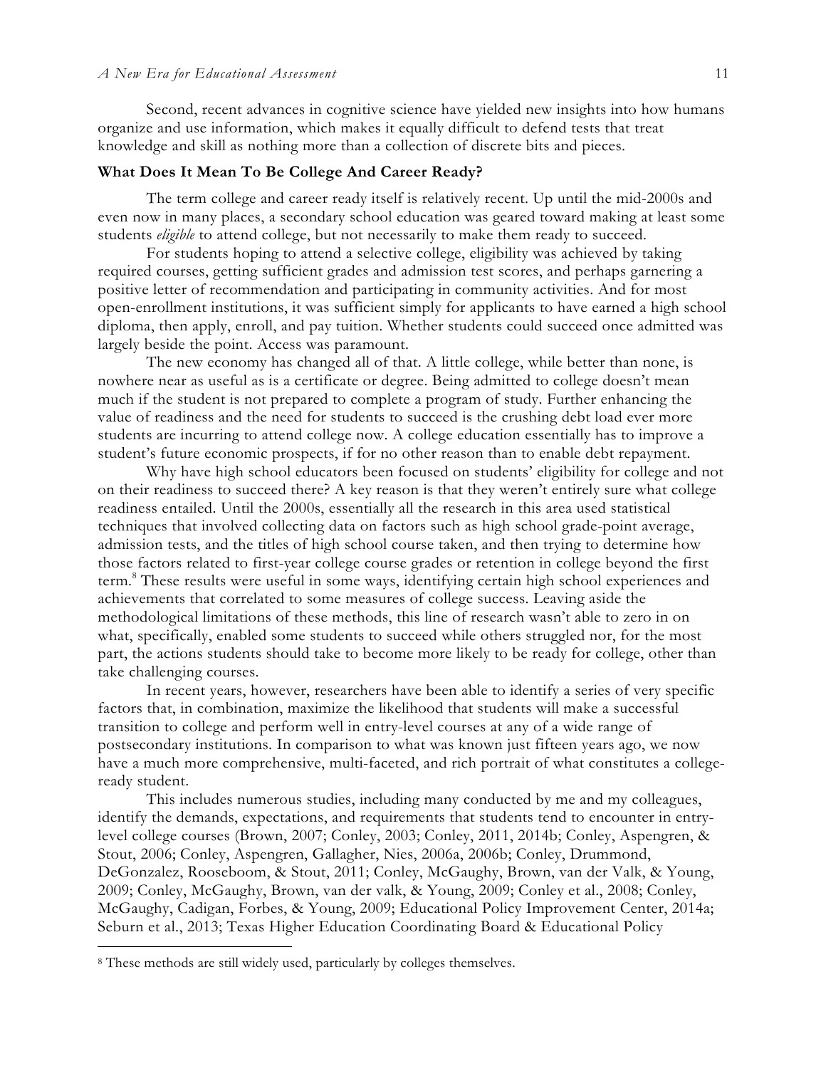Second, recent advances in cognitive science have yielded new insights into how humans organize and use information, which makes it equally difficult to defend tests that treat knowledge and skill as nothing more than a collection of discrete bits and pieces.

**What Does It Mean To Be College And Career Ready?**

The term college and career ready itself is relatively recent. Up until the mid-2000s and even now in many places, a secondary school education was geared toward making at least some students *eligible* to attend college, but not necessarily to make them ready to succeed.

For students hoping to attend a selective college, eligibility was achieved by taking required courses, getting sufficient grades and admission test scores, and perhaps garnering a positive letter of recommendation and participating in community activities. And for most open-enrollment institutions, it was sufficient simply for applicants to have earned a high school diploma, then apply, enroll, and pay tuition. Whether students could succeed once admitted was largely beside the point. Access was paramount.

The new economy has changed all of that. A little college, while better than none, is nowhere near as useful as is a certificate or degree. Being admitted to college doesn't mean much if the student is not prepared to complete a program of study. Further enhancing the value of readiness and the need for students to succeed is the crushing debt load ever more students are incurring to attend college now. A college education essentially has to improve a student's future economic prospects, if for no other reason than to enable debt repayment.

Why have high school educators been focused on students' eligibility for college and not on their readiness to succeed there? A key reason is that they weren't entirely sure what college readiness entailed. Until the 2000s, essentially all the research in this area used statistical techniques that involved collecting data on factors such as high school grade-point average, admission tests, and the titles of high school course taken, and then trying to determine how those factors related to first-year college course grades or retention in college beyond the first term.[8] These results were useful in some ways, identifying certain high school experiences and achievements that correlated to some measures of college success. Leaving aside the methodological limitations of these methods, this line of research wasn't able to zero in on what, specifically, enabled some students to succeed while others struggled nor, for the most part, the actions students should take to become more likely to be ready for college, other than take challenging courses.

In recent years, however, researchers have been able to identify a series of very specific factors that, in combination, maximize the likelihood that students will make a successful transition to college and perform well in entry-level courses at any of a wide range of postsecondary institutions. In comparison to what was known just fifteen years ago, we now have a much more comprehensive, multi-faceted, and rich portrait of what constitutes a college-ready student.

This includes numerous studies, including many conducted by me and my colleagues, identify the demands, expectations, and requirements that students tend to encounter in entry-level college courses (Brown, 2007; Conley, 2003; Conley, 2011, 2014b; Conley, Aspengren, & Stout, 2006; Conley, Aspengren, Gallagher, Nies, 2006a, 2006b; Conley, Drummond, DeGonzalez, Rooseboom, & Stout, 2011; Conley, McGaughy, Brown, van der Valk, & Young, 2009; Conley, McGaughy, Brown, van der valk, & Young, 2009; Conley et al., 2008; Conley, McGaughy, Cadigan, Forbes, & Young, 2009; Educational Policy Improvement Center, 2014a; Seburn et al., 2013; Texas Higher Education Coordinating Board & Educational Policy

[8] These methods are still widely used, particularly by colleges themselves.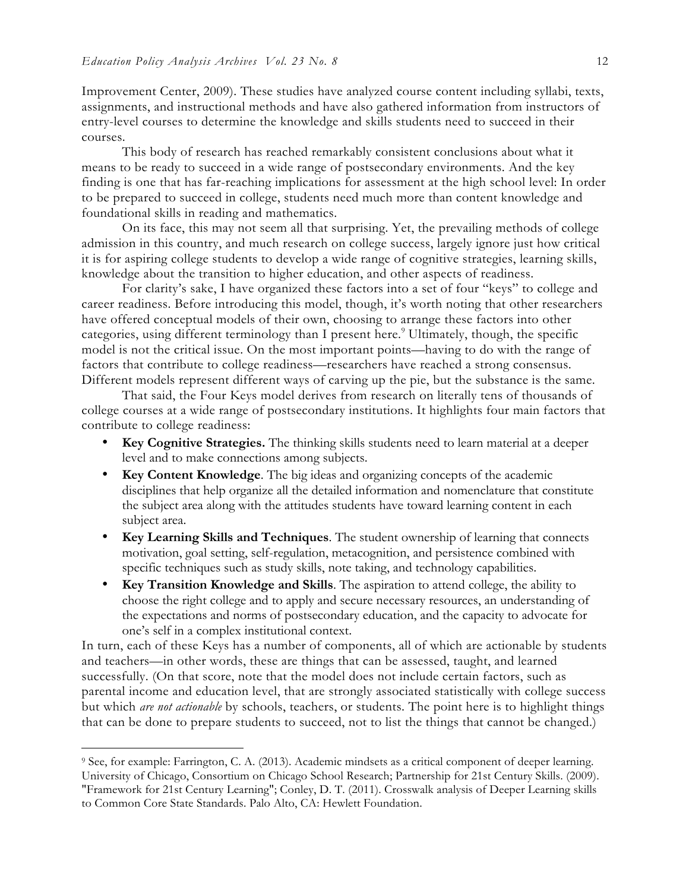Improvement Center, 2009). These studies have analyzed course content including syllabi, texts, assignments, and instructional methods and have also gathered information from instructors of entry-level courses to determine the knowledge and skills students need to succeed in their courses.

This body of research has reached remarkably consistent conclusions about what it means to be ready to succeed in a wide range of postsecondary environments. And the key finding is one that has far-reaching implications for assessment at the high school level: In order to be prepared to succeed in college, students need much more than content knowledge and foundational skills in reading and mathematics.

On its face, this may not seem all that surprising. Yet, the prevailing methods of college admission in this country, and much research on college success, largely ignore just how critical it is for aspiring college students to develop a wide range of cognitive strategies, learning skills, knowledge about the transition to higher education, and other aspects of readiness.

For clarity's sake, I have organized these factors into a set of four "keys" to college and career readiness. Before introducing this model, though, it's worth noting that other researchers have offered conceptual models of their own, choosing to arrange these factors into other categories, using different terminology than I present here.[9] Ultimately, though, the specific model is not the critical issue. On the most important points—having to do with the range of factors that contribute to college readiness—researchers have reached a strong consensus. Different models represent different ways of carving up the pie, but the substance is the same.

That said, the Four Keys model derives from research on literally tens of thousands of college courses at a wide range of postsecondary institutions. It highlights four main factors that contribute to college readiness:

- **Key Cognitive Strategies.** The thinking skills students need to learn material at a deeper level and to make connections among subjects.
- **Key Content Knowledge**. The big ideas and organizing concepts of the academic disciplines that help organize all the detailed information and nomenclature that constitute the subject area along with the attitudes students have toward learning content in each subject area.
- **Key Learning Skills and Techniques**. The student ownership of learning that connects motivation, goal setting, self-regulation, metacognition, and persistence combined with specific techniques such as study skills, note taking, and technology capabilities.
- **Key Transition Knowledge and Skills**. The aspiration to attend college, the ability to choose the right college and to apply and secure necessary resources, an understanding of the expectations and norms of postsecondary education, and the capacity to advocate for one's self in a complex institutional context.

In turn, each of these Keys has a number of components, all of which are actionable by students and teachers—in other words, these are things that can be assessed, taught, and learned successfully. (On that score, note that the model does not include certain factors, such as parental income and education level, that are strongly associated statistically with college success but which *are not actionable* by schools, teachers, or students. The point here is to highlight things that can be done to prepare students to succeed, not to list the things that cannot be changed.)

---

[9] See, for example: Farrington, C. A. (2013). Academic mindsets as a critical component of deeper learning. University of Chicago, Consortium on Chicago School Research; Partnership for 21st Century Skills. (2009). "Framework for 21st Century Learning"; Conley, D. T. (2011). Crosswalk analysis of Deeper Learning skills to Common Core State Standards. Palo Alto, CA: Hewlett Foundation.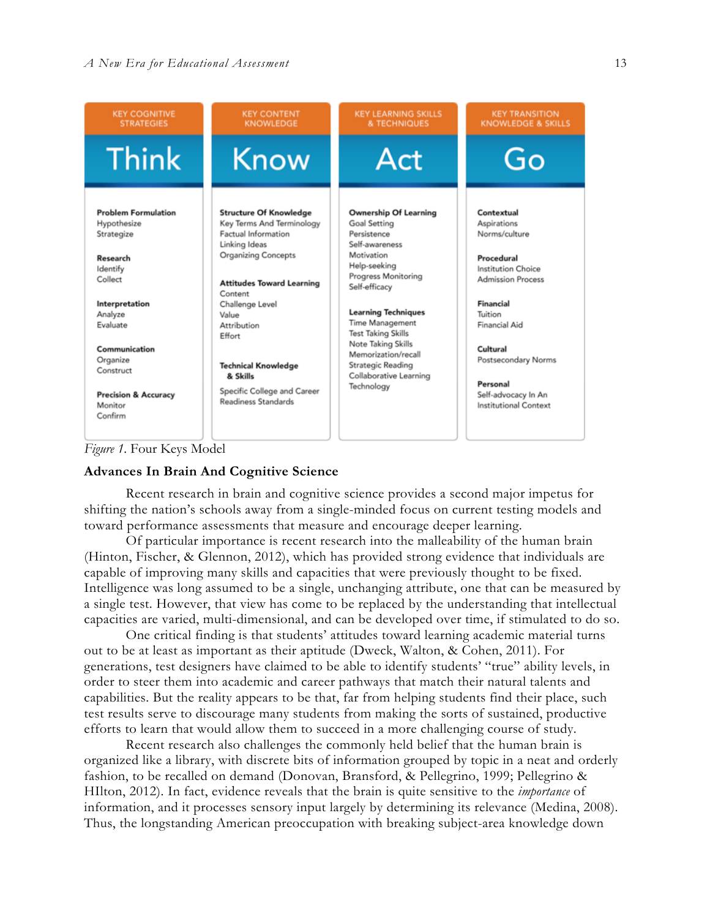| KEY COGNITIVE STRATEGIES | KEY CONTENT KNOWLEDGE | KEY LEARNING SKILLS & TECHNIQUES | KEY TRANSITION KNOWLEDGE & SKILLS |
|---|---|---|---|
| **Think** | **Know** | **Act** | **Go** |
| **Problem Formulation** Hypothesize, Strategize | **Structure Of Knowledge** Key Terms And Terminology, Factual Information, Linking Ideas, Organizing Concepts | **Ownership Of Learning** Goal Setting, Persistence, Self-awareness, Motivation, Help-seeking, Progress Monitoring, Self-efficacy | **Contextual** Aspirations, Norms/culture |
| **Research** Identify, Collect | **Attitudes Toward Learning** Content, Challenge Level, Value, Attribution, Effort | **Learning Techniques** Time Management, Test Taking Skills, Note Taking Skills, Memorization/recall, Strategic Reading, Collaborative Learning, Technology | **Procedural** Institution Choice, Admission Process |
| **Interpretation** Analyze, Evaluate | **Technical Knowledge & Skills** Specific College and Career Readiness Standards | | **Financial** Tuition, Financial Aid |
| **Communication** Organize, Construct | | | **Cultural** Postsecondary Norms |
| **Precision & Accuracy** Monitor, Confirm | | | **Personal** Self-advocacy In An Institutional Context |

*Figure 1*. Four Keys Model

**Advances In Brain And Cognitive Science**

Recent research in brain and cognitive science provides a second major impetus for shifting the nation's schools away from a single-minded focus on current testing models and toward performance assessments that measure and encourage deeper learning.

Of particular importance is recent research into the malleability of the human brain (Hinton, Fischer, & Glennon, 2012), which has provided strong evidence that individuals are capable of improving many skills and capacities that were previously thought to be fixed. Intelligence was long assumed to be a single, unchanging attribute, one that can be measured by a single test. However, that view has come to be replaced by the understanding that intellectual capacities are varied, multi-dimensional, and can be developed over time, if stimulated to do so.

One critical finding is that students' attitudes toward learning academic material turns out to be at least as important as their aptitude (Dweck, Walton, & Cohen, 2011). For generations, test designers have claimed to be able to identify students' "true" ability levels, in order to steer them into academic and career pathways that match their natural talents and capabilities. But the reality appears to be that, far from helping students find their place, such test results serve to discourage many students from making the sorts of sustained, productive efforts to learn that would allow them to succeed in a more challenging course of study.

Recent research also challenges the commonly held belief that the human brain is organized like a library, with discrete bits of information grouped by topic in a neat and orderly fashion, to be recalled on demand (Donovan, Bransford, & Pellegrino, 1999; Pellegrino & HIlton, 2012). In fact, evidence reveals that the brain is quite sensitive to the *importance* of information, and it processes sensory input largely by determining its relevance (Medina, 2008). Thus, the longstanding American preoccupation with breaking subject-area knowledge down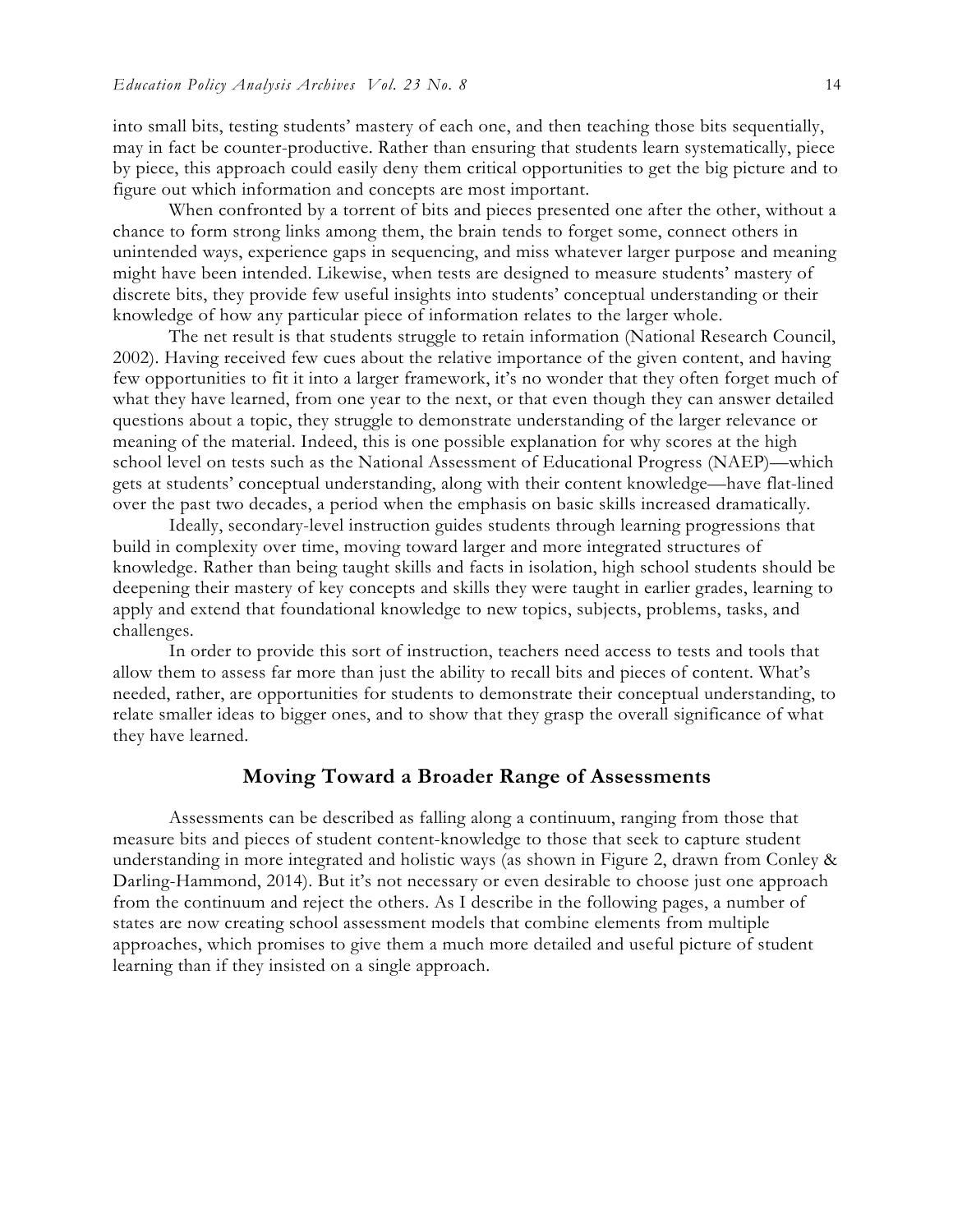into small bits, testing students' mastery of each one, and then teaching those bits sequentially, may in fact be counter-productive. Rather than ensuring that students learn systematically, piece by piece, this approach could easily deny them critical opportunities to get the big picture and to figure out which information and concepts are most important.

When confronted by a torrent of bits and pieces presented one after the other, without a chance to form strong links among them, the brain tends to forget some, connect others in unintended ways, experience gaps in sequencing, and miss whatever larger purpose and meaning might have been intended. Likewise, when tests are designed to measure students' mastery of discrete bits, they provide few useful insights into students' conceptual understanding or their knowledge of how any particular piece of information relates to the larger whole.

The net result is that students struggle to retain information (National Research Council, 2002). Having received few cues about the relative importance of the given content, and having few opportunities to fit it into a larger framework, it's no wonder that they often forget much of what they have learned, from one year to the next, or that even though they can answer detailed questions about a topic, they struggle to demonstrate understanding of the larger relevance or meaning of the material. Indeed, this is one possible explanation for why scores at the high school level on tests such as the National Assessment of Educational Progress (NAEP)—which gets at students' conceptual understanding, along with their content knowledge—have flat-lined over the past two decades, a period when the emphasis on basic skills increased dramatically.

Ideally, secondary-level instruction guides students through learning progressions that build in complexity over time, moving toward larger and more integrated structures of knowledge. Rather than being taught skills and facts in isolation, high school students should be deepening their mastery of key concepts and skills they were taught in earlier grades, learning to apply and extend that foundational knowledge to new topics, subjects, problems, tasks, and challenges.

In order to provide this sort of instruction, teachers need access to tests and tools that allow them to assess far more than just the ability to recall bits and pieces of content. What's needed, rather, are opportunities for students to demonstrate their conceptual understanding, to relate smaller ideas to bigger ones, and to show that they grasp the overall significance of what they have learned.

## Moving Toward a Broader Range of Assessments

Assessments can be described as falling along a continuum, ranging from those that measure bits and pieces of student content-knowledge to those that seek to capture student understanding in more integrated and holistic ways (as shown in Figure 2, drawn from Conley & Darling-Hammond, 2014). But it's not necessary or even desirable to choose just one approach from the continuum and reject the others. As I describe in the following pages, a number of states are now creating school assessment models that combine elements from multiple approaches, which promises to give them a much more detailed and useful picture of student learning than if they insisted on a single approach.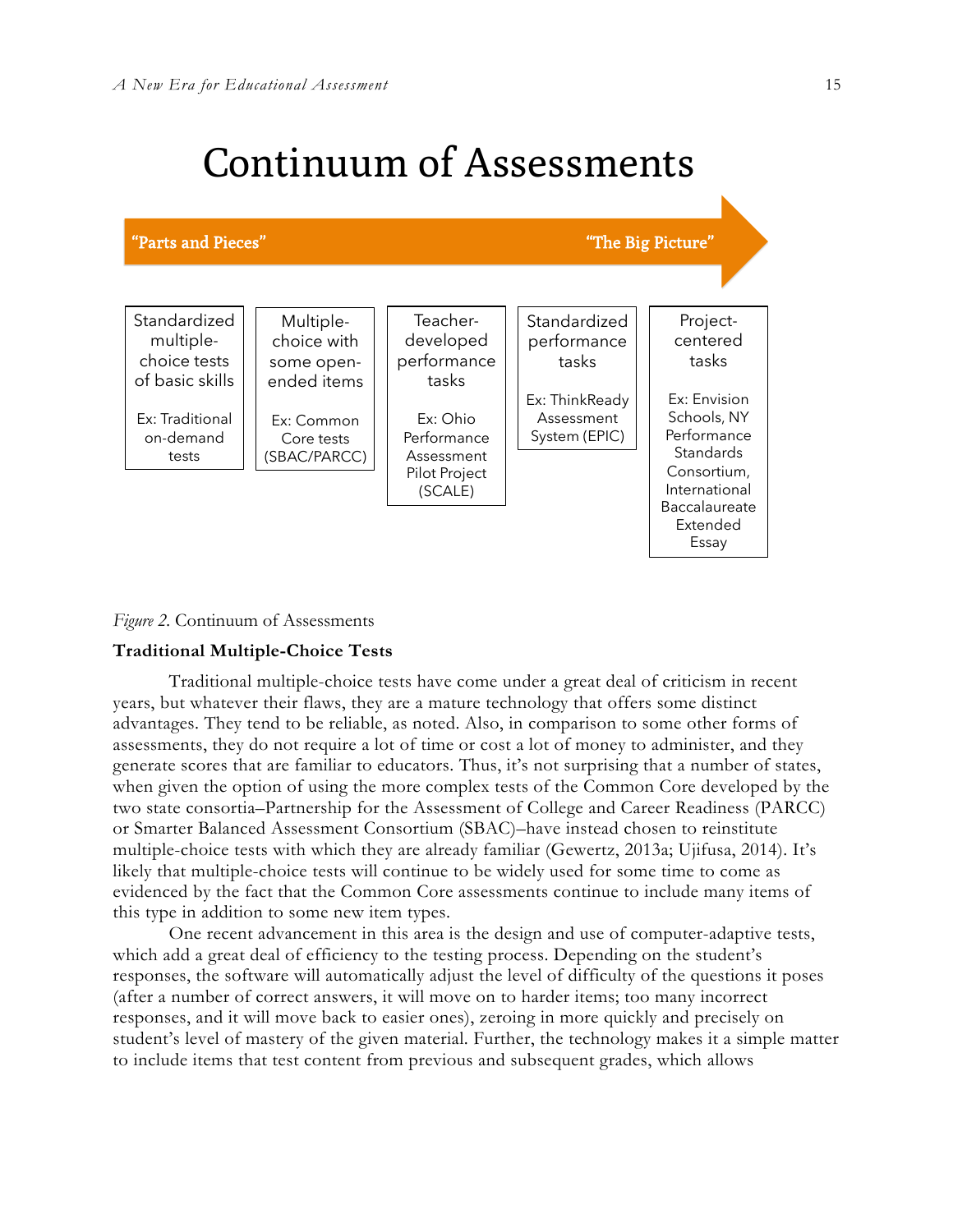# Continuum of Assessments

"Parts and Pieces" → "The Big Picture"

| Standardized multiple-choice tests of basic skills | Multiple-choice with some open-ended items | Teacher-developed performance tasks | Standardized performance tasks | Project-centered tasks |
|---|---|---|---|---|
| Ex: Traditional on-demand tests | Ex: Common Core tests (SBAC/PARCC) | Ex: Ohio Performance Assessment Pilot Project (SCALE) | Ex: ThinkReady Assessment System (EPIC) | Ex: Envision Schools, NY Performance Standards Consortium, International Baccalaureate Extended Essay |

*Figure 2.* Continuum of Assessments

**Traditional Multiple-Choice Tests**

Traditional multiple-choice tests have come under a great deal of criticism in recent years, but whatever their flaws, they are a mature technology that offers some distinct advantages. They tend to be reliable, as noted. Also, in comparison to some other forms of assessments, they do not require a lot of time or cost a lot of money to administer, and they generate scores that are familiar to educators. Thus, it's not surprising that a number of states, when given the option of using the more complex tests of the Common Core developed by the two state consortia–Partnership for the Assessment of College and Career Readiness (PARCC) or Smarter Balanced Assessment Consortium (SBAC)–have instead chosen to reinstitute multiple-choice tests with which they are already familiar (Gewertz, 2013a; Ujifusa, 2014). It's likely that multiple-choice tests will continue to be widely used for some time to come as evidenced by the fact that the Common Core assessments continue to include many items of this type in addition to some new item types.

One recent advancement in this area is the design and use of computer-adaptive tests, which add a great deal of efficiency to the testing process. Depending on the student's responses, the software will automatically adjust the level of difficulty of the questions it poses (after a number of correct answers, it will move on to harder items; too many incorrect responses, and it will move back to easier ones), zeroing in more quickly and precisely on student's level of mastery of the given material. Further, the technology makes it a simple matter to include items that test content from previous and subsequent grades, which allows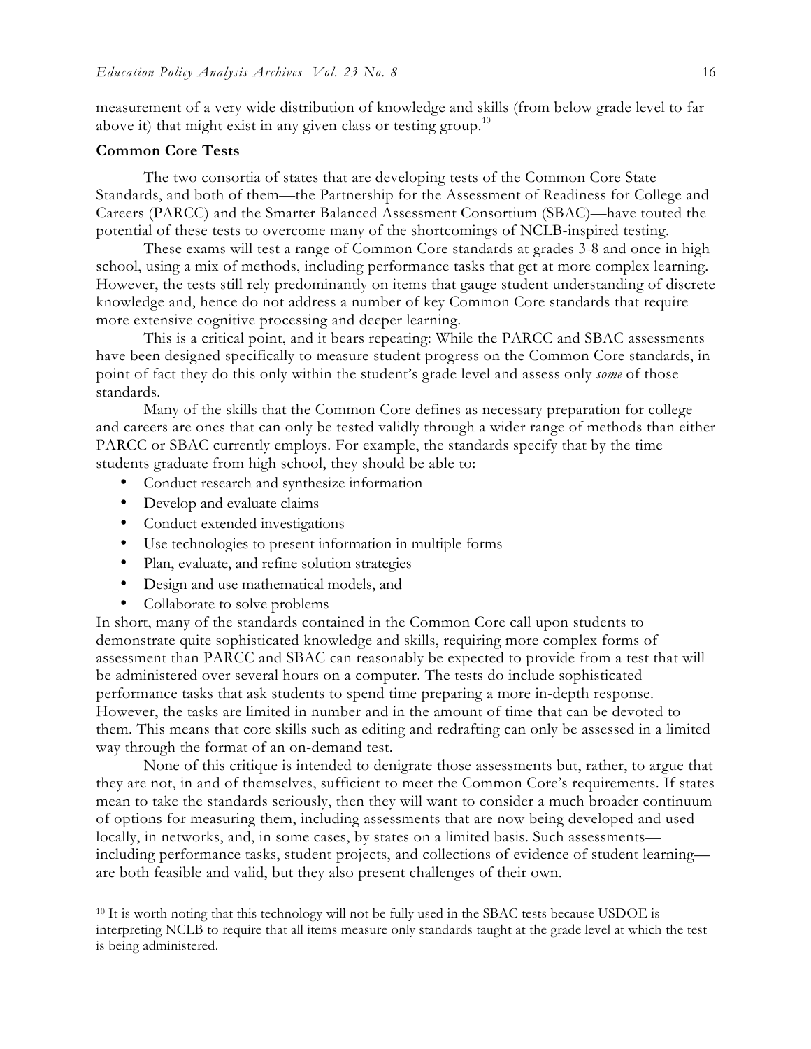measurement of a very wide distribution of knowledge and skills (from below grade level to far above it) that might exist in any given class or testing group.[10]

**Common Core Tests**

The two consortia of states that are developing tests of the Common Core State Standards, and both of them—the Partnership for the Assessment of Readiness for College and Careers (PARCC) and the Smarter Balanced Assessment Consortium (SBAC)—have touted the potential of these tests to overcome many of the shortcomings of NCLB-inspired testing.

These exams will test a range of Common Core standards at grades 3-8 and once in high school, using a mix of methods, including performance tasks that get at more complex learning. However, the tests still rely predominantly on items that gauge student understanding of discrete knowledge and, hence do not address a number of key Common Core standards that require more extensive cognitive processing and deeper learning.

This is a critical point, and it bears repeating: While the PARCC and SBAC assessments have been designed specifically to measure student progress on the Common Core standards, in point of fact they do this only within the student's grade level and assess only *some* of those standards.

Many of the skills that the Common Core defines as necessary preparation for college and careers are ones that can only be tested validly through a wider range of methods than either PARCC or SBAC currently employs. For example, the standards specify that by the time students graduate from high school, they should be able to:

- Conduct research and synthesize information
- Develop and evaluate claims
- Conduct extended investigations
- Use technologies to present information in multiple forms
- Plan, evaluate, and refine solution strategies
- Design and use mathematical models, and
- Collaborate to solve problems

In short, many of the standards contained in the Common Core call upon students to demonstrate quite sophisticated knowledge and skills, requiring more complex forms of assessment than PARCC and SBAC can reasonably be expected to provide from a test that will be administered over several hours on a computer. The tests do include sophisticated performance tasks that ask students to spend time preparing a more in-depth response. However, the tasks are limited in number and in the amount of time that can be devoted to them. This means that core skills such as editing and redrafting can only be assessed in a limited way through the format of an on-demand test.

None of this critique is intended to denigrate those assessments but, rather, to argue that they are not, in and of themselves, sufficient to meet the Common Core's requirements. If states mean to take the standards seriously, then they will want to consider a much broader continuum of options for measuring them, including assessments that are now being developed and used locally, in networks, and, in some cases, by states on a limited basis. Such assessments—including performance tasks, student projects, and collections of evidence of student learning—are both feasible and valid, but they also present challenges of their own.

---

[10] It is worth noting that this technology will not be fully used in the SBAC tests because USDOE is interpreting NCLB to require that all items measure only standards taught at the grade level at which the test is being administered.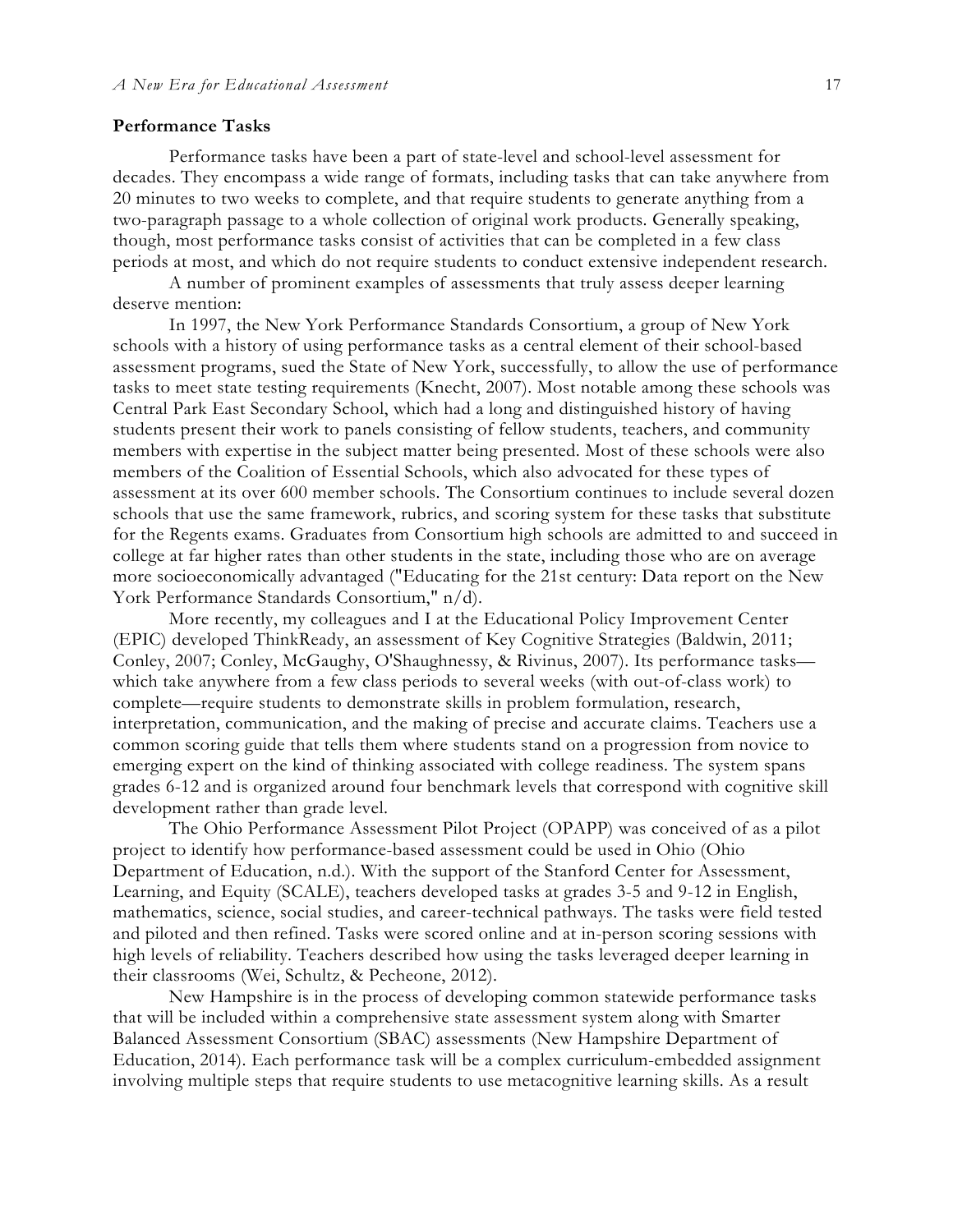**Performance Tasks**

Performance tasks have been a part of state-level and school-level assessment for decades. They encompass a wide range of formats, including tasks that can take anywhere from 20 minutes to two weeks to complete, and that require students to generate anything from a two-paragraph passage to a whole collection of original work products. Generally speaking, though, most performance tasks consist of activities that can be completed in a few class periods at most, and which do not require students to conduct extensive independent research.

A number of prominent examples of assessments that truly assess deeper learning deserve mention:

In 1997, the New York Performance Standards Consortium, a group of New York schools with a history of using performance tasks as a central element of their school-based assessment programs, sued the State of New York, successfully, to allow the use of performance tasks to meet state testing requirements (Knecht, 2007). Most notable among these schools was Central Park East Secondary School, which had a long and distinguished history of having students present their work to panels consisting of fellow students, teachers, and community members with expertise in the subject matter being presented. Most of these schools were also members of the Coalition of Essential Schools, which also advocated for these types of assessment at its over 600 member schools. The Consortium continues to include several dozen schools that use the same framework, rubrics, and scoring system for these tasks that substitute for the Regents exams. Graduates from Consortium high schools are admitted to and succeed in college at far higher rates than other students in the state, including those who are on average more socioeconomically advantaged ("Educating for the 21st century: Data report on the New York Performance Standards Consortium," n/d).

More recently, my colleagues and I at the Educational Policy Improvement Center (EPIC) developed ThinkReady, an assessment of Key Cognitive Strategies (Baldwin, 2011; Conley, 2007; Conley, McGaughy, O'Shaughnessy, & Rivinus, 2007). Its performance tasks—which take anywhere from a few class periods to several weeks (with out-of-class work) to complete—require students to demonstrate skills in problem formulation, research, interpretation, communication, and the making of precise and accurate claims. Teachers use a common scoring guide that tells them where students stand on a progression from novice to emerging expert on the kind of thinking associated with college readiness. The system spans grades 6-12 and is organized around four benchmark levels that correspond with cognitive skill development rather than grade level.

The Ohio Performance Assessment Pilot Project (OPAPP) was conceived of as a pilot project to identify how performance-based assessment could be used in Ohio (Ohio Department of Education, n.d.). With the support of the Stanford Center for Assessment, Learning, and Equity (SCALE), teachers developed tasks at grades 3-5 and 9-12 in English, mathematics, science, social studies, and career-technical pathways. The tasks were field tested and piloted and then refined. Tasks were scored online and at in-person scoring sessions with high levels of reliability. Teachers described how using the tasks leveraged deeper learning in their classrooms (Wei, Schultz, & Pecheone, 2012).

New Hampshire is in the process of developing common statewide performance tasks that will be included within a comprehensive state assessment system along with Smarter Balanced Assessment Consortium (SBAC) assessments (New Hampshire Department of Education, 2014). Each performance task will be a complex curriculum-embedded assignment involving multiple steps that require students to use metacognitive learning skills. As a result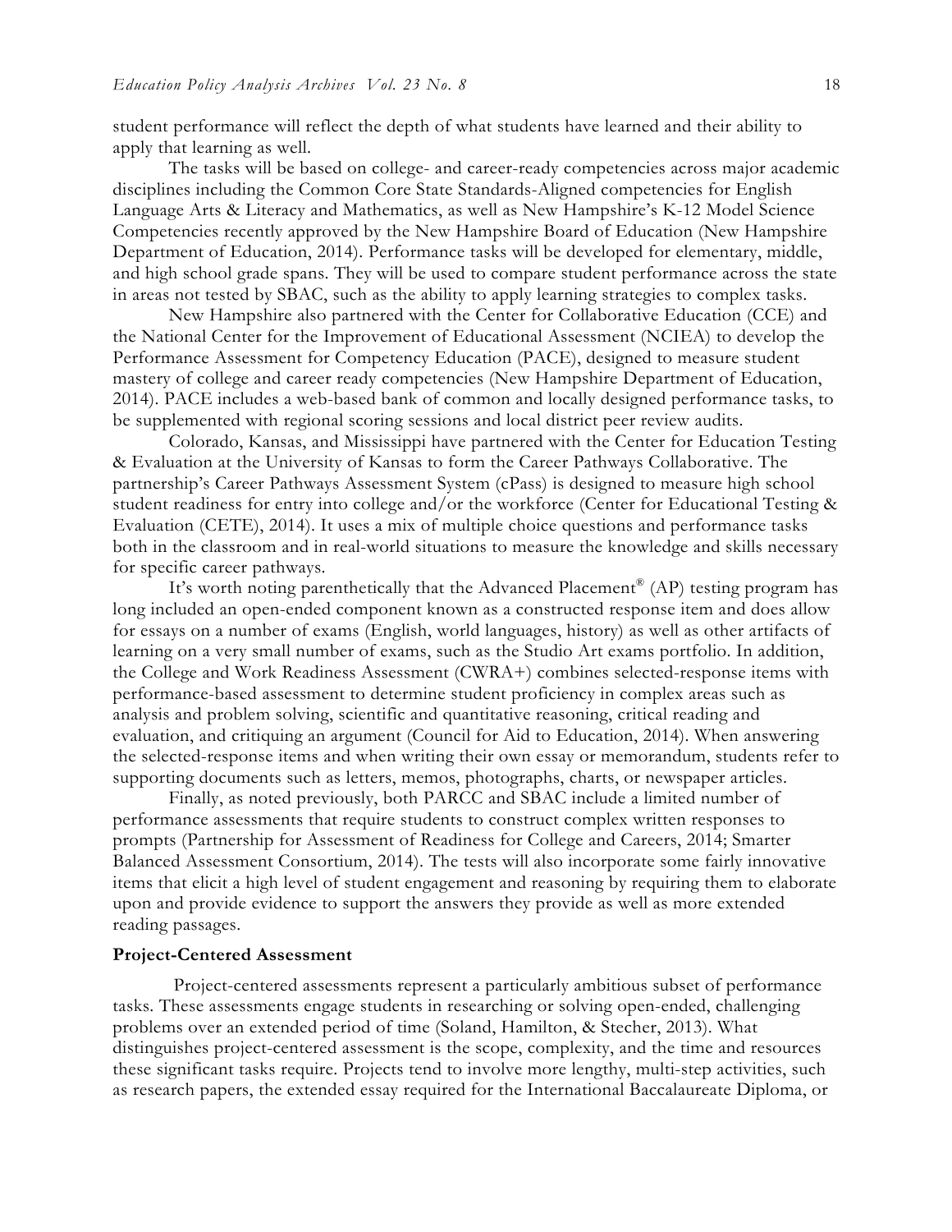student performance will reflect the depth of what students have learned and their ability to apply that learning as well.

The tasks will be based on college- and career-ready competencies across major academic disciplines including the Common Core State Standards-Aligned competencies for English Language Arts & Literacy and Mathematics, as well as New Hampshire's K-12 Model Science Competencies recently approved by the New Hampshire Board of Education (New Hampshire Department of Education, 2014). Performance tasks will be developed for elementary, middle, and high school grade spans. They will be used to compare student performance across the state in areas not tested by SBAC, such as the ability to apply learning strategies to complex tasks.

New Hampshire also partnered with the Center for Collaborative Education (CCE) and the National Center for the Improvement of Educational Assessment (NCIEA) to develop the Performance Assessment for Competency Education (PACE), designed to measure student mastery of college and career ready competencies (New Hampshire Department of Education, 2014). PACE includes a web-based bank of common and locally designed performance tasks, to be supplemented with regional scoring sessions and local district peer review audits.

Colorado, Kansas, and Mississippi have partnered with the Center for Education Testing & Evaluation at the University of Kansas to form the Career Pathways Collaborative. The partnership's Career Pathways Assessment System (cPass) is designed to measure high school student readiness for entry into college and/or the workforce (Center for Educational Testing & Evaluation (CETE), 2014). It uses a mix of multiple choice questions and performance tasks both in the classroom and in real-world situations to measure the knowledge and skills necessary for specific career pathways.

It's worth noting parenthetically that the Advanced Placement® (AP) testing program has long included an open-ended component known as a constructed response item and does allow for essays on a number of exams (English, world languages, history) as well as other artifacts of learning on a very small number of exams, such as the Studio Art exams portfolio. In addition, the College and Work Readiness Assessment (CWRA+) combines selected-response items with performance-based assessment to determine student proficiency in complex areas such as analysis and problem solving, scientific and quantitative reasoning, critical reading and evaluation, and critiquing an argument (Council for Aid to Education, 2014). When answering the selected-response items and when writing their own essay or memorandum, students refer to supporting documents such as letters, memos, photographs, charts, or newspaper articles.

Finally, as noted previously, both PARCC and SBAC include a limited number of performance assessments that require students to construct complex written responses to prompts (Partnership for Assessment of Readiness for College and Careers, 2014; Smarter Balanced Assessment Consortium, 2014). The tests will also incorporate some fairly innovative items that elicit a high level of student engagement and reasoning by requiring them to elaborate upon and provide evidence to support the answers they provide as well as more extended reading passages.

**Project-Centered Assessment**

Project-centered assessments represent a particularly ambitious subset of performance tasks. These assessments engage students in researching or solving open-ended, challenging problems over an extended period of time (Soland, Hamilton, & Stecher, 2013). What distinguishes project-centered assessment is the scope, complexity, and the time and resources these significant tasks require. Projects tend to involve more lengthy, multi-step activities, such as research papers, the extended essay required for the International Baccalaureate Diploma, or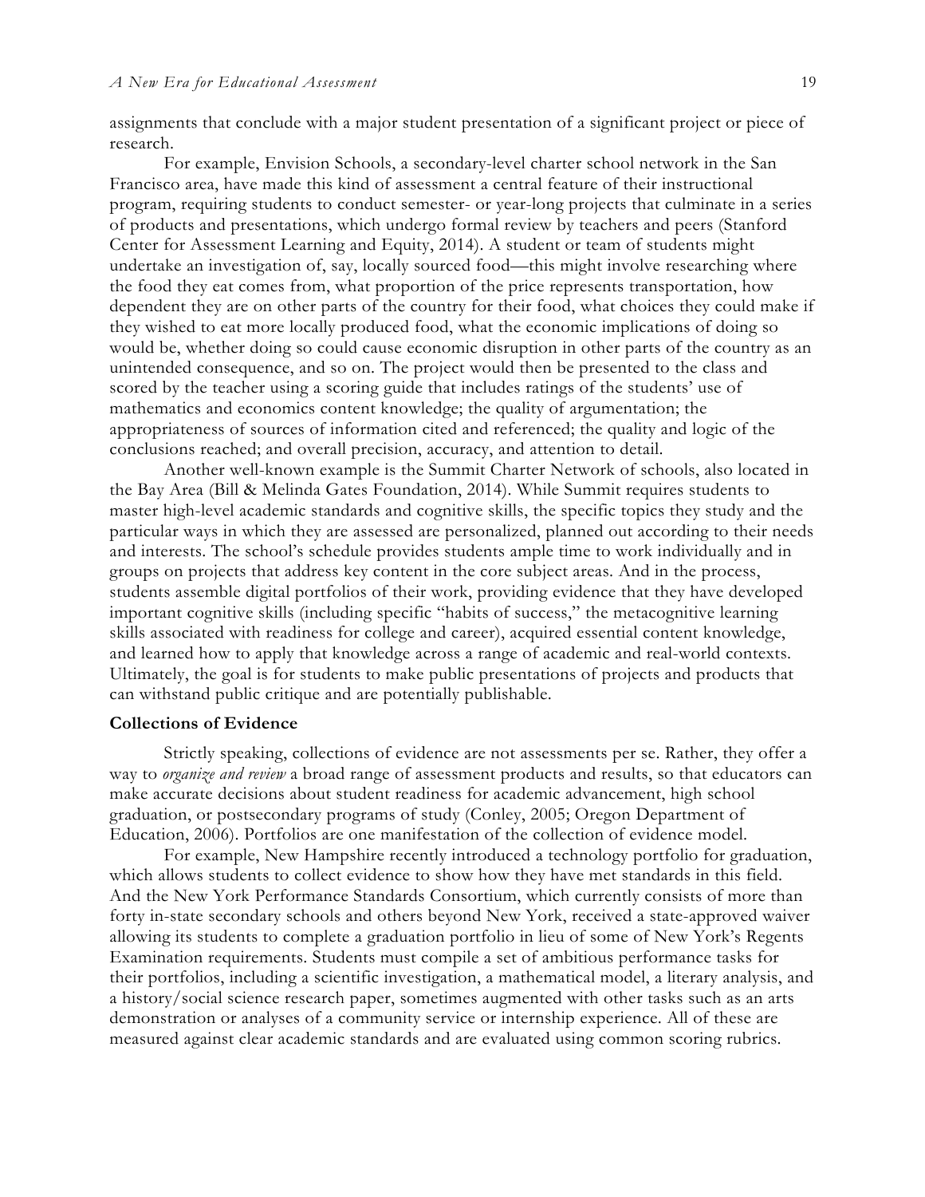assignments that conclude with a major student presentation of a significant project or piece of research.

For example, Envision Schools, a secondary-level charter school network in the San Francisco area, have made this kind of assessment a central feature of their instructional program, requiring students to conduct semester- or year-long projects that culminate in a series of products and presentations, which undergo formal review by teachers and peers (Stanford Center for Assessment Learning and Equity, 2014). A student or team of students might undertake an investigation of, say, locally sourced food—this might involve researching where the food they eat comes from, what proportion of the price represents transportation, how dependent they are on other parts of the country for their food, what choices they could make if they wished to eat more locally produced food, what the economic implications of doing so would be, whether doing so could cause economic disruption in other parts of the country as an unintended consequence, and so on. The project would then be presented to the class and scored by the teacher using a scoring guide that includes ratings of the students' use of mathematics and economics content knowledge; the quality of argumentation; the appropriateness of sources of information cited and referenced; the quality and logic of the conclusions reached; and overall precision, accuracy, and attention to detail.

Another well-known example is the Summit Charter Network of schools, also located in the Bay Area (Bill & Melinda Gates Foundation, 2014). While Summit requires students to master high-level academic standards and cognitive skills, the specific topics they study and the particular ways in which they are assessed are personalized, planned out according to their needs and interests. The school's schedule provides students ample time to work individually and in groups on projects that address key content in the core subject areas. And in the process, students assemble digital portfolios of their work, providing evidence that they have developed important cognitive skills (including specific "habits of success," the metacognitive learning skills associated with readiness for college and career), acquired essential content knowledge, and learned how to apply that knowledge across a range of academic and real-world contexts. Ultimately, the goal is for students to make public presentations of projects and products that can withstand public critique and are potentially publishable.

**Collections of Evidence**

Strictly speaking, collections of evidence are not assessments per se. Rather, they offer a way to *organize and review* a broad range of assessment products and results, so that educators can make accurate decisions about student readiness for academic advancement, high school graduation, or postsecondary programs of study (Conley, 2005; Oregon Department of Education, 2006). Portfolios are one manifestation of the collection of evidence model.

For example, New Hampshire recently introduced a technology portfolio for graduation, which allows students to collect evidence to show how they have met standards in this field. And the New York Performance Standards Consortium, which currently consists of more than forty in-state secondary schools and others beyond New York, received a state-approved waiver allowing its students to complete a graduation portfolio in lieu of some of New York's Regents Examination requirements. Students must compile a set of ambitious performance tasks for their portfolios, including a scientific investigation, a mathematical model, a literary analysis, and a history/social science research paper, sometimes augmented with other tasks such as an arts demonstration or analyses of a community service or internship experience. All of these are measured against clear academic standards and are evaluated using common scoring rubrics.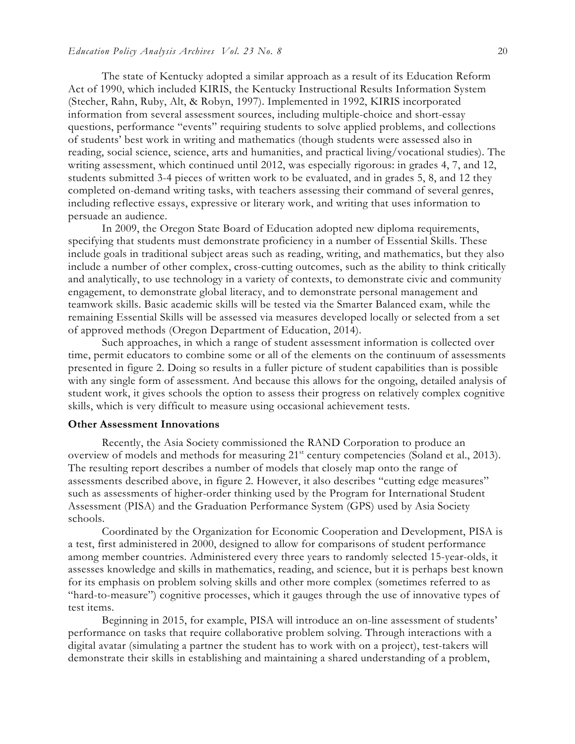The state of Kentucky adopted a similar approach as a result of its Education Reform Act of 1990, which included KIRIS, the Kentucky Instructional Results Information System (Stecher, Rahn, Ruby, Alt, & Robyn, 1997). Implemented in 1992, KIRIS incorporated information from several assessment sources, including multiple-choice and short-essay questions, performance "events" requiring students to solve applied problems, and collections of students' best work in writing and mathematics (though students were assessed also in reading, social science, science, arts and humanities, and practical living/vocational studies). The writing assessment, which continued until 2012, was especially rigorous: in grades 4, 7, and 12, students submitted 3-4 pieces of written work to be evaluated, and in grades 5, 8, and 12 they completed on-demand writing tasks, with teachers assessing their command of several genres, including reflective essays, expressive or literary work, and writing that uses information to persuade an audience.

In 2009, the Oregon State Board of Education adopted new diploma requirements, specifying that students must demonstrate proficiency in a number of Essential Skills. These include goals in traditional subject areas such as reading, writing, and mathematics, but they also include a number of other complex, cross-cutting outcomes, such as the ability to think critically and analytically, to use technology in a variety of contexts, to demonstrate civic and community engagement, to demonstrate global literacy, and to demonstrate personal management and teamwork skills. Basic academic skills will be tested via the Smarter Balanced exam, while the remaining Essential Skills will be assessed via measures developed locally or selected from a set of approved methods (Oregon Department of Education, 2014).

Such approaches, in which a range of student assessment information is collected over time, permit educators to combine some or all of the elements on the continuum of assessments presented in figure 2. Doing so results in a fuller picture of student capabilities than is possible with any single form of assessment. And because this allows for the ongoing, detailed analysis of student work, it gives schools the option to assess their progress on relatively complex cognitive skills, which is very difficult to measure using occasional achievement tests.

### Other Assessment Innovations

Recently, the Asia Society commissioned the RAND Corporation to produce an overview of models and methods for measuring 21st century competencies (Soland et al., 2013). The resulting report describes a number of models that closely map onto the range of assessments described above, in figure 2. However, it also describes "cutting edge measures" such as assessments of higher-order thinking used by the Program for International Student Assessment (PISA) and the Graduation Performance System (GPS) used by Asia Society schools.

Coordinated by the Organization for Economic Cooperation and Development, PISA is a test, first administered in 2000, designed to allow for comparisons of student performance among member countries. Administered every three years to randomly selected 15-year-olds, it assesses knowledge and skills in mathematics, reading, and science, but it is perhaps best known for its emphasis on problem solving skills and other more complex (sometimes referred to as "hard-to-measure") cognitive processes, which it gauges through the use of innovative types of test items.

Beginning in 2015, for example, PISA will introduce an on-line assessment of students' performance on tasks that require collaborative problem solving. Through interactions with a digital avatar (simulating a partner the student has to work with on a project), test-takers will demonstrate their skills in establishing and maintaining a shared understanding of a problem,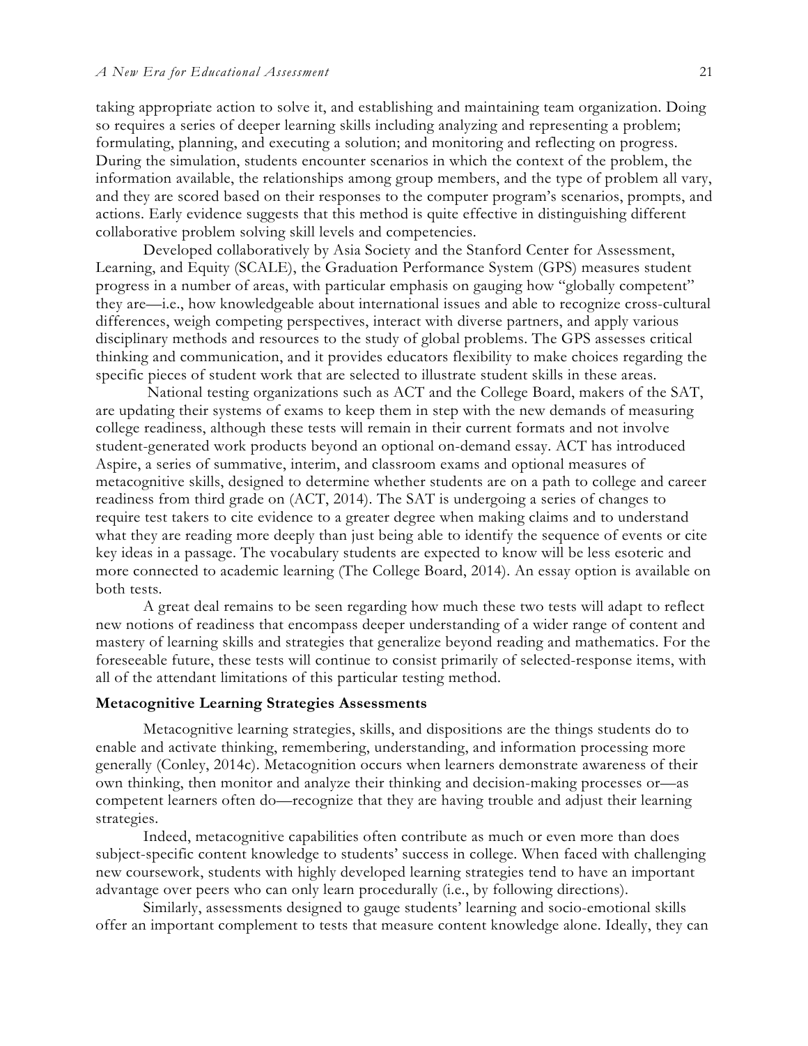taking appropriate action to solve it, and establishing and maintaining team organization. Doing so requires a series of deeper learning skills including analyzing and representing a problem; formulating, planning, and executing a solution; and monitoring and reflecting on progress. During the simulation, students encounter scenarios in which the context of the problem, the information available, the relationships among group members, and the type of problem all vary, and they are scored based on their responses to the computer program's scenarios, prompts, and actions. Early evidence suggests that this method is quite effective in distinguishing different collaborative problem solving skill levels and competencies.

Developed collaboratively by Asia Society and the Stanford Center for Assessment, Learning, and Equity (SCALE), the Graduation Performance System (GPS) measures student progress in a number of areas, with particular emphasis on gauging how "globally competent" they are—i.e., how knowledgeable about international issues and able to recognize cross-cultural differences, weigh competing perspectives, interact with diverse partners, and apply various disciplinary methods and resources to the study of global problems. The GPS assesses critical thinking and communication, and it provides educators flexibility to make choices regarding the specific pieces of student work that are selected to illustrate student skills in these areas.

National testing organizations such as ACT and the College Board, makers of the SAT, are updating their systems of exams to keep them in step with the new demands of measuring college readiness, although these tests will remain in their current formats and not involve student-generated work products beyond an optional on-demand essay. ACT has introduced Aspire, a series of summative, interim, and classroom exams and optional measures of metacognitive skills, designed to determine whether students are on a path to college and career readiness from third grade on (ACT, 2014). The SAT is undergoing a series of changes to require test takers to cite evidence to a greater degree when making claims and to understand what they are reading more deeply than just being able to identify the sequence of events or cite key ideas in a passage. The vocabulary students are expected to know will be less esoteric and more connected to academic learning (The College Board, 2014). An essay option is available on both tests.

A great deal remains to be seen regarding how much these two tests will adapt to reflect new notions of readiness that encompass deeper understanding of a wider range of content and mastery of learning skills and strategies that generalize beyond reading and mathematics. For the foreseeable future, these tests will continue to consist primarily of selected-response items, with all of the attendant limitations of this particular testing method.

**Metacognitive Learning Strategies Assessments**

Metacognitive learning strategies, skills, and dispositions are the things students do to enable and activate thinking, remembering, understanding, and information processing more generally (Conley, 2014c). Metacognition occurs when learners demonstrate awareness of their own thinking, then monitor and analyze their thinking and decision-making processes or—as competent learners often do—recognize that they are having trouble and adjust their learning strategies.

Indeed, metacognitive capabilities often contribute as much or even more than does subject-specific content knowledge to students' success in college. When faced with challenging new coursework, students with highly developed learning strategies tend to have an important advantage over peers who can only learn procedurally (i.e., by following directions).

Similarly, assessments designed to gauge students' learning and socio-emotional skills offer an important complement to tests that measure content knowledge alone. Ideally, they can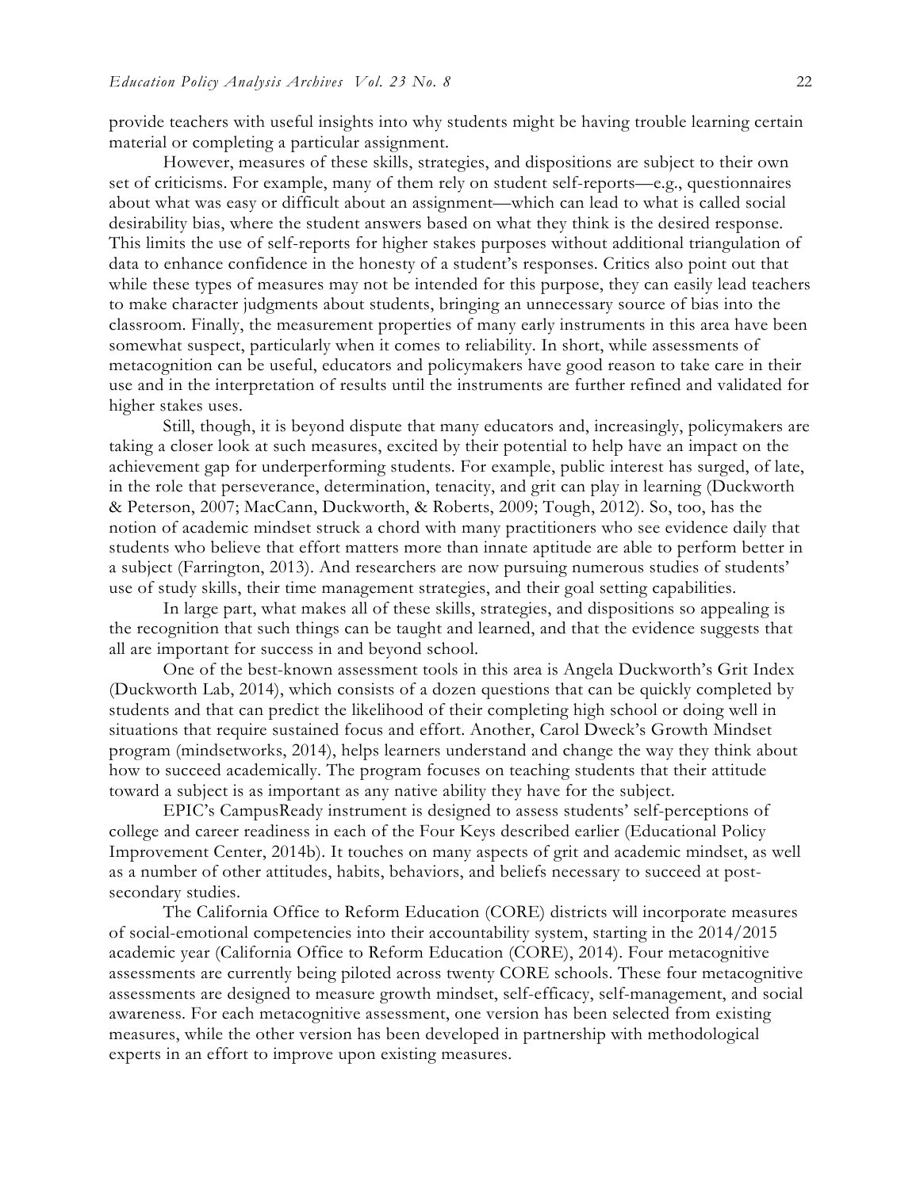provide teachers with useful insights into why students might be having trouble learning certain material or completing a particular assignment.

However, measures of these skills, strategies, and dispositions are subject to their own set of criticisms. For example, many of them rely on student self-reports—e.g., questionnaires about what was easy or difficult about an assignment—which can lead to what is called social desirability bias, where the student answers based on what they think is the desired response. This limits the use of self-reports for higher stakes purposes without additional triangulation of data to enhance confidence in the honesty of a student's responses. Critics also point out that while these types of measures may not be intended for this purpose, they can easily lead teachers to make character judgments about students, bringing an unnecessary source of bias into the classroom. Finally, the measurement properties of many early instruments in this area have been somewhat suspect, particularly when it comes to reliability. In short, while assessments of metacognition can be useful, educators and policymakers have good reason to take care in their use and in the interpretation of results until the instruments are further refined and validated for higher stakes uses.

Still, though, it is beyond dispute that many educators and, increasingly, policymakers are taking a closer look at such measures, excited by their potential to help have an impact on the achievement gap for underperforming students. For example, public interest has surged, of late, in the role that perseverance, determination, tenacity, and grit can play in learning (Duckworth & Peterson, 2007; MacCann, Duckworth, & Roberts, 2009; Tough, 2012). So, too, has the notion of academic mindset struck a chord with many practitioners who see evidence daily that students who believe that effort matters more than innate aptitude are able to perform better in a subject (Farrington, 2013). And researchers are now pursuing numerous studies of students' use of study skills, their time management strategies, and their goal setting capabilities.

In large part, what makes all of these skills, strategies, and dispositions so appealing is the recognition that such things can be taught and learned, and that the evidence suggests that all are important for success in and beyond school.

One of the best-known assessment tools in this area is Angela Duckworth's Grit Index (Duckworth Lab, 2014), which consists of a dozen questions that can be quickly completed by students and that can predict the likelihood of their completing high school or doing well in situations that require sustained focus and effort. Another, Carol Dweck's Growth Mindset program (mindsetworks, 2014), helps learners understand and change the way they think about how to succeed academically. The program focuses on teaching students that their attitude toward a subject is as important as any native ability they have for the subject.

EPIC's CampusReady instrument is designed to assess students' self-perceptions of college and career readiness in each of the Four Keys described earlier (Educational Policy Improvement Center, 2014b). It touches on many aspects of grit and academic mindset, as well as a number of other attitudes, habits, behaviors, and beliefs necessary to succeed at post-secondary studies.

The California Office to Reform Education (CORE) districts will incorporate measures of social-emotional competencies into their accountability system, starting in the 2014/2015 academic year (California Office to Reform Education (CORE), 2014). Four metacognitive assessments are currently being piloted across twenty CORE schools. These four metacognitive assessments are designed to measure growth mindset, self-efficacy, self-management, and social awareness. For each metacognitive assessment, one version has been selected from existing measures, while the other version has been developed in partnership with methodological experts in an effort to improve upon existing measures.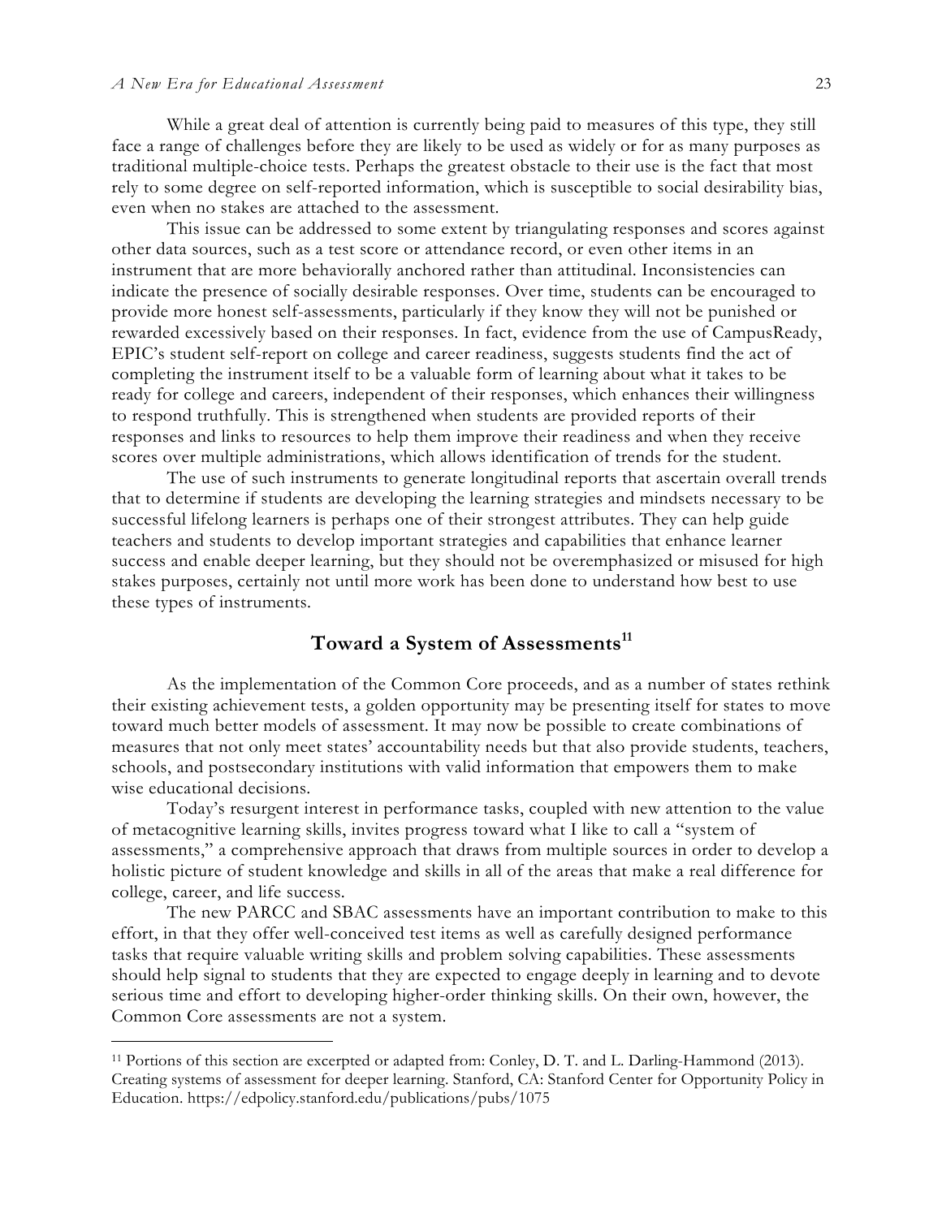While a great deal of attention is currently being paid to measures of this type, they still face a range of challenges before they are likely to be used as widely or for as many purposes as traditional multiple-choice tests. Perhaps the greatest obstacle to their use is the fact that most rely to some degree on self-reported information, which is susceptible to social desirability bias, even when no stakes are attached to the assessment.

This issue can be addressed to some extent by triangulating responses and scores against other data sources, such as a test score or attendance record, or even other items in an instrument that are more behaviorally anchored rather than attitudinal. Inconsistencies can indicate the presence of socially desirable responses. Over time, students can be encouraged to provide more honest self-assessments, particularly if they know they will not be punished or rewarded excessively based on their responses. In fact, evidence from the use of CampusReady, EPIC's student self-report on college and career readiness, suggests students find the act of completing the instrument itself to be a valuable form of learning about what it takes to be ready for college and careers, independent of their responses, which enhances their willingness to respond truthfully. This is strengthened when students are provided reports of their responses and links to resources to help them improve their readiness and when they receive scores over multiple administrations, which allows identification of trends for the student.

The use of such instruments to generate longitudinal reports that ascertain overall trends that to determine if students are developing the learning strategies and mindsets necessary to be successful lifelong learners is perhaps one of their strongest attributes. They can help guide teachers and students to develop important strategies and capabilities that enhance learner success and enable deeper learning, but they should not be overemphasized or misused for high stakes purposes, certainly not until more work has been done to understand how best to use these types of instruments.

## Toward a System of Assessments[11]

As the implementation of the Common Core proceeds, and as a number of states rethink their existing achievement tests, a golden opportunity may be presenting itself for states to move toward much better models of assessment. It may now be possible to create combinations of measures that not only meet states' accountability needs but that also provide students, teachers, schools, and postsecondary institutions with valid information that empowers them to make wise educational decisions.

Today's resurgent interest in performance tasks, coupled with new attention to the value of metacognitive learning skills, invites progress toward what I like to call a "system of assessments," a comprehensive approach that draws from multiple sources in order to develop a holistic picture of student knowledge and skills in all of the areas that make a real difference for college, career, and life success.

The new PARCC and SBAC assessments have an important contribution to make to this effort, in that they offer well-conceived test items as well as carefully designed performance tasks that require valuable writing skills and problem solving capabilities. These assessments should help signal to students that they are expected to engage deeply in learning and to devote serious time and effort to developing higher-order thinking skills. On their own, however, the Common Core assessments are not a system.

---

[11] Portions of this section are excerpted or adapted from: Conley, D. T. and L. Darling-Hammond (2013). Creating systems of assessment for deeper learning. Stanford, CA: Stanford Center for Opportunity Policy in Education. https://edpolicy.stanford.edu/publications/pubs/1075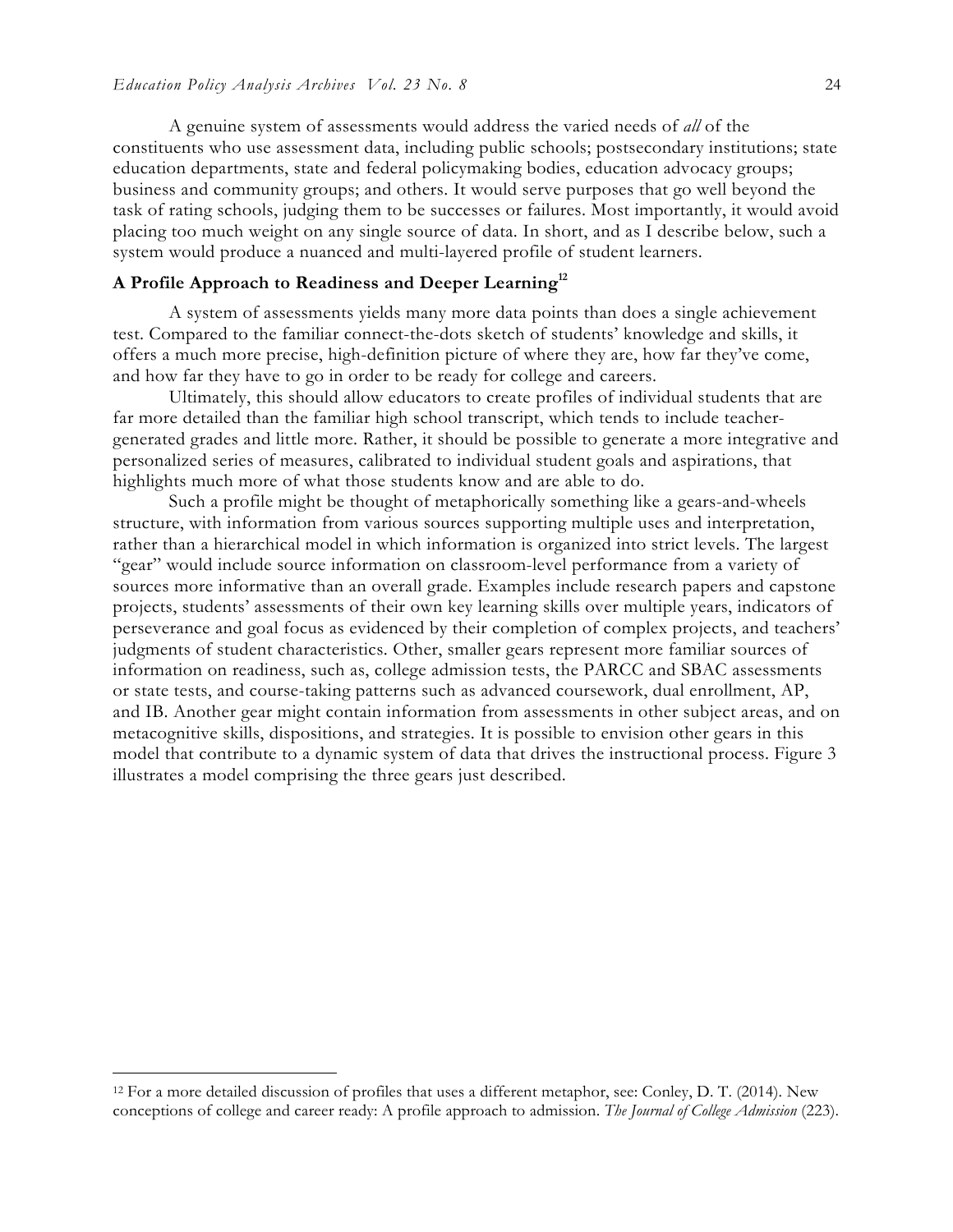A genuine system of assessments would address the varied needs of *all* of the constituents who use assessment data, including public schools; postsecondary institutions; state education departments, state and federal policymaking bodies, education advocacy groups; business and community groups; and others. It would serve purposes that go well beyond the task of rating schools, judging them to be successes or failures. Most importantly, it would avoid placing too much weight on any single source of data. In short, and as I describe below, such a system would produce a nuanced and multi-layered profile of student learners.

## A Profile Approach to Readiness and Deeper Learning[12]

A system of assessments yields many more data points than does a single achievement test. Compared to the familiar connect-the-dots sketch of students' knowledge and skills, it offers a much more precise, high-definition picture of where they are, how far they've come, and how far they have to go in order to be ready for college and careers.

Ultimately, this should allow educators to create profiles of individual students that are far more detailed than the familiar high school transcript, which tends to include teacher-generated grades and little more. Rather, it should be possible to generate a more integrative and personalized series of measures, calibrated to individual student goals and aspirations, that highlights much more of what those students know and are able to do.

Such a profile might be thought of metaphorically something like a gears-and-wheels structure, with information from various sources supporting multiple uses and interpretation, rather than a hierarchical model in which information is organized into strict levels. The largest "gear" would include source information on classroom-level performance from a variety of sources more informative than an overall grade. Examples include research papers and capstone projects, students' assessments of their own key learning skills over multiple years, indicators of perseverance and goal focus as evidenced by their completion of complex projects, and teachers' judgments of student characteristics. Other, smaller gears represent more familiar sources of information on readiness, such as, college admission tests, the PARCC and SBAC assessments or state tests, and course-taking patterns such as advanced coursework, dual enrollment, AP, and IB. Another gear might contain information from assessments in other subject areas, and on metacognitive skills, dispositions, and strategies. It is possible to envision other gears in this model that contribute to a dynamic system of data that drives the instructional process. Figure 3 illustrates a model comprising the three gears just described.

---

[12] For a more detailed discussion of profiles that uses a different metaphor, see: Conley, D. T. (2014). New conceptions of college and career ready: A profile approach to admission. *The Journal of College Admission* (223).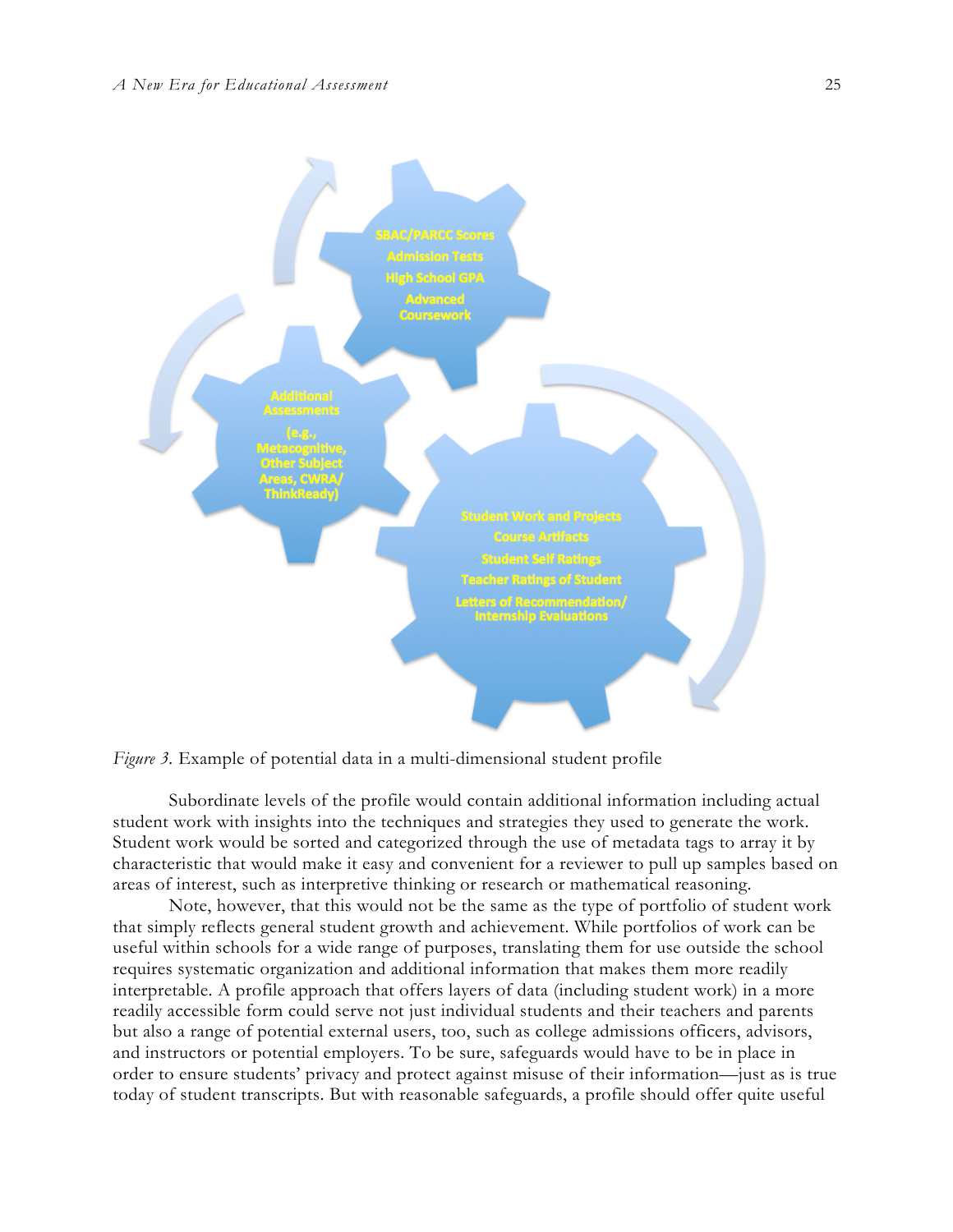SBAC/PARCC Scores
Admission Tests
High School GPA
Advanced Coursework

Additional Assessments
(e.g., Metacognitive, Other Subject Areas, CWRA/ ThinkReady)

Student Work and Projects
Course Artifacts
Student Self Ratings
Teacher Ratings of Student
Letters of Recommendation/ Internship Evaluations

*Figure 3.* Example of potential data in a multi-dimensional student profile

Subordinate levels of the profile would contain additional information including actual student work with insights into the techniques and strategies they used to generate the work. Student work would be sorted and categorized through the use of metadata tags to array it by characteristic that would make it easy and convenient for a reviewer to pull up samples based on areas of interest, such as interpretive thinking or research or mathematical reasoning.

Note, however, that this would not be the same as the type of portfolio of student work that simply reflects general student growth and achievement. While portfolios of work can be useful within schools for a wide range of purposes, translating them for use outside the school requires systematic organization and additional information that makes them more readily interpretable. A profile approach that offers layers of data (including student work) in a more readily accessible form could serve not just individual students and their teachers and parents but also a range of potential external users, too, such as college admissions officers, advisors, and instructors or potential employers. To be sure, safeguards would have to be in place in order to ensure students' privacy and protect against misuse of their information—just as is true today of student transcripts. But with reasonable safeguards, a profile should offer quite useful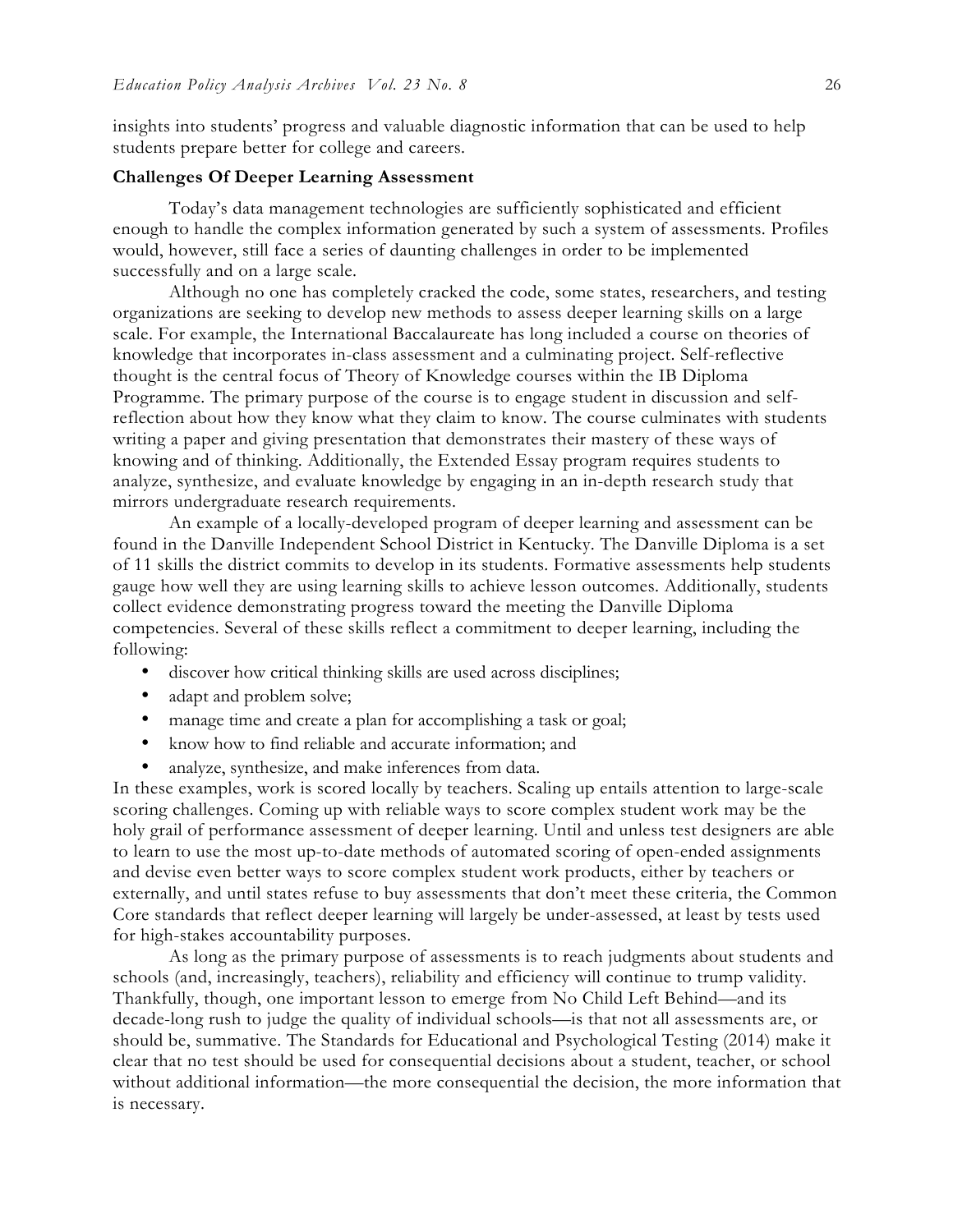insights into students' progress and valuable diagnostic information that can be used to help students prepare better for college and careers.

**Challenges Of Deeper Learning Assessment**

Today's data management technologies are sufficiently sophisticated and efficient enough to handle the complex information generated by such a system of assessments. Profiles would, however, still face a series of daunting challenges in order to be implemented successfully and on a large scale.

Although no one has completely cracked the code, some states, researchers, and testing organizations are seeking to develop new methods to assess deeper learning skills on a large scale. For example, the International Baccalaureate has long included a course on theories of knowledge that incorporates in-class assessment and a culminating project. Self-reflective thought is the central focus of Theory of Knowledge courses within the IB Diploma Programme. The primary purpose of the course is to engage student in discussion and self-reflection about how they know what they claim to know. The course culminates with students writing a paper and giving presentation that demonstrates their mastery of these ways of knowing and of thinking. Additionally, the Extended Essay program requires students to analyze, synthesize, and evaluate knowledge by engaging in an in-depth research study that mirrors undergraduate research requirements.

An example of a locally-developed program of deeper learning and assessment can be found in the Danville Independent School District in Kentucky. The Danville Diploma is a set of 11 skills the district commits to develop in its students. Formative assessments help students gauge how well they are using learning skills to achieve lesson outcomes. Additionally, students collect evidence demonstrating progress toward the meeting the Danville Diploma competencies. Several of these skills reflect a commitment to deeper learning, including the following:

- discover how critical thinking skills are used across disciplines;
- adapt and problem solve;
- manage time and create a plan for accomplishing a task or goal;
- know how to find reliable and accurate information; and
- analyze, synthesize, and make inferences from data.

In these examples, work is scored locally by teachers. Scaling up entails attention to large-scale scoring challenges. Coming up with reliable ways to score complex student work may be the holy grail of performance assessment of deeper learning. Until and unless test designers are able to learn to use the most up-to-date methods of automated scoring of open-ended assignments and devise even better ways to score complex student work products, either by teachers or externally, and until states refuse to buy assessments that don't meet these criteria, the Common Core standards that reflect deeper learning will largely be under-assessed, at least by tests used for high-stakes accountability purposes.

As long as the primary purpose of assessments is to reach judgments about students and schools (and, increasingly, teachers), reliability and efficiency will continue to trump validity. Thankfully, though, one important lesson to emerge from No Child Left Behind—and its decade-long rush to judge the quality of individual schools—is that not all assessments are, or should be, summative. The Standards for Educational and Psychological Testing (2014) make it clear that no test should be used for consequential decisions about a student, teacher, or school without additional information—the more consequential the decision, the more information that is necessary.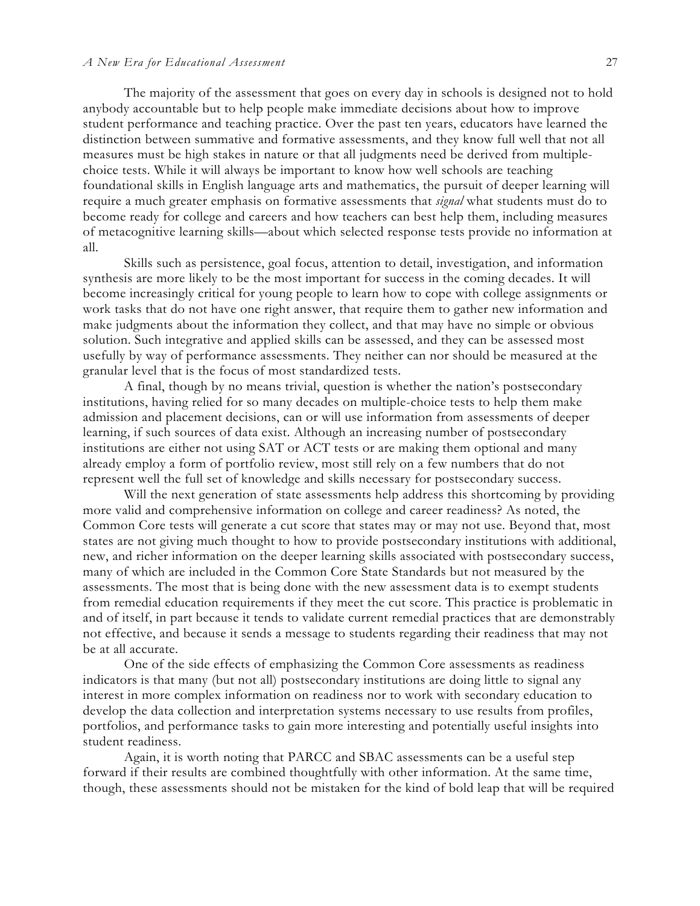The majority of the assessment that goes on every day in schools is designed not to hold anybody accountable but to help people make immediate decisions about how to improve student performance and teaching practice. Over the past ten years, educators have learned the distinction between summative and formative assessments, and they know full well that not all measures must be high stakes in nature or that all judgments need be derived from multiple-choice tests. While it will always be important to know how well schools are teaching foundational skills in English language arts and mathematics, the pursuit of deeper learning will require a much greater emphasis on formative assessments that *signal* what students must do to become ready for college and careers and how teachers can best help them, including measures of metacognitive learning skills—about which selected response tests provide no information at all.

Skills such as persistence, goal focus, attention to detail, investigation, and information synthesis are more likely to be the most important for success in the coming decades. It will become increasingly critical for young people to learn how to cope with college assignments or work tasks that do not have one right answer, that require them to gather new information and make judgments about the information they collect, and that may have no simple or obvious solution. Such integrative and applied skills can be assessed, and they can be assessed most usefully by way of performance assessments. They neither can nor should be measured at the granular level that is the focus of most standardized tests.

A final, though by no means trivial, question is whether the nation's postsecondary institutions, having relied for so many decades on multiple-choice tests to help them make admission and placement decisions, can or will use information from assessments of deeper learning, if such sources of data exist. Although an increasing number of postsecondary institutions are either not using SAT or ACT tests or are making them optional and many already employ a form of portfolio review, most still rely on a few numbers that do not represent well the full set of knowledge and skills necessary for postsecondary success.

Will the next generation of state assessments help address this shortcoming by providing more valid and comprehensive information on college and career readiness? As noted, the Common Core tests will generate a cut score that states may or may not use. Beyond that, most states are not giving much thought to how to provide postsecondary institutions with additional, new, and richer information on the deeper learning skills associated with postsecondary success, many of which are included in the Common Core State Standards but not measured by the assessments. The most that is being done with the new assessment data is to exempt students from remedial education requirements if they meet the cut score. This practice is problematic in and of itself, in part because it tends to validate current remedial practices that are demonstrably not effective, and because it sends a message to students regarding their readiness that may not be at all accurate.

One of the side effects of emphasizing the Common Core assessments as readiness indicators is that many (but not all) postsecondary institutions are doing little to signal any interest in more complex information on readiness nor to work with secondary education to develop the data collection and interpretation systems necessary to use results from profiles, portfolios, and performance tasks to gain more interesting and potentially useful insights into student readiness.

Again, it is worth noting that PARCC and SBAC assessments can be a useful step forward if their results are combined thoughtfully with other information. At the same time, though, these assessments should not be mistaken for the kind of bold leap that will be required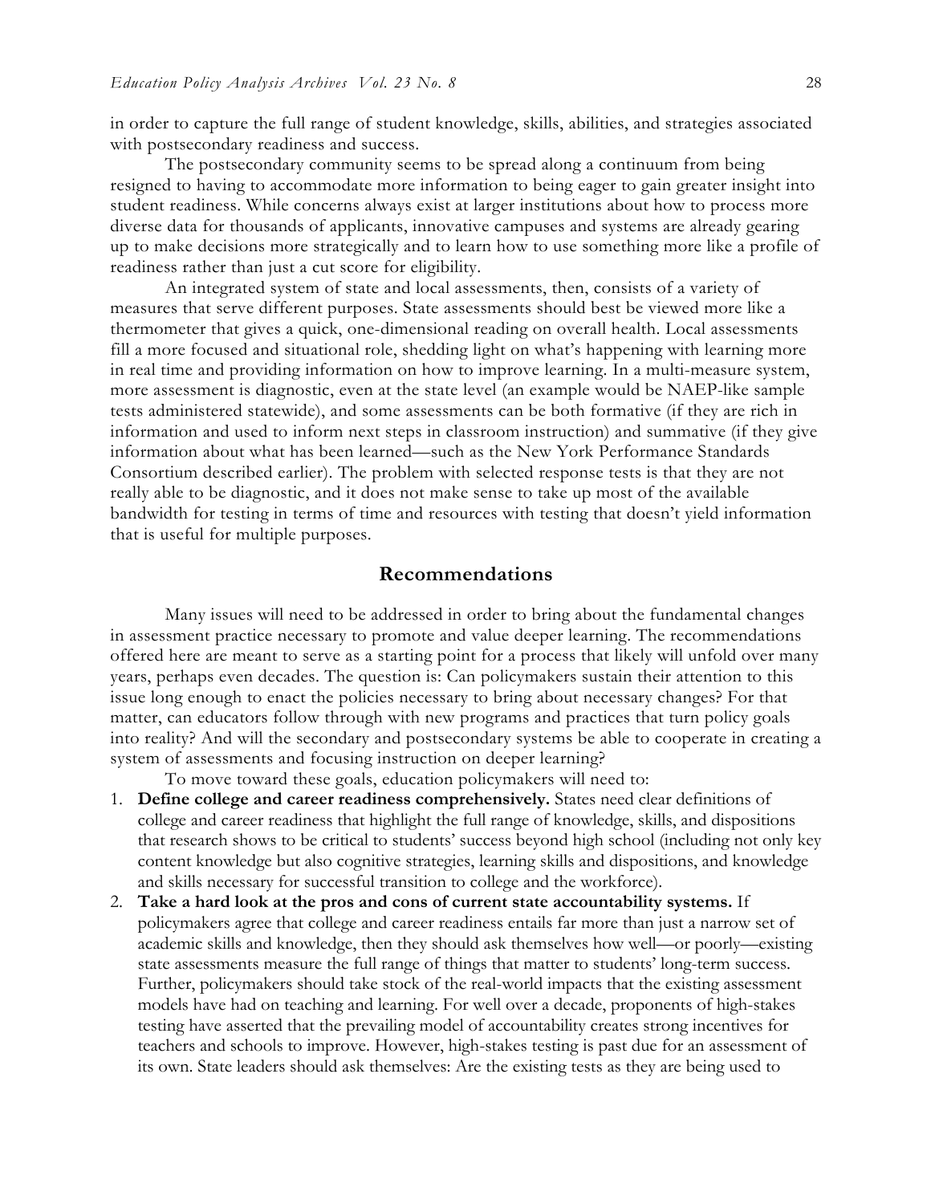in order to capture the full range of student knowledge, skills, abilities, and strategies associated with postsecondary readiness and success.

The postsecondary community seems to be spread along a continuum from being resigned to having to accommodate more information to being eager to gain greater insight into student readiness. While concerns always exist at larger institutions about how to process more diverse data for thousands of applicants, innovative campuses and systems are already gearing up to make decisions more strategically and to learn how to use something more like a profile of readiness rather than just a cut score for eligibility.

An integrated system of state and local assessments, then, consists of a variety of measures that serve different purposes. State assessments should best be viewed more like a thermometer that gives a quick, one-dimensional reading on overall health. Local assessments fill a more focused and situational role, shedding light on what's happening with learning more in real time and providing information on how to improve learning. In a multi-measure system, more assessment is diagnostic, even at the state level (an example would be NAEP-like sample tests administered statewide), and some assessments can be both formative (if they are rich in information and used to inform next steps in classroom instruction) and summative (if they give information about what has been learned—such as the New York Performance Standards Consortium described earlier). The problem with selected response tests is that they are not really able to be diagnostic, and it does not make sense to take up most of the available bandwidth for testing in terms of time and resources with testing that doesn't yield information that is useful for multiple purposes.

## Recommendations

Many issues will need to be addressed in order to bring about the fundamental changes in assessment practice necessary to promote and value deeper learning. The recommendations offered here are meant to serve as a starting point for a process that likely will unfold over many years, perhaps even decades. The question is: Can policymakers sustain their attention to this issue long enough to enact the policies necessary to bring about necessary changes? For that matter, can educators follow through with new programs and practices that turn policy goals into reality? And will the secondary and postsecondary systems be able to cooperate in creating a system of assessments and focusing instruction on deeper learning?

To move toward these goals, education policymakers will need to:

1. **Define college and career readiness comprehensively.** States need clear definitions of college and career readiness that highlight the full range of knowledge, skills, and dispositions that research shows to be critical to students' success beyond high school (including not only key content knowledge but also cognitive strategies, learning skills and dispositions, and knowledge and skills necessary for successful transition to college and the workforce).
2. **Take a hard look at the pros and cons of current state accountability systems.** If policymakers agree that college and career readiness entails far more than just a narrow set of academic skills and knowledge, then they should ask themselves how well—or poorly—existing state assessments measure the full range of things that matter to students' long-term success. Further, policymakers should take stock of the real-world impacts that the existing assessment models have had on teaching and learning. For well over a decade, proponents of high-stakes testing have asserted that the prevailing model of accountability creates strong incentives for teachers and schools to improve. However, high-stakes testing is past due for an assessment of its own. State leaders should ask themselves: Are the existing tests as they are being used to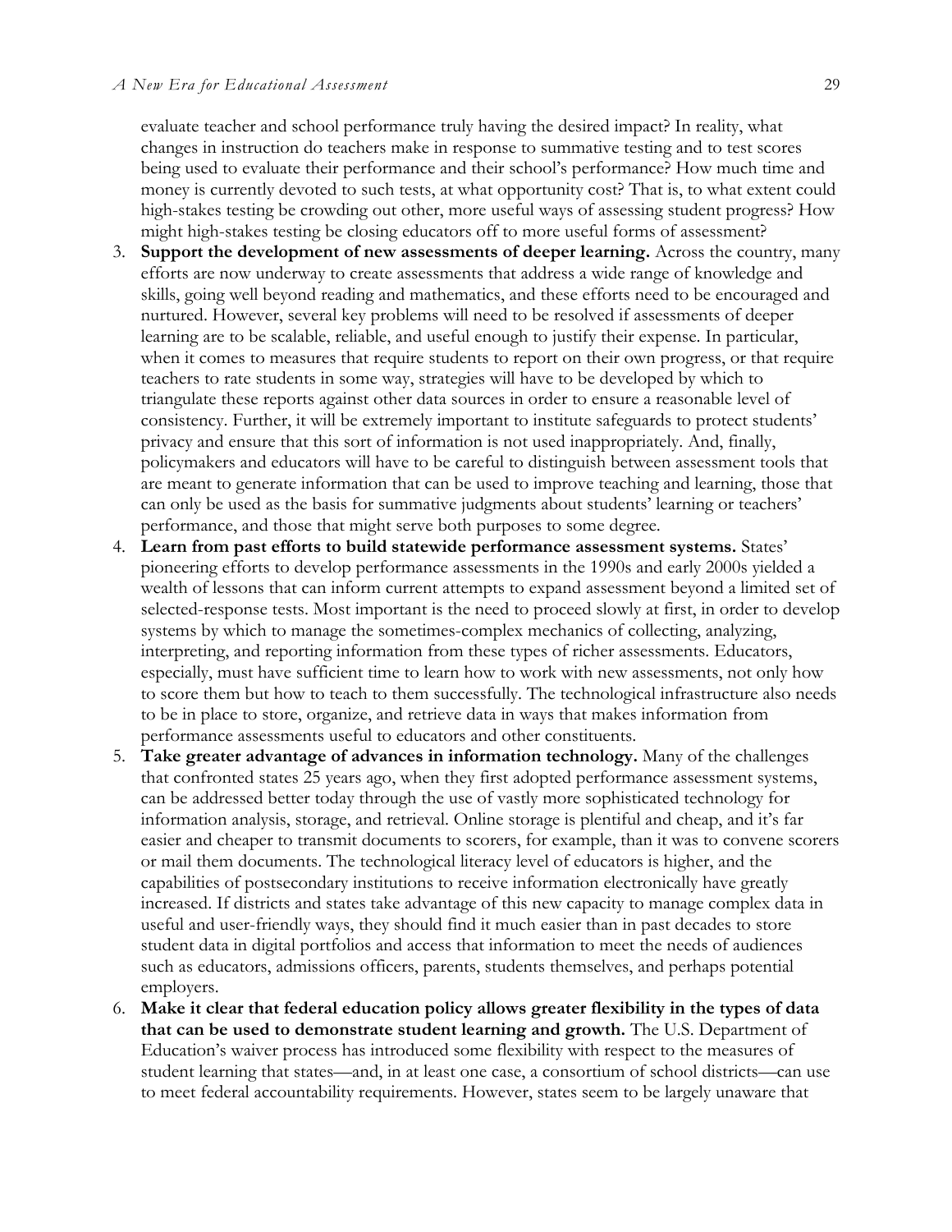evaluate teacher and school performance truly having the desired impact? In reality, what changes in instruction do teachers make in response to summative testing and to test scores being used to evaluate their performance and their school's performance? How much time and money is currently devoted to such tests, at what opportunity cost? That is, to what extent could high-stakes testing be crowding out other, more useful ways of assessing student progress? How might high-stakes testing be closing educators off to more useful forms of assessment?

3. **Support the development of new assessments of deeper learning.** Across the country, many efforts are now underway to create assessments that address a wide range of knowledge and skills, going well beyond reading and mathematics, and these efforts need to be encouraged and nurtured. However, several key problems will need to be resolved if assessments of deeper learning are to be scalable, reliable, and useful enough to justify their expense. In particular, when it comes to measures that require students to report on their own progress, or that require teachers to rate students in some way, strategies will have to be developed by which to triangulate these reports against other data sources in order to ensure a reasonable level of consistency. Further, it will be extremely important to institute safeguards to protect students' privacy and ensure that this sort of information is not used inappropriately. And, finally, policymakers and educators will have to be careful to distinguish between assessment tools that are meant to generate information that can be used to improve teaching and learning, those that can only be used as the basis for summative judgments about students' learning or teachers' performance, and those that might serve both purposes to some degree.
4. **Learn from past efforts to build statewide performance assessment systems.** States' pioneering efforts to develop performance assessments in the 1990s and early 2000s yielded a wealth of lessons that can inform current attempts to expand assessment beyond a limited set of selected-response tests. Most important is the need to proceed slowly at first, in order to develop systems by which to manage the sometimes-complex mechanics of collecting, analyzing, interpreting, and reporting information from these types of richer assessments. Educators, especially, must have sufficient time to learn how to work with new assessments, not only how to score them but how to teach to them successfully. The technological infrastructure also needs to be in place to store, organize, and retrieve data in ways that makes information from performance assessments useful to educators and other constituents.
5. **Take greater advantage of advances in information technology.** Many of the challenges that confronted states 25 years ago, when they first adopted performance assessment systems, can be addressed better today through the use of vastly more sophisticated technology for information analysis, storage, and retrieval. Online storage is plentiful and cheap, and it's far easier and cheaper to transmit documents to scorers, for example, than it was to convene scorers or mail them documents. The technological literacy level of educators is higher, and the capabilities of postsecondary institutions to receive information electronically have greatly increased. If districts and states take advantage of this new capacity to manage complex data in useful and user-friendly ways, they should find it much easier than in past decades to store student data in digital portfolios and access that information to meet the needs of audiences such as educators, admissions officers, parents, students themselves, and perhaps potential employers.
6. **Make it clear that federal education policy allows greater flexibility in the types of data that can be used to demonstrate student learning and growth.** The U.S. Department of Education's waiver process has introduced some flexibility with respect to the measures of student learning that states—and, in at least one case, a consortium of school districts—can use to meet federal accountability requirements. However, states seem to be largely unaware that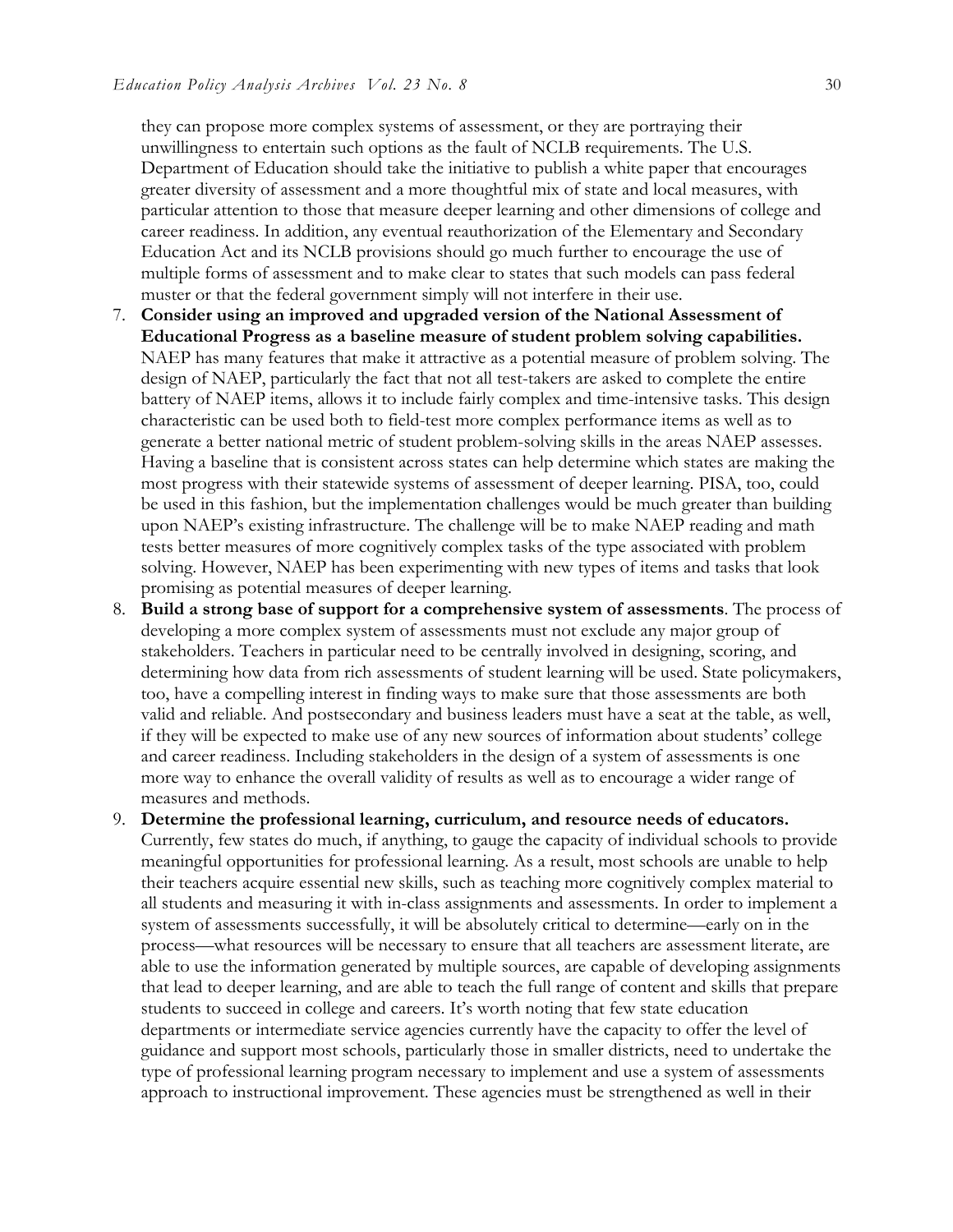they can propose more complex systems of assessment, or they are portraying their unwillingness to entertain such options as the fault of NCLB requirements. The U.S. Department of Education should take the initiative to publish a white paper that encourages greater diversity of assessment and a more thoughtful mix of state and local measures, with particular attention to those that measure deeper learning and other dimensions of college and career readiness. In addition, any eventual reauthorization of the Elementary and Secondary Education Act and its NCLB provisions should go much further to encourage the use of multiple forms of assessment and to make clear to states that such models can pass federal muster or that the federal government simply will not interfere in their use.

7. **Consider using an improved and upgraded version of the National Assessment of Educational Progress as a baseline measure of student problem solving capabilities.** NAEP has many features that make it attractive as a potential measure of problem solving. The design of NAEP, particularly the fact that not all test-takers are asked to complete the entire battery of NAEP items, allows it to include fairly complex and time-intensive tasks. This design characteristic can be used both to field-test more complex performance items as well as to generate a better national metric of student problem-solving skills in the areas NAEP assesses. Having a baseline that is consistent across states can help determine which states are making the most progress with their statewide systems of assessment of deeper learning. PISA, too, could be used in this fashion, but the implementation challenges would be much greater than building upon NAEP's existing infrastructure. The challenge will be to make NAEP reading and math tests better measures of more cognitively complex tasks of the type associated with problem solving. However, NAEP has been experimenting with new types of items and tasks that look promising as potential measures of deeper learning.
8. **Build a strong base of support for a comprehensive system of assessments**. The process of developing a more complex system of assessments must not exclude any major group of stakeholders. Teachers in particular need to be centrally involved in designing, scoring, and determining how data from rich assessments of student learning will be used. State policymakers, too, have a compelling interest in finding ways to make sure that those assessments are both valid and reliable. And postsecondary and business leaders must have a seat at the table, as well, if they will be expected to make use of any new sources of information about students' college and career readiness. Including stakeholders in the design of a system of assessments is one more way to enhance the overall validity of results as well as to encourage a wider range of measures and methods.
9. **Determine the professional learning, curriculum, and resource needs of educators.** Currently, few states do much, if anything, to gauge the capacity of individual schools to provide meaningful opportunities for professional learning. As a result, most schools are unable to help their teachers acquire essential new skills, such as teaching more cognitively complex material to all students and measuring it with in-class assignments and assessments. In order to implement a system of assessments successfully, it will be absolutely critical to determine—early on in the process—what resources will be necessary to ensure that all teachers are assessment literate, are able to use the information generated by multiple sources, are capable of developing assignments that lead to deeper learning, and are able to teach the full range of content and skills that prepare students to succeed in college and careers. It's worth noting that few state education departments or intermediate service agencies currently have the capacity to offer the level of guidance and support most schools, particularly those in smaller districts, need to undertake the type of professional learning program necessary to implement and use a system of assessments approach to instructional improvement. These agencies must be strengthened as well in their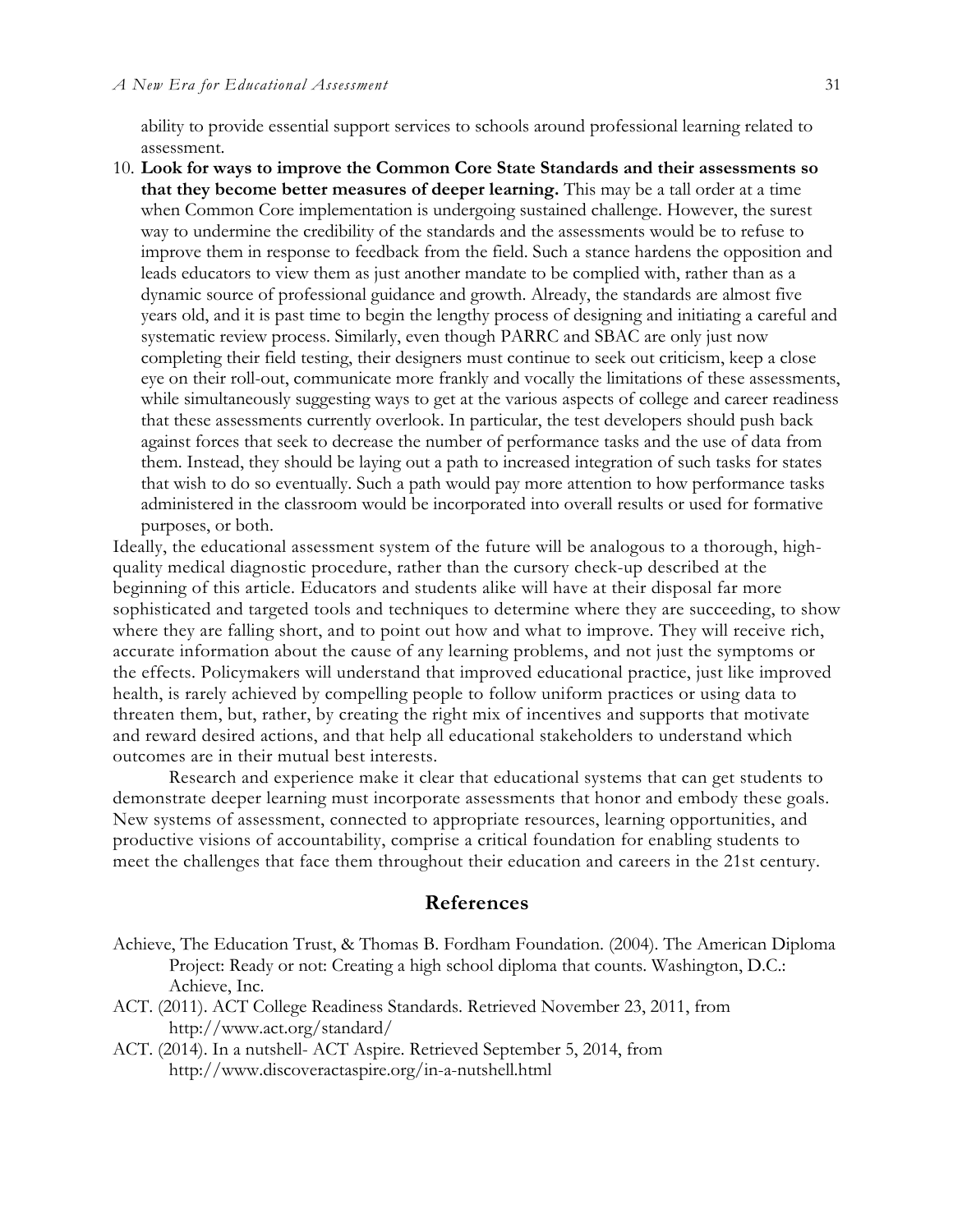ability to provide essential support services to schools around professional learning related to assessment.

10. **Look for ways to improve the Common Core State Standards and their assessments so that they become better measures of deeper learning.** This may be a tall order at a time when Common Core implementation is undergoing sustained challenge. However, the surest way to undermine the credibility of the standards and the assessments would be to refuse to improve them in response to feedback from the field. Such a stance hardens the opposition and leads educators to view them as just another mandate to be complied with, rather than as a dynamic source of professional guidance and growth. Already, the standards are almost five years old, and it is past time to begin the lengthy process of designing and initiating a careful and systematic review process. Similarly, even though PARRC and SBAC are only just now completing their field testing, their designers must continue to seek out criticism, keep a close eye on their roll-out, communicate more frankly and vocally the limitations of these assessments, while simultaneously suggesting ways to get at the various aspects of college and career readiness that these assessments currently overlook. In particular, the test developers should push back against forces that seek to decrease the number of performance tasks and the use of data from them. Instead, they should be laying out a path to increased integration of such tasks for states that wish to do so eventually. Such a path would pay more attention to how performance tasks administered in the classroom would be incorporated into overall results or used for formative purposes, or both.

Ideally, the educational assessment system of the future will be analogous to a thorough, high-quality medical diagnostic procedure, rather than the cursory check-up described at the beginning of this article. Educators and students alike will have at their disposal far more sophisticated and targeted tools and techniques to determine where they are succeeding, to show where they are falling short, and to point out how and what to improve. They will receive rich, accurate information about the cause of any learning problems, and not just the symptoms or the effects. Policymakers will understand that improved educational practice, just like improved health, is rarely achieved by compelling people to follow uniform practices or using data to threaten them, but, rather, by creating the right mix of incentives and supports that motivate and reward desired actions, and that help all educational stakeholders to understand which outcomes are in their mutual best interests.

Research and experience make it clear that educational systems that can get students to demonstrate deeper learning must incorporate assessments that honor and embody these goals. New systems of assessment, connected to appropriate resources, learning opportunities, and productive visions of accountability, comprise a critical foundation for enabling students to meet the challenges that face them throughout their education and careers in the 21st century.

## References

Achieve, The Education Trust, & Thomas B. Fordham Foundation. (2004). The American Diploma Project: Ready or not: Creating a high school diploma that counts. Washington, D.C.: Achieve, Inc.

ACT. (2011). ACT College Readiness Standards. Retrieved November 23, 2011, from http://www.act.org/standard/

ACT. (2014). In a nutshell- ACT Aspire. Retrieved September 5, 2014, from http://www.discoveractaspire.org/in-a-nutshell.html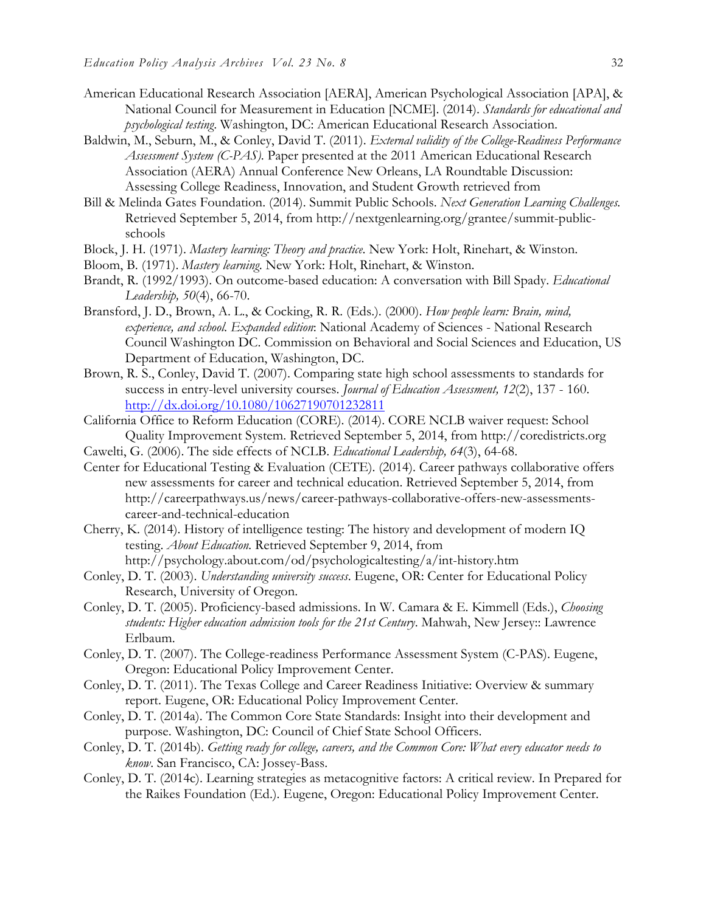American Educational Research Association [AERA], American Psychological Association [APA], & National Council for Measurement in Education [NCME]. (2014). *Standards for educational and psychological testing*. Washington, DC: American Educational Research Association.

Baldwin, M., Seburn, M., & Conley, David T. (2011). *External validity of the College-Readiness Performance Assessment System (C-PAS)*. Paper presented at the 2011 American Educational Research Association (AERA) Annual Conference New Orleans, LA Roundtable Discussion: Assessing College Readiness, Innovation, and Student Growth retrieved from

Bill & Melinda Gates Foundation. (2014). Summit Public Schools. *Next Generation Learning Challenges*. Retrieved September 5, 2014, from http://nextgenlearning.org/grantee/summit-public-schools

Block, J. H. (1971). *Mastery learning: Theory and practice*. New York: Holt, Rinehart, & Winston.

Bloom, B. (1971). *Mastery learning*. New York: Holt, Rinehart, & Winston.

Brandt, R. (1992/1993). On outcome-based education: A conversation with Bill Spady. *Educational Leadership, 50*(4), 66-70.

Bransford, J. D., Brown, A. L., & Cocking, R. R. (Eds.). (2000). *How people learn: Brain, mind, experience, and school. Expanded edition*: National Academy of Sciences - National Research Council Washington DC. Commission on Behavioral and Social Sciences and Education, US Department of Education, Washington, DC.

Brown, R. S., Conley, David T. (2007). Comparing state high school assessments to standards for success in entry-level university courses. *Journal of Education Assessment, 12*(2), 137 - 160. http://dx.doi.org/10.1080/10627190701232811

California Office to Reform Education (CORE). (2014). CORE NCLB waiver request: School Quality Improvement System. Retrieved September 5, 2014, from http://coredistricts.org

Cawelti, G. (2006). The side effects of NCLB. *Educational Leadership, 64*(3), 64-68.

Center for Educational Testing & Evaluation (CETE). (2014). Career pathways collaborative offers new assessments for career and technical education. Retrieved September 5, 2014, from http://careerpathways.us/news/career-pathways-collaborative-offers-new-assessments-career-and-technical-education

Cherry, K. (2014). History of intelligence testing: The history and development of modern IQ testing. *About Education*. Retrieved September 9, 2014, from http://psychology.about.com/od/psychologicaltesting/a/int-history.htm

Conley, D. T. (2003). *Understanding university success*. Eugene, OR: Center for Educational Policy Research, University of Oregon.

Conley, D. T. (2005). Proficiency-based admissions. In W. Camara & E. Kimmell (Eds.), *Choosing students: Higher education admission tools for the 21st Century*. Mahwah, New Jersey:: Lawrence Erlbaum.

Conley, D. T. (2007). The College-readiness Performance Assessment System (C-PAS). Eugene, Oregon: Educational Policy Improvement Center.

Conley, D. T. (2011). The Texas College and Career Readiness Initiative: Overview & summary report. Eugene, OR: Educational Policy Improvement Center.

Conley, D. T. (2014a). The Common Core State Standards: Insight into their development and purpose. Washington, DC: Council of Chief State School Officers.

Conley, D. T. (2014b). *Getting ready for college, careers, and the Common Core: What every educator needs to know*. San Francisco, CA: Jossey-Bass.

Conley, D. T. (2014c). Learning strategies as metacognitive factors: A critical review. In Prepared for the Raikes Foundation (Ed.). Eugene, Oregon: Educational Policy Improvement Center.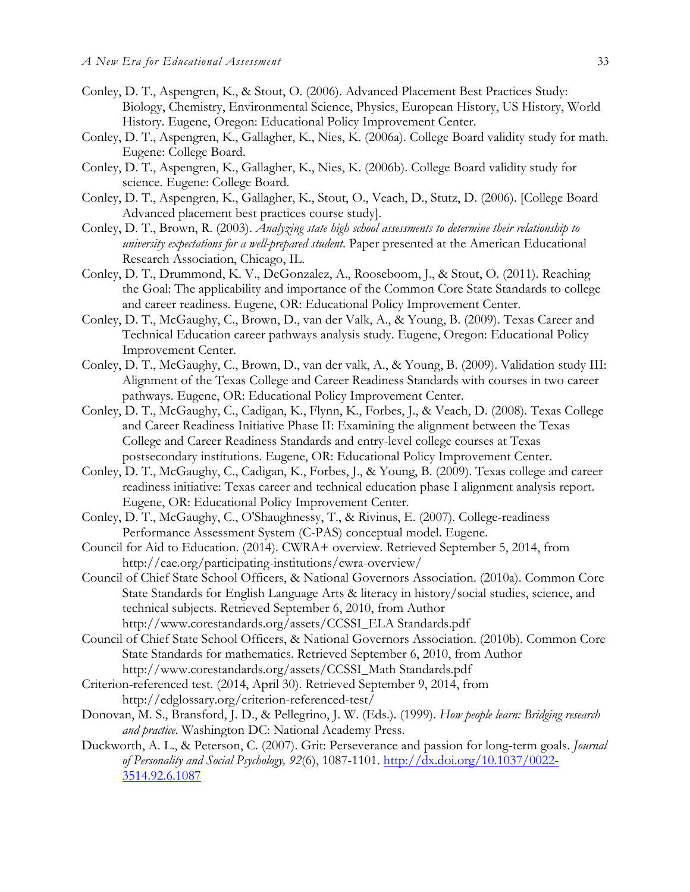Conley, D. T., Aspengren, K., & Stout, O. (2006). Advanced Placement Best Practices Study: Biology, Chemistry, Environmental Science, Physics, European History, US History, World History. Eugene, Oregon: Educational Policy Improvement Center.

Conley, D. T., Aspengren, K., Gallagher, K., Nies, K. (2006a). College Board validity study for math. Eugene: College Board.

Conley, D. T., Aspengren, K., Gallagher, K., Nies, K. (2006b). College Board validity study for science. Eugene: College Board.

Conley, D. T., Aspengren, K., Gallagher, K., Stout, O., Veach, D., Stutz, D. (2006). [College Board Advanced placement best practices course study].

Conley, D. T., Brown, R. (2003). *Analyzing state high school assessments to determine their relationship to university expectations for a well-prepared student.* Paper presented at the American Educational Research Association, Chicago, IL.

Conley, D. T., Drummond, K. V., DeGonzalez, A., Rooseboom, J., & Stout, O. (2011). Reaching the Goal: The applicability and importance of the Common Core State Standards to college and career readiness. Eugene, OR: Educational Policy Improvement Center.

Conley, D. T., McGaughy, C., Brown, D., van der Valk, A., & Young, B. (2009). Texas Career and Technical Education career pathways analysis study. Eugene, Oregon: Educational Policy Improvement Center.

Conley, D. T., McGaughy, C., Brown, D., van der valk, A., & Young, B. (2009). Validation study III: Alignment of the Texas College and Career Readiness Standards with courses in two career pathways. Eugene, OR: Educational Policy Improvement Center.

Conley, D. T., McGaughy, C., Cadigan, K., Flynn, K., Forbes, J., & Veach, D. (2008). Texas College and Career Readiness Initiative Phase II: Examining the alignment between the Texas College and Career Readiness Standards and entry-level college courses at Texas postsecondary institutions. Eugene, OR: Educational Policy Improvement Center.

Conley, D. T., McGaughy, C., Cadigan, K., Forbes, J., & Young, B. (2009). Texas college and career readiness initiative: Texas career and technical education phase I alignment analysis report. Eugene, OR: Educational Policy Improvement Center.

Conley, D. T., McGaughy, C., O'Shaughnessy, T., & Rivinus, E. (2007). College-readiness Performance Assessment System (C-PAS) conceptual model. Eugene.

Council for Aid to Education. (2014). CWRA+ overview. Retrieved September 5, 2014, from http://cae.org/participating-institutions/cwra-overview/

Council of Chief State School Officers, & National Governors Association. (2010a). Common Core State Standards for English Language Arts & literacy in history/social studies, science, and technical subjects. Retrieved September 6, 2010, from Author http://www.corestandards.org/assets/CCSSI_ELA Standards.pdf

Council of Chief State School Officers, & National Governors Association. (2010b). Common Core State Standards for mathematics. Retrieved September 6, 2010, from Author http://www.corestandards.org/assets/CCSSI_Math Standards.pdf

Criterion-referenced test. (2014, April 30). Retrieved September 9, 2014, from http://edglossary.org/criterion-referenced-test/

Donovan, M. S., Bransford, J. D., & Pellegrino, J. W. (Eds.). (1999). *How people learn: Bridging research and practice.* Washington DC: National Academy Press.

Duckworth, A. L., & Peterson, C. (2007). Grit: Perseverance and passion for long-term goals. *Journal of Personality and Social Psychology, 92*(6), 1087-1101. http://dx.doi.org/10.1037/0022-3514.92.6.1087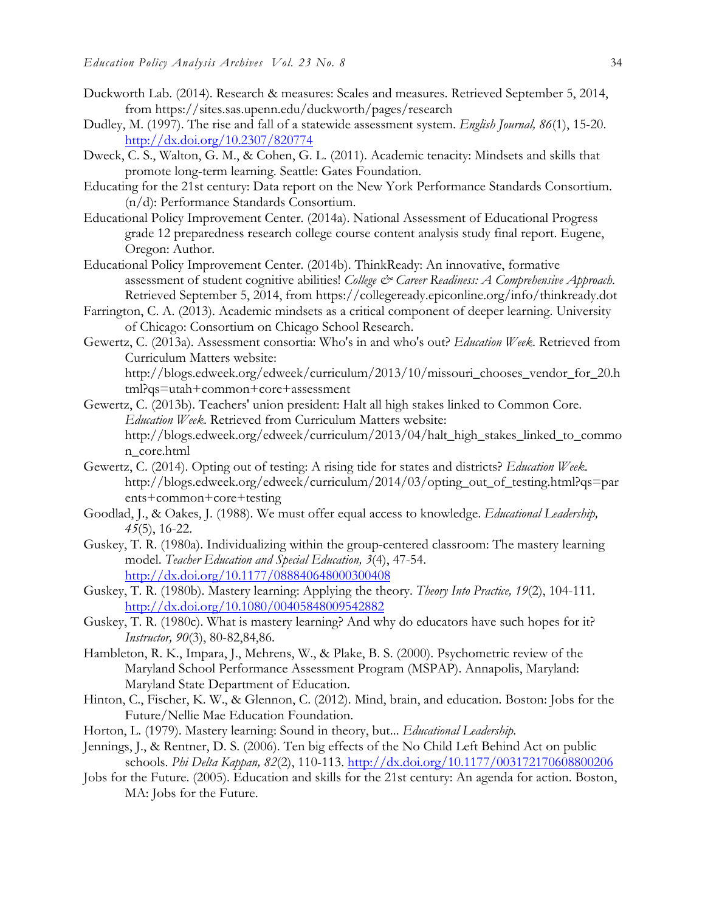Duckworth Lab. (2014). Research & measures: Scales and measures. Retrieved September 5, 2014, from https://sites.sas.upenn.edu/duckworth/pages/research

Dudley, M. (1997). The rise and fall of a statewide assessment system. *English Journal, 86*(1), 15-20. http://dx.doi.org/10.2307/820774

Dweck, C. S., Walton, G. M., & Cohen, G. L. (2011). Academic tenacity: Mindsets and skills that promote long-term learning. Seattle: Gates Foundation.

Educating for the 21st century: Data report on the New York Performance Standards Consortium. (n/d): Performance Standards Consortium.

Educational Policy Improvement Center. (2014a). National Assessment of Educational Progress grade 12 preparedness research college course content analysis study final report. Eugene, Oregon: Author.

Educational Policy Improvement Center. (2014b). ThinkReady: An innovative, formative assessment of student cognitive abilities! *College & Career Readiness: A Comprehensive Approach*. Retrieved September 5, 2014, from https://collegeready.epiconline.org/info/thinkready.dot

Farrington, C. A. (2013). Academic mindsets as a critical component of deeper learning. University of Chicago: Consortium on Chicago School Research.

Gewertz, C. (2013a). Assessment consortia: Who's in and who's out? *Education Week*. Retrieved from Curriculum Matters website: http://blogs.edweek.org/edweek/curriculum/2013/10/missouri_chooses_vendor_for_20.html?qs=utah+common+core+assessment

Gewertz, C. (2013b). Teachers' union president: Halt all high stakes linked to Common Core. *Education Week*. Retrieved from Curriculum Matters website: http://blogs.edweek.org/edweek/curriculum/2013/04/halt_high_stakes_linked_to_common_core.html

Gewertz, C. (2014). Opting out of testing: A rising tide for states and districts? *Education Week*. http://blogs.edweek.org/edweek/curriculum/2014/03/opting_out_of_testing.html?qs=parents+common+core+testing

Goodlad, J., & Oakes, J. (1988). We must offer equal access to knowledge. *Educational Leadership, 45*(5), 16-22.

Guskey, T. R. (1980a). Individualizing within the group-centered classroom: The mastery learning model. *Teacher Education and Special Education, 3*(4), 47-54. http://dx.doi.org/10.1177/088840648000300408

Guskey, T. R. (1980b). Mastery learning: Applying the theory. *Theory Into Practice, 19*(2), 104-111. http://dx.doi.org/10.1080/00405848009542882

Guskey, T. R. (1980c). What is mastery learning? And why do educators have such hopes for it? *Instructor, 90*(3), 80-82,84,86.

Hambleton, R. K., Impara, J., Mehrens, W., & Plake, B. S. (2000). Psychometric review of the Maryland School Performance Assessment Program (MSPAP). Annapolis, Maryland: Maryland State Department of Education.

Hinton, C., Fischer, K. W., & Glennon, C. (2012). Mind, brain, and education. Boston: Jobs for the Future/Nellie Mae Education Foundation.

Horton, L. (1979). Mastery learning: Sound in theory, but... *Educational Leadership*.

Jennings, J., & Rentner, D. S. (2006). Ten big effects of the No Child Left Behind Act on public schools. *Phi Delta Kappan, 82*(2), 110-113. http://dx.doi.org/10.1177/003172170608800206

Jobs for the Future. (2005). Education and skills for the 21st century: An agenda for action. Boston, MA: Jobs for the Future.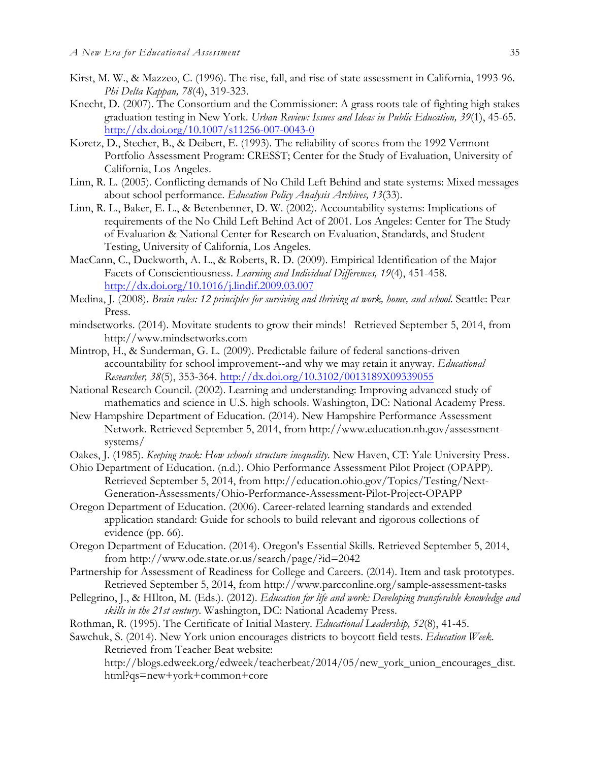Kirst, M. W., & Mazzeo, C. (1996). The rise, fall, and rise of state assessment in California, 1993-96. *Phi Delta Kappan, 78*(4), 319-323.

Knecht, D. (2007). The Consortium and the Commissioner: A grass roots tale of fighting high stakes graduation testing in New York. *Urban Review: Issues and Ideas in Public Education, 39*(1), 45-65. http://dx.doi.org/10.1007/s11256-007-0043-0

Koretz, D., Stecher, B., & Deibert, E. (1993). The reliability of scores from the 1992 Vermont Portfolio Assessment Program: CRESST; Center for the Study of Evaluation, University of California, Los Angeles.

Linn, R. L. (2005). Conflicting demands of No Child Left Behind and state systems: Mixed messages about school performance. *Education Policy Analysis Archives, 13*(33).

Linn, R. L., Baker, E. L., & Betenbenner, D. W. (2002). Accountability systems: Implications of requirements of the No Child Left Behind Act of 2001. Los Angeles: Center for The Study of Evaluation & National Center for Research on Evaluation, Standards, and Student Testing, University of California, Los Angeles.

MacCann, C., Duckworth, A. L., & Roberts, R. D. (2009). Empirical Identification of the Major Facets of Conscientiousness. *Learning and Individual Differences, 19*(4), 451-458. http://dx.doi.org/10.1016/j.lindif.2009.03.007

Medina, J. (2008). *Brain rules: 12 principles for surviving and thriving at work, home, and school*. Seattle: Pear Press.

mindsetworks. (2014). Movitate students to grow their minds! Retrieved September 5, 2014, from http://www.mindsetworks.com

Mintrop, H., & Sunderman, G. L. (2009). Predictable failure of federal sanctions-driven accountability for school improvement--and why we may retain it anyway. *Educational Researcher, 38*(5), 353-364. http://dx.doi.org/10.3102/0013189X09339055

National Research Council. (2002). Learning and understanding: Improving advanced study of mathematics and science in U.S. high schools. Washington, DC: National Academy Press.

New Hampshire Department of Education. (2014). New Hampshire Performance Assessment Network. Retrieved September 5, 2014, from http://www.education.nh.gov/assessment-systems/

Oakes, J. (1985). *Keeping track: How schools structure inequality*. New Haven, CT: Yale University Press.

Ohio Department of Education. (n.d.). Ohio Performance Assessment Pilot Project (OPAPP). Retrieved September 5, 2014, from http://education.ohio.gov/Topics/Testing/Next-Generation-Assessments/Ohio-Performance-Assessment-Pilot-Project-OPAPP

Oregon Department of Education. (2006). Career-related learning standards and extended application standard: Guide for schools to build relevant and rigorous collections of evidence (pp. 66).

Oregon Department of Education. (2014). Oregon's Essential Skills. Retrieved September 5, 2014, from http://www.ode.state.or.us/search/page/?id=2042

Partnership for Assessment of Readiness for College and Careers. (2014). Item and task prototypes. Retrieved September 5, 2014, from http://www.parcconline.org/sample-assessment-tasks

Pellegrino, J., & HIlton, M. (Eds.). (2012). *Education for life and work: Developing transferable knowledge and skills in the 21st century*. Washington, DC: National Academy Press.

Rothman, R. (1995). The Certificate of Initial Mastery. *Educational Leadership, 52*(8), 41-45.

Sawchuk, S. (2014). New York union encourages districts to boycott field tests. *Education Week*. Retrieved from Teacher Beat website: http://blogs.edweek.org/edweek/teacherbeat/2014/05/new_york_union_encourages_dist.html?qs=new+york+common+core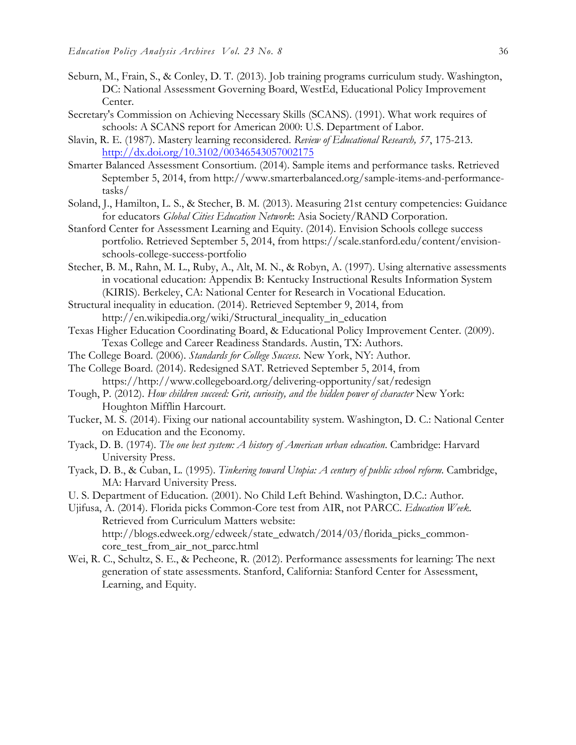Seburn, M., Frain, S., & Conley, D. T. (2013). Job training programs curriculum study. Washington, DC: National Assessment Governing Board, WestEd, Educational Policy Improvement Center.

Secretary's Commission on Achieving Necessary Skills (SCANS). (1991). What work requires of schools: A SCANS report for American 2000: U.S. Department of Labor.

Slavin, R. E. (1987). Mastery learning reconsidered. *Review of Educational Research, 57*, 175-213. http://dx.doi.org/10.3102/00346543057002175

Smarter Balanced Assessment Consortium. (2014). Sample items and performance tasks. Retrieved September 5, 2014, from http://www.smarterbalanced.org/sample-items-and-performance-tasks/

Soland, J., Hamilton, L. S., & Stecher, B. M. (2013). Measuring 21st century competencies: Guidance for educators *Global Cities Education Network*: Asia Society/RAND Corporation.

Stanford Center for Assessment Learning and Equity. (2014). Envision Schools college success portfolio. Retrieved September 5, 2014, from https://scale.stanford.edu/content/envision-schools-college-success-portfolio

Stecher, B. M., Rahn, M. L., Ruby, A., Alt, M. N., & Robyn, A. (1997). Using alternative assessments in vocational education: Appendix B: Kentucky Instructional Results Information System (KIRIS). Berkeley, CA: National Center for Research in Vocational Education.

Structural inequality in education. (2014). Retrieved September 9, 2014, from http://en.wikipedia.org/wiki/Structural_inequality_in_education

Texas Higher Education Coordinating Board, & Educational Policy Improvement Center. (2009). Texas College and Career Readiness Standards. Austin, TX: Authors.

The College Board. (2006). *Standards for College Success*. New York, NY: Author.

The College Board. (2014). Redesigned SAT. Retrieved September 5, 2014, from https://http://www.collegeboard.org/delivering-opportunity/sat/redesign

Tough, P. (2012). *How children succeed: Grit, curiosity, and the hidden power of character* New York: Houghton Mifflin Harcourt.

Tucker, M. S. (2014). Fixing our national accountability system. Washington, D. C.: National Center on Education and the Economy.

Tyack, D. B. (1974). *The one best system: A history of American urban education*. Cambridge: Harvard University Press.

Tyack, D. B., & Cuban, L. (1995). *Tinkering toward Utopia: A century of public school reform*. Cambridge, MA: Harvard University Press.

U. S. Department of Education. (2001). No Child Left Behind. Washington, D.C.: Author.

Ujifusa, A. (2014). Florida picks Common-Core test from AIR, not PARCC. *Education Week*. Retrieved from Curriculum Matters website: http://blogs.edweek.org/edweek/state_edwatch/2014/03/florida_picks_common-core_test_from_air_not_parcc.html

Wei, R. C., Schultz, S. E., & Pecheone, R. (2012). Performance assessments for learning: The next generation of state assessments. Stanford, California: Stanford Center for Assessment, Learning, and Equity.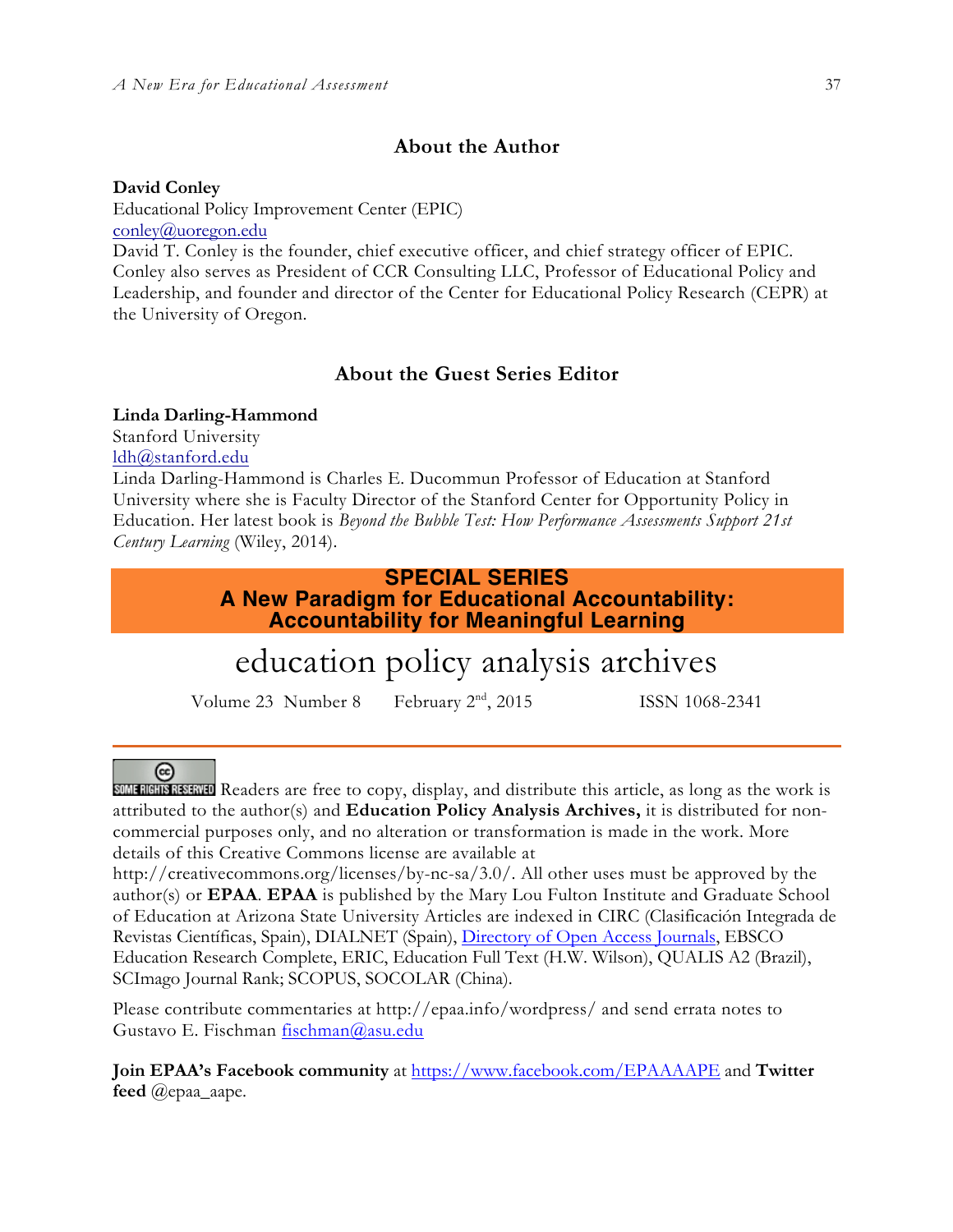## About the Author

**David Conley**
Educational Policy Improvement Center (EPIC)
conley@uoregon.edu
David T. Conley is the founder, chief executive officer, and chief strategy officer of EPIC. Conley also serves as President of CCR Consulting LLC, Professor of Educational Policy and Leadership, and founder and director of the Center for Educational Policy Research (CEPR) at the University of Oregon.

## About the Guest Series Editor

**Linda Darling-Hammond**
Stanford University
ldh@stanford.edu
Linda Darling-Hammond is Charles E. Ducommun Professor of Education at Stanford University where she is Faculty Director of the Stanford Center for Opportunity Policy in Education. Her latest book is *Beyond the Bubble Test: How Performance Assessments Support 21st Century Learning* (Wiley, 2014).

**SPECIAL SERIES**
**A New Paradigm for Educational Accountability: Accountability for Meaningful Learning**

# education policy analysis archives

Volume 23 Number 8 February 2nd, 2015 ISSN 1068-2341

SOME RIGHTS RESERVED Readers are free to copy, display, and distribute this article, as long as the work is attributed to the author(s) and **Education Policy Analysis Archives,** it is distributed for non-commercial purposes only, and no alteration or transformation is made in the work. More details of this Creative Commons license are available at http://creativecommons.org/licenses/by-nc-sa/3.0/. All other uses must be approved by the author(s) or **EPAA**. **EPAA** is published by the Mary Lou Fulton Institute and Graduate School of Education at Arizona State University Articles are indexed in CIRC (Clasificación Integrada de Revistas Científicas, Spain), DIALNET (Spain), Directory of Open Access Journals, EBSCO Education Research Complete, ERIC, Education Full Text (H.W. Wilson), QUALIS A2 (Brazil), SCImago Journal Rank; SCOPUS, SOCOLAR (China).

Please contribute commentaries at http://epaa.info/wordpress/ and send errata notes to Gustavo E. Fischman fischman@asu.edu

**Join EPAA's Facebook community** at https://www.facebook.com/EPAAAAPE and **Twitter feed** @epaa_aape.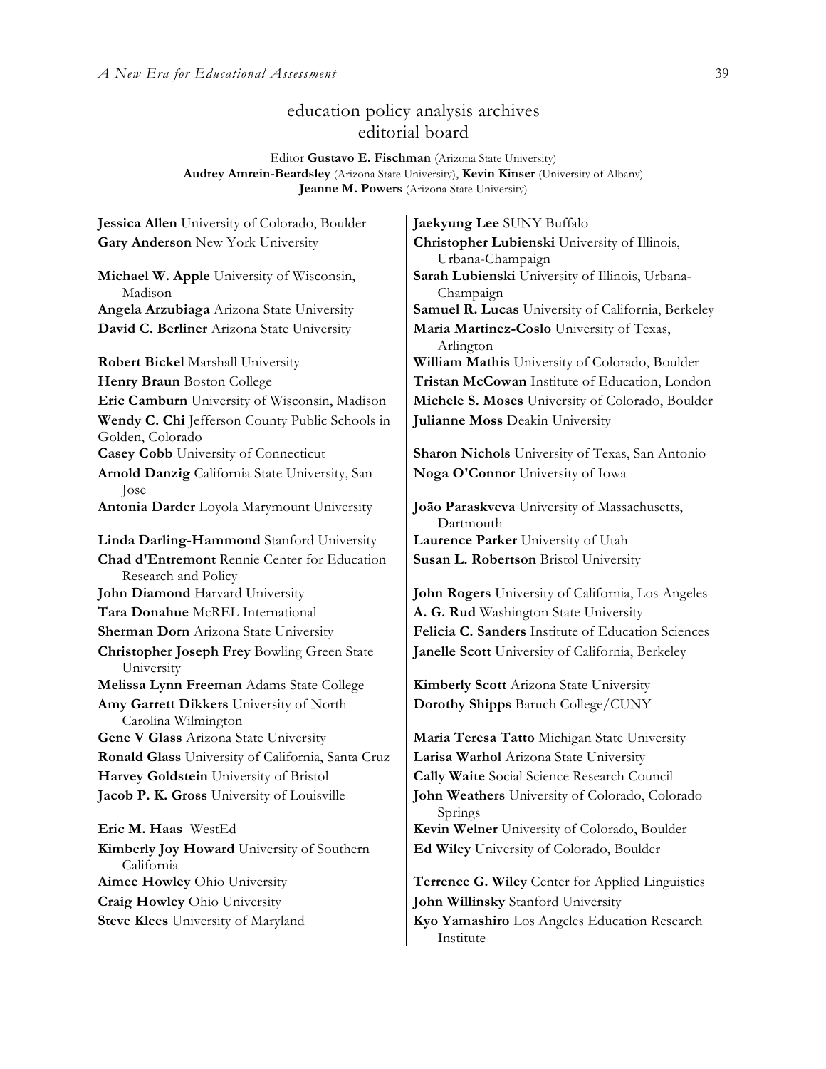# education policy analysis archives
## editorial board

Editor **Gustavo E. Fischman** (Arizona State University)
**Audrey Amrein-Beardsley** (Arizona State University), **Kevin Kinser** (University of Albany)
**Jeanne M. Powers** (Arizona State University)

**Jessica Allen** University of Colorado, Boulder
**Gary Anderson** New York University
**Michael W. Apple** University of Wisconsin, Madison
**Angela Arzubiaga** Arizona State University
**David C. Berliner** Arizona State University
**Robert Bickel** Marshall University
**Henry Braun** Boston College
**Eric Camburn** University of Wisconsin, Madison
**Wendy C. Chi** Jefferson County Public Schools in Golden, Colorado
**Casey Cobb** University of Connecticut
**Arnold Danzig** California State University, San Jose
**Antonia Darder** Loyola Marymount University
**Linda Darling-Hammond** Stanford University
**Chad d'Entremont** Rennie Center for Education Research and Policy
**John Diamond** Harvard University
**Tara Donahue** McREL International
**Sherman Dorn** Arizona State University
**Christopher Joseph Frey** Bowling Green State University
**Melissa Lynn Freeman** Adams State College
**Amy Garrett Dikkers** University of North Carolina Wilmington
**Gene V Glass** Arizona State University
**Ronald Glass** University of California, Santa Cruz
**Harvey Goldstein** University of Bristol
**Jacob P. K. Gross** University of Louisville
**Eric M. Haas** WestEd
**Kimberly Joy Howard** University of Southern California
**Aimee Howley** Ohio University
**Craig Howley** Ohio University
**Steve Klees** University of Maryland
**Jaekyung Lee** SUNY Buffalo
**Christopher Lubienski** University of Illinois, Urbana-Champaign
**Sarah Lubienski** University of Illinois, Urbana-Champaign
**Samuel R. Lucas** University of California, Berkeley
**Maria Martinez-Coslo** University of Texas, Arlington
**William Mathis** University of Colorado, Boulder
**Tristan McCowan** Institute of Education, London
**Michele S. Moses** University of Colorado, Boulder
**Julianne Moss** Deakin University
**Sharon Nichols** University of Texas, San Antonio
**Noga O'Connor** University of Iowa
**João Paraskveva** University of Massachusetts, Dartmouth
**Laurence Parker** University of Utah
**Susan L. Robertson** Bristol University
**John Rogers** University of California, Los Angeles
**A. G. Rud** Washington State University
**Felicia C. Sanders** Institute of Education Sciences
**Janelle Scott** University of California, Berkeley
**Kimberly Scott** Arizona State University
**Dorothy Shipps** Baruch College/CUNY
**Maria Teresa Tatto** Michigan State University
**Larisa Warhol** Arizona State University
**Cally Waite** Social Science Research Council
**John Weathers** University of Colorado, Colorado Springs
**Kevin Welner** University of Colorado, Boulder
**Ed Wiley** University of Colorado, Boulder
**Terrence G. Wiley** Center for Applied Linguistics
**John Willinsky** Stanford University
**Kyo Yamashiro** Los Angeles Education Research Institute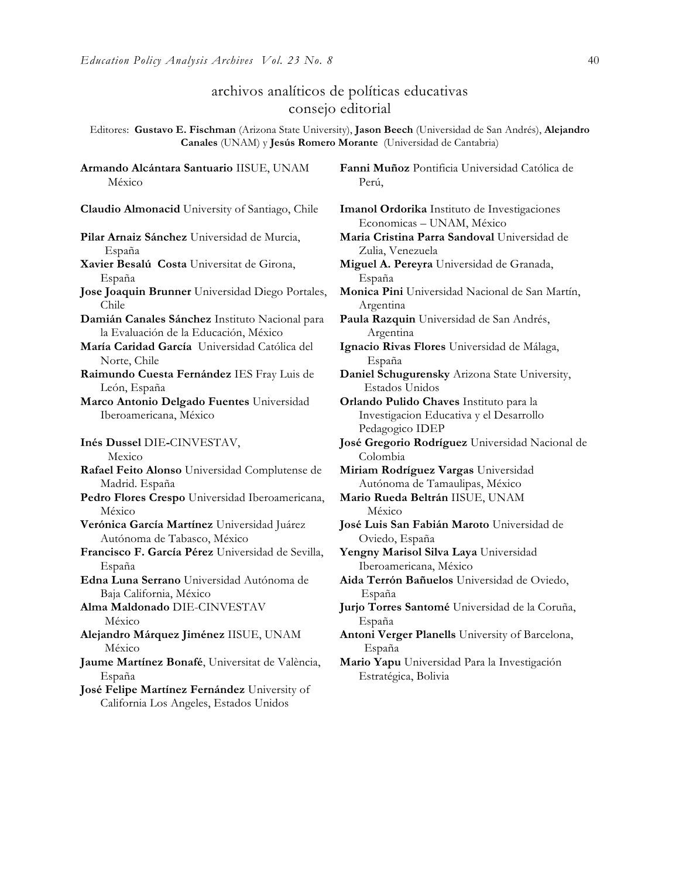# archivos analíticos de políticas educativas
## consejo editorial

Editores: **Gustavo E. Fischman** (Arizona State University), **Jason Beech** (Universidad de San Andrés), **Alejandro Canales** (UNAM) y **Jesús Romero Morante** (Universidad de Cantabria)

**Armando Alcántara Santuario** IISUE, UNAM México

**Claudio Almonacid** University of Santiago, Chile

**Pilar Arnaiz Sánchez** Universidad de Murcia, España

**Xavier Besalú Costa** Universitat de Girona, España

**Jose Joaquin Brunner** Universidad Diego Portales, Chile

**Damián Canales Sánchez** Instituto Nacional para la Evaluación de la Educación, México

**María Caridad García** Universidad Católica del Norte, Chile

**Raimundo Cuesta Fernández** IES Fray Luis de León, España

**Marco Antonio Delgado Fuentes** Universidad Iberoamericana, México

**Inés Dussel** DIE-CINVESTAV, Mexico

**Rafael Feito Alonso** Universidad Complutense de Madrid. España

**Pedro Flores Crespo** Universidad Iberoamericana, México

**Verónica García Martínez** Universidad Juárez Autónoma de Tabasco, México

**Francisco F. García Pérez** Universidad de Sevilla, España

**Edna Luna Serrano** Universidad Autónoma de Baja California, México

**Alma Maldonado** DIE-CINVESTAV México

**Alejandro Márquez Jiménez** IISUE, UNAM México

**Jaume Martínez Bonafé**, Universitat de València, España

**José Felipe Martínez Fernández** University of California Los Angeles, Estados Unidos

**Fanni Muñoz** Pontificia Universidad Católica de Perú,

**Imanol Ordorika** Instituto de Investigaciones Economicas – UNAM, México

**Maria Cristina Parra Sandoval** Universidad de Zulia, Venezuela

**Miguel A. Pereyra** Universidad de Granada, España

**Monica Pini** Universidad Nacional de San Martín, Argentina

**Paula Razquin** Universidad de San Andrés, Argentina

**Ignacio Rivas Flores** Universidad de Málaga, España

**Daniel Schugurensky** Arizona State University, Estados Unidos

**Orlando Pulido Chaves** Instituto para la Investigacion Educativa y el Desarrollo Pedagogico IDEP

**José Gregorio Rodríguez** Universidad Nacional de Colombia

**Miriam Rodríguez Vargas** Universidad Autónoma de Tamaulipas, México

**Mario Rueda Beltrán** IISUE, UNAM México

**José Luis San Fabián Maroto** Universidad de Oviedo, España

**Yengny Marisol Silva Laya** Universidad Iberoamericana, México

**Aida Terrón Bañuelos** Universidad de Oviedo, España

**Jurjo Torres Santomé** Universidad de la Coruña, España

**Antoni Verger Planells** University of Barcelona, España

**Mario Yapu** Universidad Para la Investigación Estratégica, Bolivia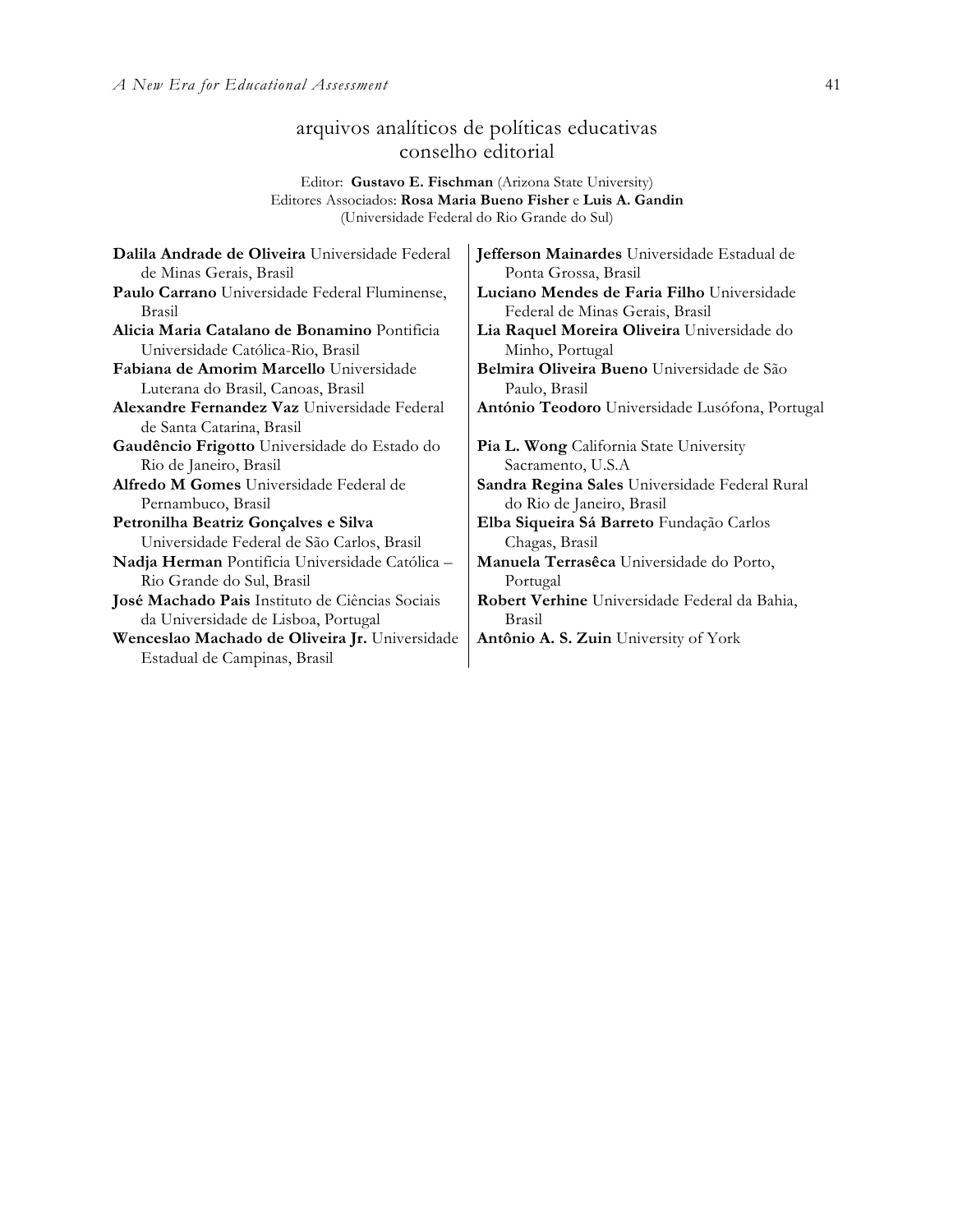## arquivos analíticos de políticas educativas
## conselho editorial

Editor: **Gustavo E. Fischman** (Arizona State University)
Editores Associados: **Rosa Maria Bueno Fisher** e **Luis A. Gandin**
(Universidade Federal do Rio Grande do Sul)

**Dalila Andrade de Oliveira** Universidade Federal de Minas Gerais, Brasil
**Paulo Carrano** Universidade Federal Fluminense, Brasil
**Alicia Maria Catalano de Bonamino** Pontificia Universidade Católica-Rio, Brasil
**Fabiana de Amorim Marcello** Universidade Luterana do Brasil, Canoas, Brasil
**Alexandre Fernandez Vaz** Universidade Federal de Santa Catarina, Brasil
**Gaudêncio Frigotto** Universidade do Estado do Rio de Janeiro, Brasil
**Alfredo M Gomes** Universidade Federal de Pernambuco, Brasil
**Petronilha Beatriz Gonçalves e Silva** Universidade Federal de São Carlos, Brasil
**Nadja Herman** Pontificia Universidade Católica – Rio Grande do Sul, Brasil
**José Machado Pais** Instituto de Ciências Sociais da Universidade de Lisboa, Portugal
**Wenceslao Machado de Oliveira Jr.** Universidade Estadual de Campinas, Brasil
**Jefferson Mainardes** Universidade Estadual de Ponta Grossa, Brasil
**Luciano Mendes de Faria Filho** Universidade Federal de Minas Gerais, Brasil
**Lia Raquel Moreira Oliveira** Universidade do Minho, Portugal
**Belmira Oliveira Bueno** Universidade de São Paulo, Brasil
**António Teodoro** Universidade Lusófona, Portugal
**Pia L. Wong** California State University Sacramento, U.S.A
**Sandra Regina Sales** Universidade Federal Rural do Rio de Janeiro, Brasil
**Elba Siqueira Sá Barreto** Fundação Carlos Chagas, Brasil
**Manuela Terrasêca** Universidade do Porto, Portugal
**Robert Verhine** Universidade Federal da Bahia, Brasil
**Antônio A. S. Zuin** University of York